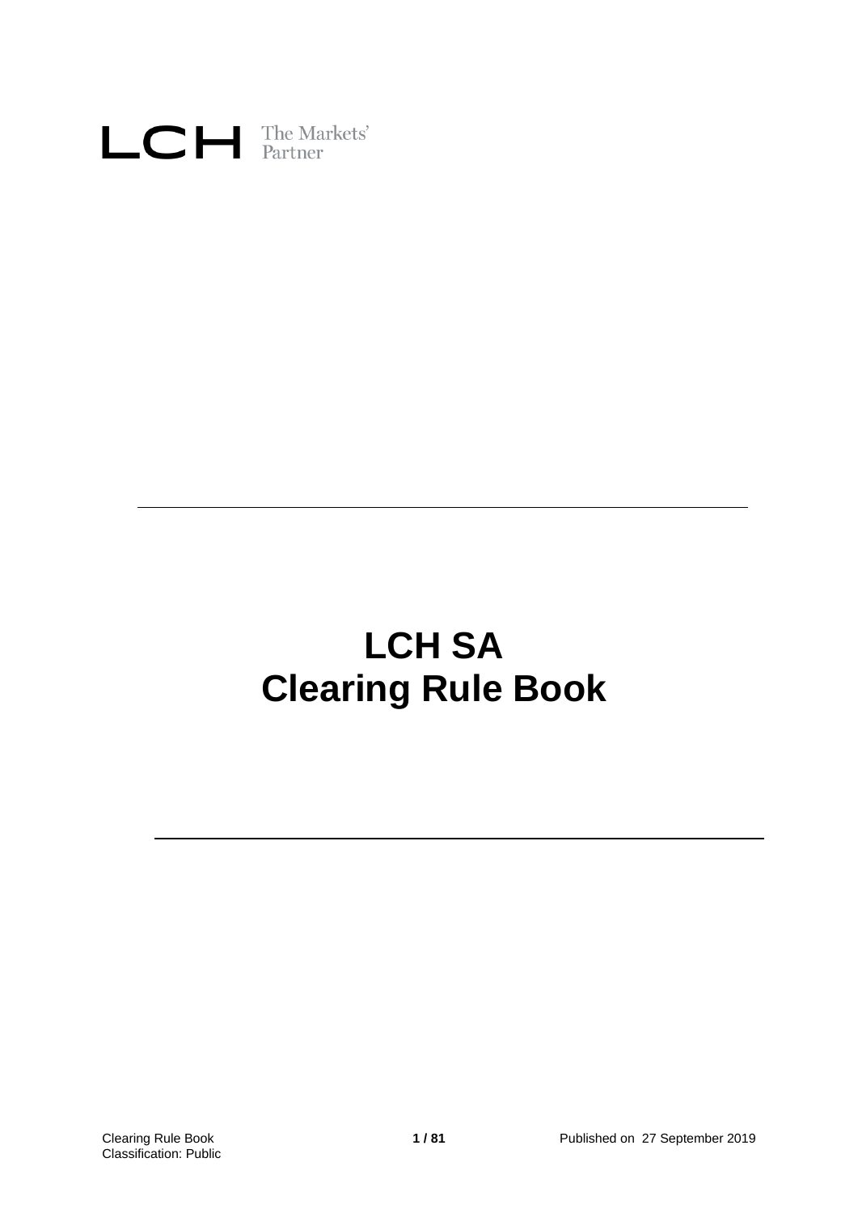LCH The Markets' Partner

# LCH SA
# Clearing Rule Book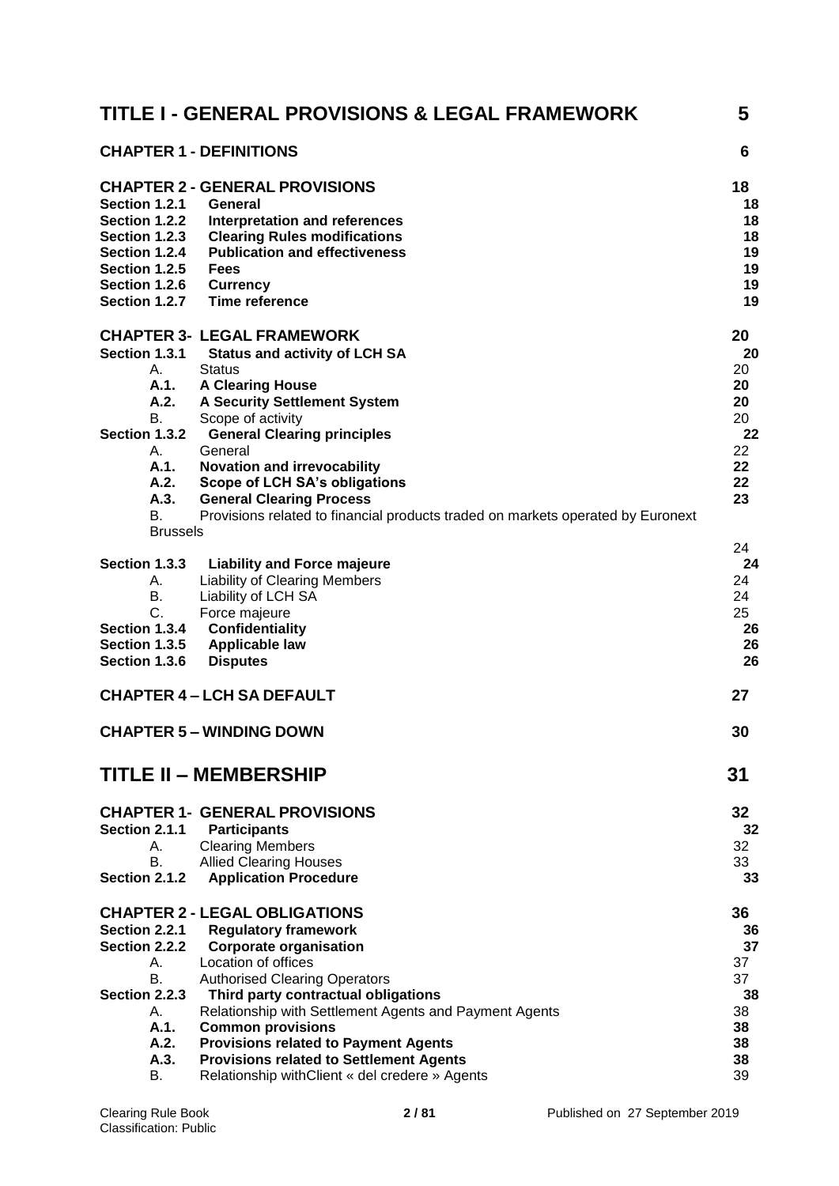| | | |
|---|---|---|
| **TITLE I - GENERAL PROVISIONS & LEGAL FRAMEWORK** | | **5** |
| **CHAPTER 1 - DEFINITIONS** | | **6** |
| **CHAPTER 2 - GENERAL PROVISIONS** | | **18** |
| **Section 1.2.1** | **General** | **18** |
| **Section 1.2.2** | **Interpretation and references** | **18** |
| **Section 1.2.3** | **Clearing Rules modifications** | **18** |
| **Section 1.2.4** | **Publication and effectiveness** | **19** |
| **Section 1.2.5** | **Fees** | **19** |
| **Section 1.2.6** | **Currency** | **19** |
| **Section 1.2.7** | **Time reference** | **19** |
| **CHAPTER 3- LEGAL FRAMEWORK** | | **20** |
| **Section 1.3.1** | **Status and activity of LCH SA** | **20** |
| A. | Status | 20 |
| **A.1.** | **A Clearing House** | **20** |
| **A.2.** | **A Security Settlement System** | **20** |
| B. | Scope of activity | 20 |
| **Section 1.3.2** | **General Clearing principles** | **22** |
| A. | General | 22 |
| **A.1.** | **Novation and irrevocability** | **22** |
| **A.2.** | **Scope of LCH SA's obligations** | **22** |
| **A.3.** | **General Clearing Process** | **23** |
| B. | Provisions related to financial products traded on markets operated by Euronext Brussels | 24 |
| **Section 1.3.3** | **Liability and Force majeure** | **24** |
| A. | Liability of Clearing Members | 24 |
| B. | Liability of LCH SA | 24 |
| C. | Force majeure | 25 |
| **Section 1.3.4** | **Confidentiality** | **26** |
| **Section 1.3.5** | **Applicable law** | **26** |
| **Section 1.3.6** | **Disputes** | **26** |
| **CHAPTER 4 – LCH SA DEFAULT** | | **27** |
| **CHAPTER 5 – WINDING DOWN** | | **30** |
| **TITLE II – MEMBERSHIP** | | **31** |
| **CHAPTER 1- GENERAL PROVISIONS** | | **32** |
| **Section 2.1.1** | **Participants** | **32** |
| A. | Clearing Members | 32 |
| B. | Allied Clearing Houses | 33 |
| **Section 2.1.2** | **Application Procedure** | **33** |
| **CHAPTER 2 - LEGAL OBLIGATIONS** | | **36** |
| **Section 2.2.1** | **Regulatory framework** | **36** |
| **Section 2.2.2** | **Corporate organisation** | **37** |
| A. | Location of offices | 37 |
| B. | Authorised Clearing Operators | 37 |
| **Section 2.2.3** | **Third party contractual obligations** | **38** |
| A. | Relationship with Settlement Agents and Payment Agents | 38 |
| **A.1.** | **Common provisions** | **38** |
| **A.2.** | **Provisions related to Payment Agents** | **38** |
| **A.3.** | **Provisions related to Settlement Agents** | **38** |
| B. | Relationship withClient « del credere » Agents | 39 |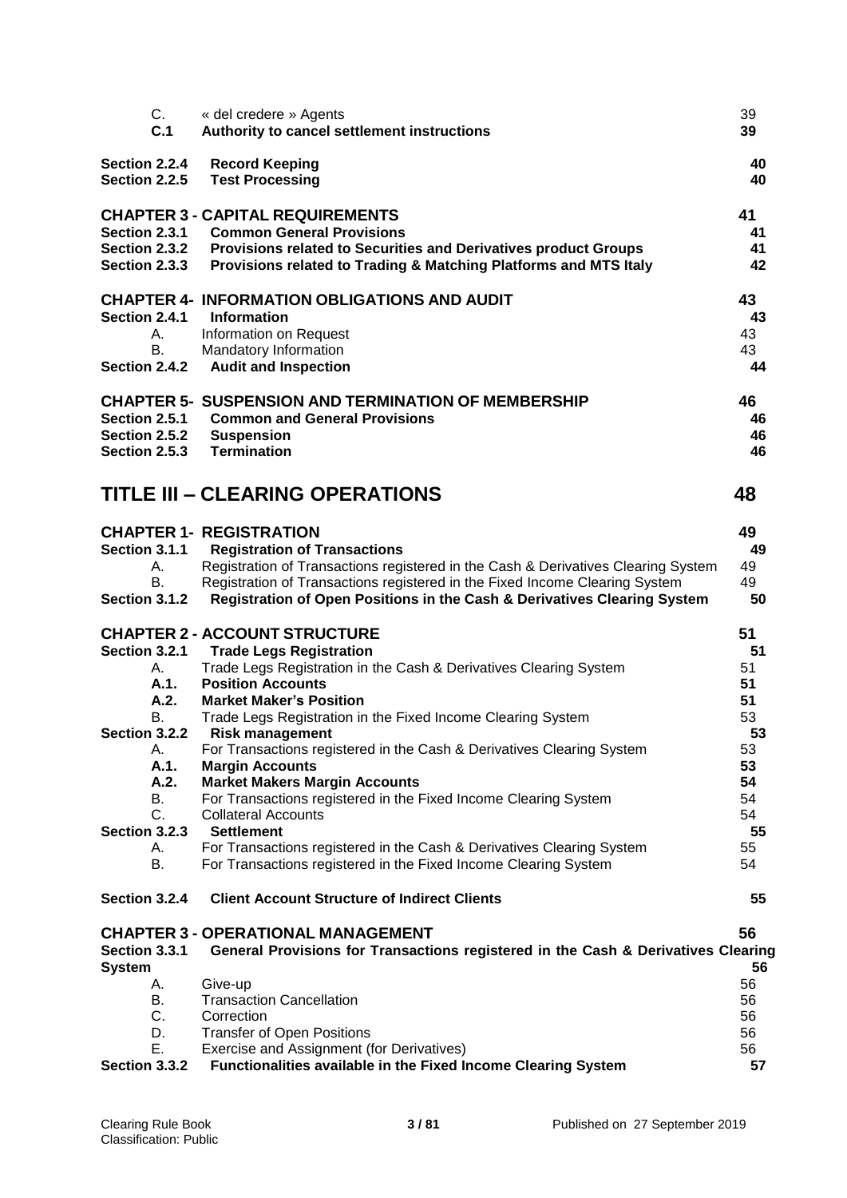| | | |
|---|---|---|
| C. | « del credere » Agents | 39 |
| **C.1** | **Authority to cancel settlement instructions** | **39** |
| **Section 2.2.4** | **Record Keeping** | **40** |
| **Section 2.2.5** | **Test Processing** | **40** |
| **CHAPTER 3 - CAPITAL REQUIREMENTS** | | **41** |
| **Section 2.3.1** | **Common General Provisions** | **41** |
| **Section 2.3.2** | **Provisions related to Securities and Derivatives product Groups** | **41** |
| **Section 2.3.3** | **Provisions related to Trading & Matching Platforms and MTS Italy** | **42** |
| **CHAPTER 4- INFORMATION OBLIGATIONS AND AUDIT** | | **43** |
| **Section 2.4.1** | **Information** | **43** |
| A. | Information on Request | 43 |
| B. | Mandatory Information | 43 |
| **Section 2.4.2** | **Audit and Inspection** | **44** |
| **CHAPTER 5- SUSPENSION AND TERMINATION OF MEMBERSHIP** | | **46** |
| **Section 2.5.1** | **Common and General Provisions** | **46** |
| **Section 2.5.2** | **Suspension** | **46** |
| **Section 2.5.3** | **Termination** | **46** |

# TITLE III – CLEARING OPERATIONS 48

| | | |
|---|---|---|
| **CHAPTER 1- REGISTRATION** | | **49** |
| **Section 3.1.1** | **Registration of Transactions** | **49** |
| A. | Registration of Transactions registered in the Cash & Derivatives Clearing System | 49 |
| B. | Registration of Transactions registered in the Fixed Income Clearing System | 49 |
| **Section 3.1.2** | **Registration of Open Positions in the Cash & Derivatives Clearing System** | **50** |
| **CHAPTER 2 - ACCOUNT STRUCTURE** | | **51** |
| **Section 3.2.1** | **Trade Legs Registration** | **51** |
| A. | Trade Legs Registration in the Cash & Derivatives Clearing System | 51 |
| **A.1.** | **Position Accounts** | **51** |
| **A.2.** | **Market Maker's Position** | **51** |
| B. | Trade Legs Registration in the Fixed Income Clearing System | 53 |
| **Section 3.2.2** | **Risk management** | **53** |
| A. | For Transactions registered in the Cash & Derivatives Clearing System | 53 |
| **A.1.** | **Margin Accounts** | **53** |
| **A.2.** | **Market Makers Margin Accounts** | **54** |
| B. | For Transactions registered in the Fixed Income Clearing System | 54 |
| C. | Collateral Accounts | 54 |
| **Section 3.2.3** | **Settlement** | **55** |
| A. | For Transactions registered in the Cash & Derivatives Clearing System | 55 |
| B. | For Transactions registered in the Fixed Income Clearing System | 54 |
| **Section 3.2.4** | **Client Account Structure of Indirect Clients** | **55** |
| **CHAPTER 3 - OPERATIONAL MANAGEMENT** | | **56** |
| **Section 3.3.1** | **General Provisions for Transactions registered in the Cash & Derivatives Clearing System** | **56** |
| A. | Give-up | 56 |
| B. | Transaction Cancellation | 56 |
| C. | Correction | 56 |
| D. | Transfer of Open Positions | 56 |
| E. | Exercise and Assignment (for Derivatives) | 56 |
| **Section 3.3.2** | **Functionalities available in the Fixed Income Clearing System** | **57** |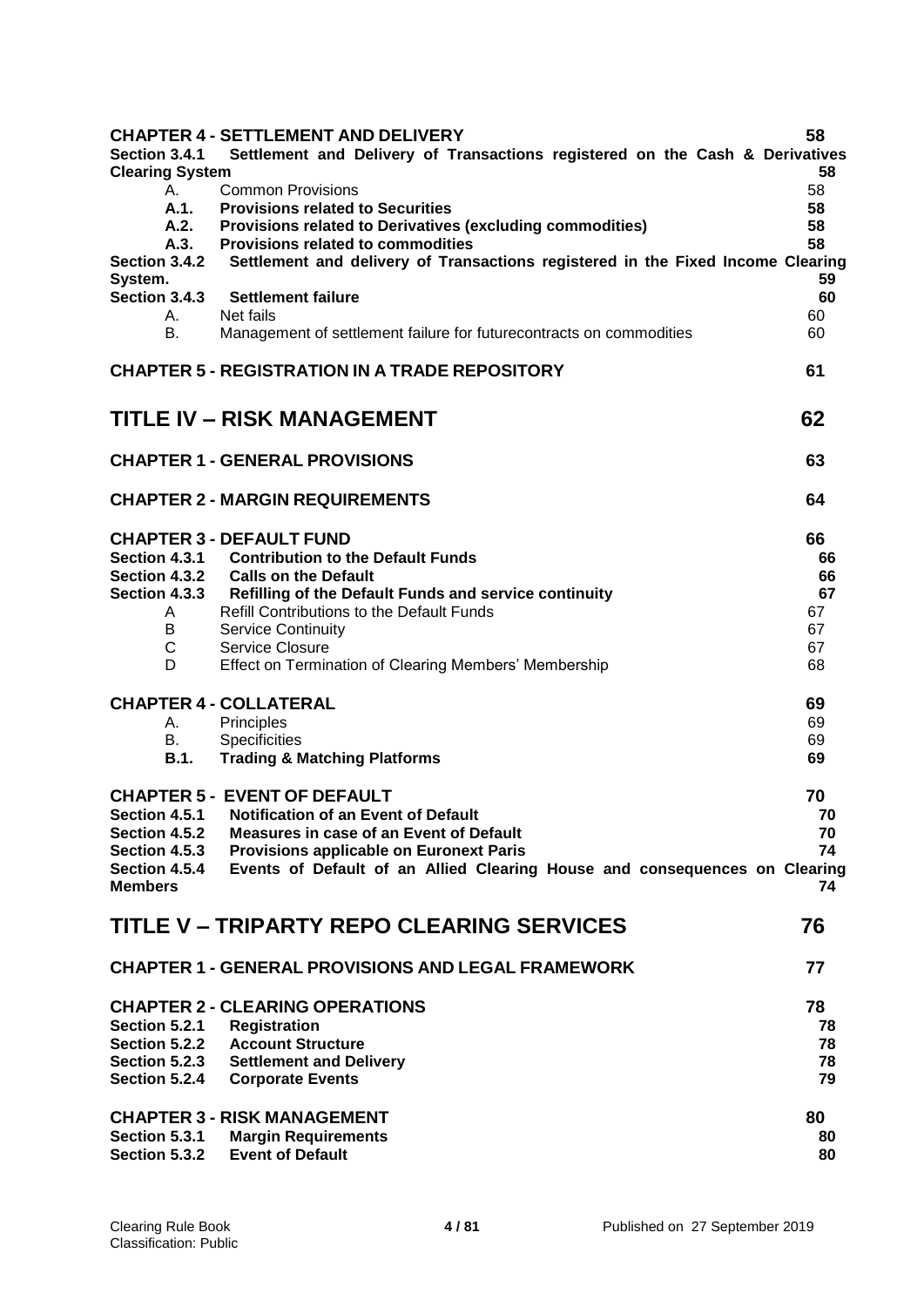**CHAPTER 4 - SETTLEMENT AND DELIVERY** 58

**Section 3.4.1 Settlement and Delivery of Transactions registered on the Cash & Derivatives Clearing System** 58

A. Common Provisions 58

**A.1. Provisions related to Securities** 58

**A.2. Provisions related to Derivatives (excluding commodities)** 58

**A.3. Provisions related to commodities** 58

**Section 3.4.2 Settlement and delivery of Transactions registered in the Fixed Income Clearing System.** 59

**Section 3.4.3 Settlement failure** 60

A. Net fails 60

B. Management of settlement failure for futurecontracts on commodities 60

**CHAPTER 5 - REGISTRATION IN A TRADE REPOSITORY** 61

# TITLE IV – RISK MANAGEMENT 62

**CHAPTER 1 - GENERAL PROVISIONS** 63

**CHAPTER 2 - MARGIN REQUIREMENTS** 64

**CHAPTER 3 - DEFAULT FUND** 66

**Section 4.3.1 Contribution to the Default Funds** 66

**Section 4.3.2 Calls on the Default** 66

**Section 4.3.3 Refilling of the Default Funds and service continuity** 67

A Refill Contributions to the Default Funds 67

B Service Continuity 67

C Service Closure 67

D Effect on Termination of Clearing Members' Membership 68

**CHAPTER 4 - COLLATERAL** 69

A. Principles 69

B. Specificities 69

**B.1. Trading & Matching Platforms** 69

**CHAPTER 5 - EVENT OF DEFAULT** 70

**Section 4.5.1 Notification of an Event of Default** 70

**Section 4.5.2 Measures in case of an Event of Default** 70

**Section 4.5.3 Provisions applicable on Euronext Paris** 74

**Section 4.5.4 Events of Default of an Allied Clearing House and consequences on Clearing Members** 74

# TITLE V – TRIPARTY REPO CLEARING SERVICES 76

**CHAPTER 1 - GENERAL PROVISIONS AND LEGAL FRAMEWORK** 77

**CHAPTER 2 - CLEARING OPERATIONS** 78

**Section 5.2.1 Registration** 78

**Section 5.2.2 Account Structure** 78

**Section 5.2.3 Settlement and Delivery** 78

**Section 5.2.4 Corporate Events** 79

**CHAPTER 3 - RISK MANAGEMENT** 80

**Section 5.3.1 Margin Requirements** 80

**Section 5.3.2 Event of Default** 80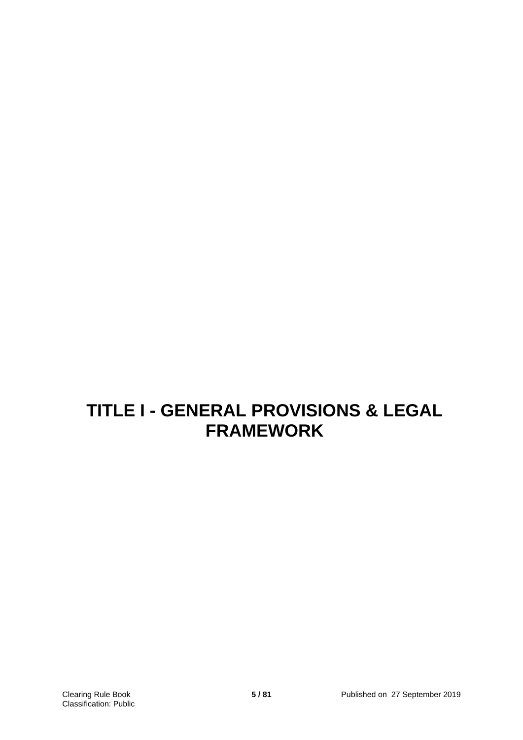# TITLE I - GENERAL PROVISIONS & LEGAL FRAMEWORK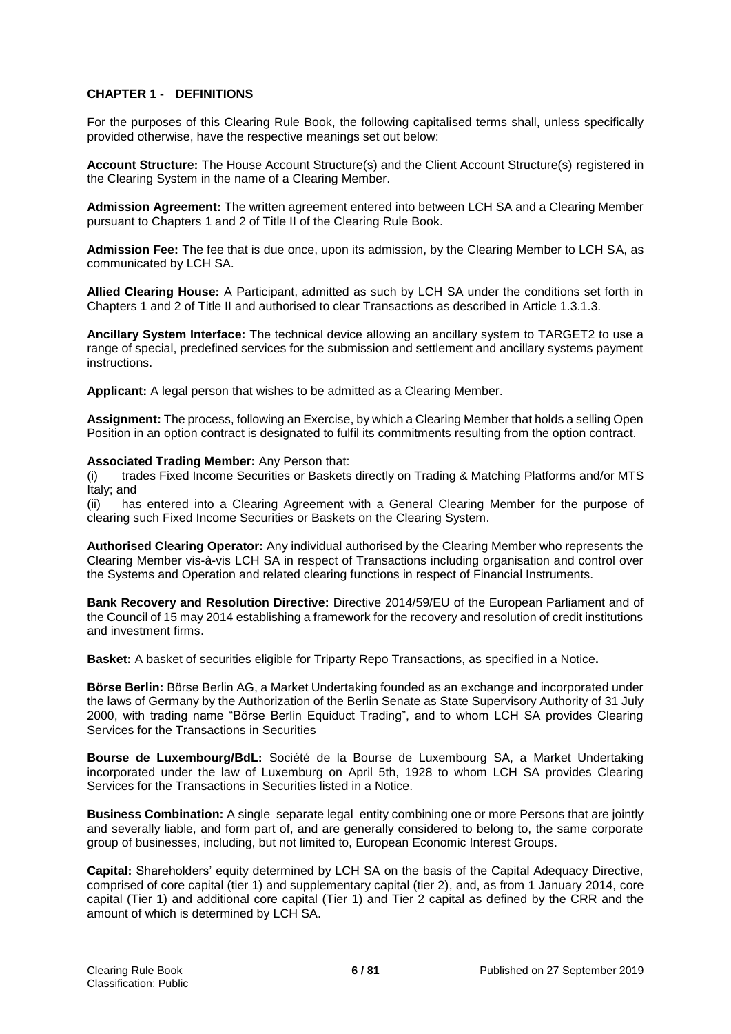### CHAPTER 1 - DEFINITIONS

For the purposes of this Clearing Rule Book, the following capitalised terms shall, unless specifically provided otherwise, have the respective meanings set out below:

**Account Structure:** The House Account Structure(s) and the Client Account Structure(s) registered in the Clearing System in the name of a Clearing Member.

**Admission Agreement:** The written agreement entered into between LCH SA and a Clearing Member pursuant to Chapters 1 and 2 of Title II of the Clearing Rule Book.

**Admission Fee:** The fee that is due once, upon its admission, by the Clearing Member to LCH SA, as communicated by LCH SA.

**Allied Clearing House:** A Participant, admitted as such by LCH SA under the conditions set forth in Chapters 1 and 2 of Title II and authorised to clear Transactions as described in Article 1.3.1.3.

**Ancillary System Interface:** The technical device allowing an ancillary system to TARGET2 to use a range of special, predefined services for the submission and settlement and ancillary systems payment instructions.

**Applicant:** A legal person that wishes to be admitted as a Clearing Member.

**Assignment:** The process, following an Exercise, by which a Clearing Member that holds a selling Open Position in an option contract is designated to fulfil its commitments resulting from the option contract.

**Associated Trading Member:** Any Person that:

(i) trades Fixed Income Securities or Baskets directly on Trading & Matching Platforms and/or MTS Italy; and

(ii) has entered into a Clearing Agreement with a General Clearing Member for the purpose of clearing such Fixed Income Securities or Baskets on the Clearing System.

**Authorised Clearing Operator:** Any individual authorised by the Clearing Member who represents the Clearing Member vis-à-vis LCH SA in respect of Transactions including organisation and control over the Systems and Operation and related clearing functions in respect of Financial Instruments.

**Bank Recovery and Resolution Directive:** Directive 2014/59/EU of the European Parliament and of the Council of 15 may 2014 establishing a framework for the recovery and resolution of credit institutions and investment firms.

**Basket:** A basket of securities eligible for Triparty Repo Transactions, as specified in a Notice**.**

**Börse Berlin:** Börse Berlin AG, a Market Undertaking founded as an exchange and incorporated under the laws of Germany by the Authorization of the Berlin Senate as State Supervisory Authority of 31 July 2000, with trading name "Börse Berlin Equiduct Trading", and to whom LCH SA provides Clearing Services for the Transactions in Securities

**Bourse de Luxembourg/BdL:** Société de la Bourse de Luxembourg SA, a Market Undertaking incorporated under the law of Luxemburg on April 5th, 1928 to whom LCH SA provides Clearing Services for the Transactions in Securities listed in a Notice.

**Business Combination:** A single separate legal entity combining one or more Persons that are jointly and severally liable, and form part of, and are generally considered to belong to, the same corporate group of businesses, including, but not limited to, European Economic Interest Groups.

**Capital:** Shareholders' equity determined by LCH SA on the basis of the Capital Adequacy Directive, comprised of core capital (tier 1) and supplementary capital (tier 2), and, as from 1 January 2014, core capital (Tier 1) and additional core capital (Tier 1) and Tier 2 capital as defined by the CRR and the amount of which is determined by LCH SA.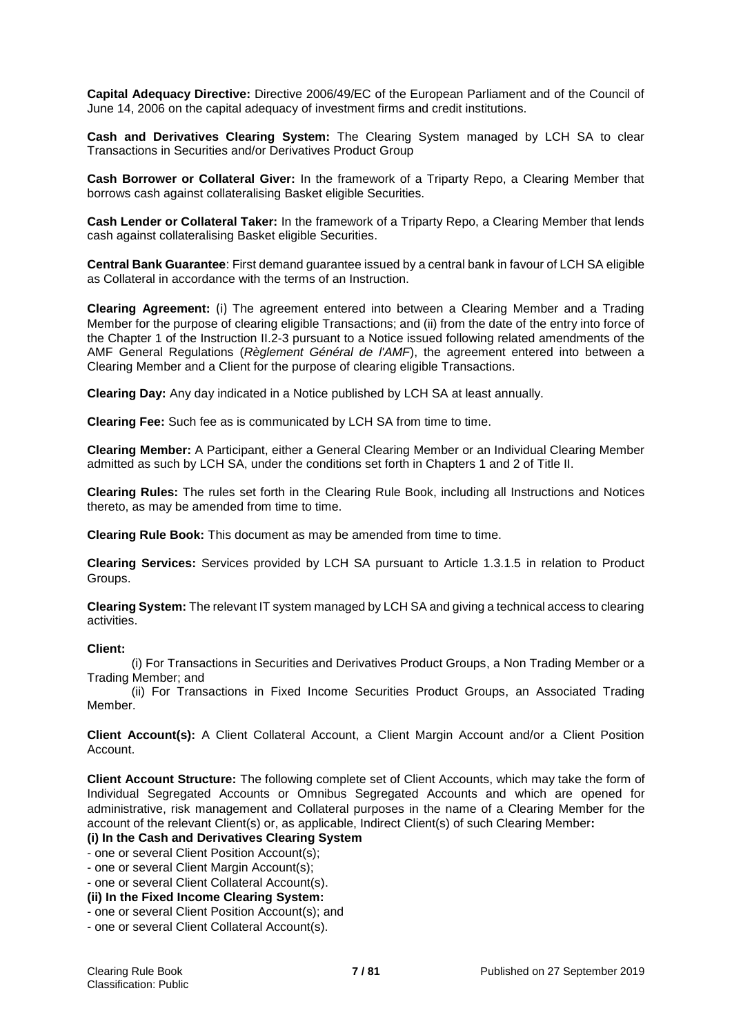**Capital Adequacy Directive:** Directive 2006/49/EC of the European Parliament and of the Council of June 14, 2006 on the capital adequacy of investment firms and credit institutions.

**Cash and Derivatives Clearing System:** The Clearing System managed by LCH SA to clear Transactions in Securities and/or Derivatives Product Group

**Cash Borrower or Collateral Giver:** In the framework of a Triparty Repo, a Clearing Member that borrows cash against collateralising Basket eligible Securities.

**Cash Lender or Collateral Taker:** In the framework of a Triparty Repo, a Clearing Member that lends cash against collateralising Basket eligible Securities.

**Central Bank Guarantee**: First demand guarantee issued by a central bank in favour of LCH SA eligible as Collateral in accordance with the terms of an Instruction.

**Clearing Agreement:** (i) The agreement entered into between a Clearing Member and a Trading Member for the purpose of clearing eligible Transactions; and (ii) from the date of the entry into force of the Chapter 1 of the Instruction II.2-3 pursuant to a Notice issued following related amendments of the AMF General Regulations (*Règlement Général de l'AMF*), the agreement entered into between a Clearing Member and a Client for the purpose of clearing eligible Transactions.

**Clearing Day:** Any day indicated in a Notice published by LCH SA at least annually.

**Clearing Fee:** Such fee as is communicated by LCH SA from time to time.

**Clearing Member:** A Participant, either a General Clearing Member or an Individual Clearing Member admitted as such by LCH SA, under the conditions set forth in Chapters 1 and 2 of Title II.

**Clearing Rules:** The rules set forth in the Clearing Rule Book, including all Instructions and Notices thereto, as may be amended from time to time.

**Clearing Rule Book:** This document as may be amended from time to time.

**Clearing Services:** Services provided by LCH SA pursuant to Article 1.3.1.5 in relation to Product Groups.

**Clearing System:** The relevant IT system managed by LCH SA and giving a technical access to clearing activities.

**Client:**

(i) For Transactions in Securities and Derivatives Product Groups, a Non Trading Member or a Trading Member; and

(ii) For Transactions in Fixed Income Securities Product Groups, an Associated Trading Member.

**Client Account(s):** A Client Collateral Account, a Client Margin Account and/or a Client Position Account.

**Client Account Structure:** The following complete set of Client Accounts, which may take the form of Individual Segregated Accounts or Omnibus Segregated Accounts and which are opened for administrative, risk management and Collateral purposes in the name of a Clearing Member for the account of the relevant Client(s) or, as applicable, Indirect Client(s) of such Clearing Member**:**

**(i) In the Cash and Derivatives Clearing System**

- one or several Client Position Account(s);
- one or several Client Margin Account(s);
- one or several Client Collateral Account(s).

**(ii) In the Fixed Income Clearing System:**

- one or several Client Position Account(s); and
- one or several Client Collateral Account(s).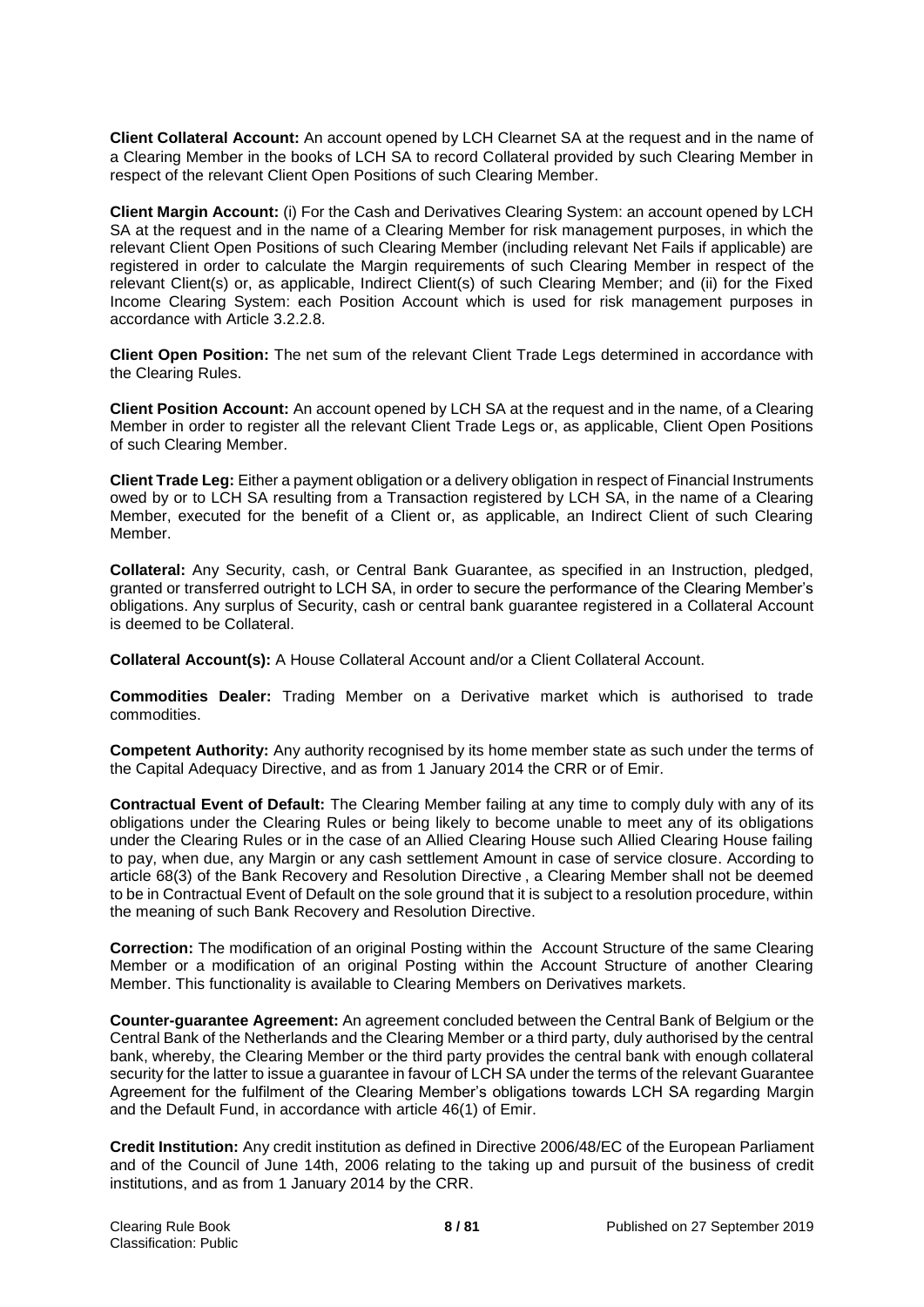**Client Collateral Account:** An account opened by LCH Clearnet SA at the request and in the name of a Clearing Member in the books of LCH SA to record Collateral provided by such Clearing Member in respect of the relevant Client Open Positions of such Clearing Member.

**Client Margin Account:** (i) For the Cash and Derivatives Clearing System: an account opened by LCH SA at the request and in the name of a Clearing Member for risk management purposes, in which the relevant Client Open Positions of such Clearing Member (including relevant Net Fails if applicable) are registered in order to calculate the Margin requirements of such Clearing Member in respect of the relevant Client(s) or, as applicable, Indirect Client(s) of such Clearing Member; and (ii) for the Fixed Income Clearing System: each Position Account which is used for risk management purposes in accordance with Article 3.2.2.8.

**Client Open Position:** The net sum of the relevant Client Trade Legs determined in accordance with the Clearing Rules.

**Client Position Account:** An account opened by LCH SA at the request and in the name, of a Clearing Member in order to register all the relevant Client Trade Legs or, as applicable, Client Open Positions of such Clearing Member.

**Client Trade Leg:** Either a payment obligation or a delivery obligation in respect of Financial Instruments owed by or to LCH SA resulting from a Transaction registered by LCH SA, in the name of a Clearing Member, executed for the benefit of a Client or, as applicable, an Indirect Client of such Clearing Member.

**Collateral:** Any Security, cash, or Central Bank Guarantee, as specified in an Instruction, pledged, granted or transferred outright to LCH SA, in order to secure the performance of the Clearing Member's obligations. Any surplus of Security, cash or central bank guarantee registered in a Collateral Account is deemed to be Collateral.

**Collateral Account(s):** A House Collateral Account and/or a Client Collateral Account.

**Commodities Dealer:** Trading Member on a Derivative market which is authorised to trade commodities.

**Competent Authority:** Any authority recognised by its home member state as such under the terms of the Capital Adequacy Directive, and as from 1 January 2014 the CRR or of Emir.

**Contractual Event of Default:** The Clearing Member failing at any time to comply duly with any of its obligations under the Clearing Rules or being likely to become unable to meet any of its obligations under the Clearing Rules or in the case of an Allied Clearing House such Allied Clearing House failing to pay, when due, any Margin or any cash settlement Amount in case of service closure. According to article 68(3) of the Bank Recovery and Resolution Directive , a Clearing Member shall not be deemed to be in Contractual Event of Default on the sole ground that it is subject to a resolution procedure, within the meaning of such Bank Recovery and Resolution Directive.

**Correction:** The modification of an original Posting within the Account Structure of the same Clearing Member or a modification of an original Posting within the Account Structure of another Clearing Member. This functionality is available to Clearing Members on Derivatives markets.

**Counter-guarantee Agreement:** An agreement concluded between the Central Bank of Belgium or the Central Bank of the Netherlands and the Clearing Member or a third party, duly authorised by the central bank, whereby, the Clearing Member or the third party provides the central bank with enough collateral security for the latter to issue a guarantee in favour of LCH SA under the terms of the relevant Guarantee Agreement for the fulfilment of the Clearing Member's obligations towards LCH SA regarding Margin and the Default Fund, in accordance with article 46(1) of Emir.

**Credit Institution:** Any credit institution as defined in Directive 2006/48/EC of the European Parliament and of the Council of June 14th, 2006 relating to the taking up and pursuit of the business of credit institutions, and as from 1 January 2014 by the CRR.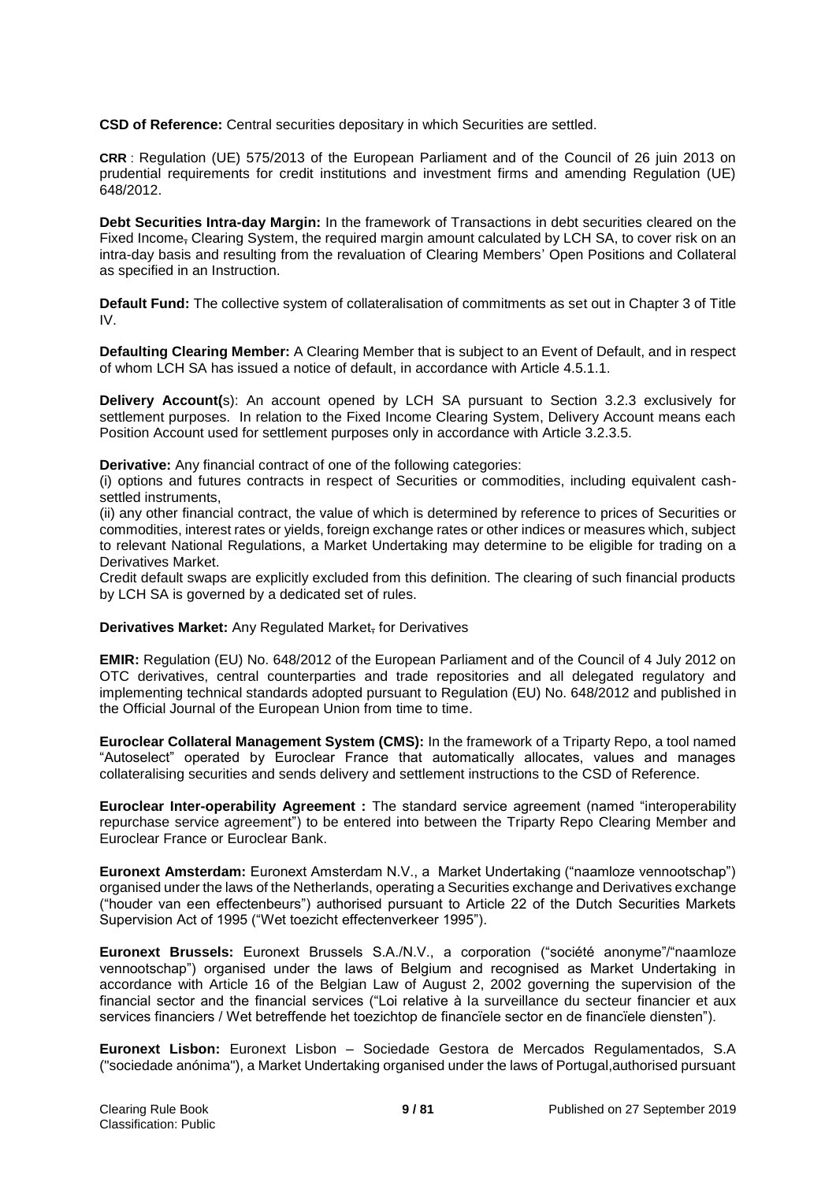**CSD of Reference:** Central securities depositary in which Securities are settled.

**CRR** : Regulation (UE) 575/2013 of the European Parliament and of the Council of 26 juin 2013 on prudential requirements for credit institutions and investment firms and amending Regulation (UE) 648/2012.

**Debt Securities Intra-day Margin:** In the framework of Transactions in debt securities cleared on the Fixed Income, Clearing System, the required margin amount calculated by LCH SA, to cover risk on an intra-day basis and resulting from the revaluation of Clearing Members' Open Positions and Collateral as specified in an Instruction.

**Default Fund:** The collective system of collateralisation of commitments as set out in Chapter 3 of Title IV.

**Defaulting Clearing Member:** A Clearing Member that is subject to an Event of Default, and in respect of whom LCH SA has issued a notice of default, in accordance with Article 4.5.1.1.

**Delivery Account(**s): An account opened by LCH SA pursuant to Section 3.2.3 exclusively for settlement purposes. In relation to the Fixed Income Clearing System, Delivery Account means each Position Account used for settlement purposes only in accordance with Article 3.2.3.5.

**Derivative:** Any financial contract of one of the following categories:
(i) options and futures contracts in respect of Securities or commodities, including equivalent cash-settled instruments,
(ii) any other financial contract, the value of which is determined by reference to prices of Securities or commodities, interest rates or yields, foreign exchange rates or other indices or measures which, subject to relevant National Regulations, a Market Undertaking may determine to be eligible for trading on a Derivatives Market.
Credit default swaps are explicitly excluded from this definition. The clearing of such financial products by LCH SA is governed by a dedicated set of rules.

**Derivatives Market:** Any Regulated Market, for Derivatives

**EMIR:** Regulation (EU) No. 648/2012 of the European Parliament and of the Council of 4 July 2012 on OTC derivatives, central counterparties and trade repositories and all delegated regulatory and implementing technical standards adopted pursuant to Regulation (EU) No. 648/2012 and published in the Official Journal of the European Union from time to time.

**Euroclear Collateral Management System (CMS):** In the framework of a Triparty Repo, a tool named "Autoselect" operated by Euroclear France that automatically allocates, values and manages collateralising securities and sends delivery and settlement instructions to the CSD of Reference.

**Euroclear Inter-operability Agreement :** The standard service agreement (named "interoperability repurchase service agreement") to be entered into between the Triparty Repo Clearing Member and Euroclear France or Euroclear Bank.

**Euronext Amsterdam:** Euronext Amsterdam N.V., a Market Undertaking ("naamloze vennootschap") organised under the laws of the Netherlands, operating a Securities exchange and Derivatives exchange ("houder van een effectenbeurs") authorised pursuant to Article 22 of the Dutch Securities Markets Supervision Act of 1995 ("Wet toezicht effectenverkeer 1995").

**Euronext Brussels:** Euronext Brussels S.A./N.V., a corporation ("société anonyme"/"naamloze vennootschap") organised under the laws of Belgium and recognised as Market Undertaking in accordance with Article 16 of the Belgian Law of August 2, 2002 governing the supervision of the financial sector and the financial services ("Loi relative à la surveillance du secteur financier et aux services financiers / Wet betreffende het toezichtop de financïele sector en de financïele diensten").

**Euronext Lisbon:** Euronext Lisbon – Sociedade Gestora de Mercados Regulamentados, S.A ("sociedade anónima"), a Market Undertaking organised under the laws of Portugal,authorised pursuant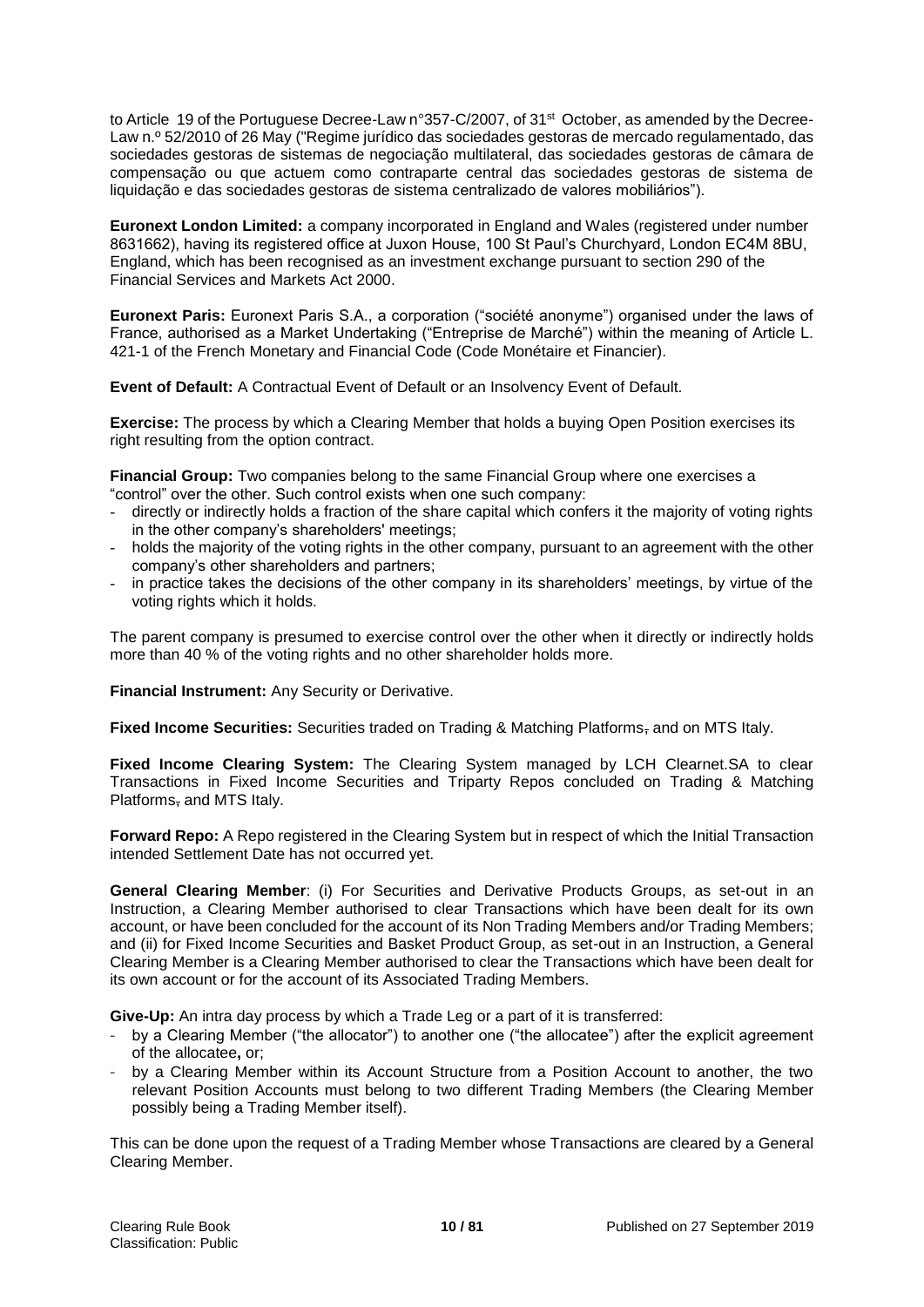to Article 19 of the Portuguese Decree-Law n°357-C/2007, of 31st October, as amended by the Decree-Law n.º 52/2010 of 26 May ("Regime jurídico das sociedades gestoras de mercado regulamentado, das sociedades gestoras de sistemas de negociação multilateral, das sociedades gestoras de câmara de compensação ou que actuem como contraparte central das sociedades gestoras de sistema de liquidação e das sociedades gestoras de sistema centralizado de valores mobiliários").

**Euronext London Limited:** a company incorporated in England and Wales (registered under number 8631662), having its registered office at Juxon House, 100 St Paul's Churchyard, London EC4M 8BU, England, which has been recognised as an investment exchange pursuant to section 290 of the Financial Services and Markets Act 2000.

**Euronext Paris:** Euronext Paris S.A., a corporation ("société anonyme") organised under the laws of France, authorised as a Market Undertaking ("Entreprise de Marché") within the meaning of Article L. 421-1 of the French Monetary and Financial Code (Code Monétaire et Financier).

**Event of Default:** A Contractual Event of Default or an Insolvency Event of Default.

**Exercise:** The process by which a Clearing Member that holds a buying Open Position exercises its right resulting from the option contract.

**Financial Group:** Two companies belong to the same Financial Group where one exercises a "control" over the other. Such control exists when one such company:

- directly or indirectly holds a fraction of the share capital which confers it the majority of voting rights in the other company's shareholders' meetings;
- holds the majority of the voting rights in the other company, pursuant to an agreement with the other company's other shareholders and partners;
- in practice takes the decisions of the other company in its shareholders' meetings, by virtue of the voting rights which it holds.

The parent company is presumed to exercise control over the other when it directly or indirectly holds more than 40 % of the voting rights and no other shareholder holds more.

**Financial Instrument:** Any Security or Derivative.

**Fixed Income Securities:** Securities traded on Trading & Matching Platforms, and on MTS Italy.

**Fixed Income Clearing System:** The Clearing System managed by LCH Clearnet.SA to clear Transactions in Fixed Income Securities and Triparty Repos concluded on Trading & Matching Platforms, and MTS Italy.

**Forward Repo:** A Repo registered in the Clearing System but in respect of which the Initial Transaction intended Settlement Date has not occurred yet.

**General Clearing Member**: (i) For Securities and Derivative Products Groups, as set-out in an Instruction, a Clearing Member authorised to clear Transactions which have been dealt for its own account, or have been concluded for the account of its Non Trading Members and/or Trading Members; and (ii) for Fixed Income Securities and Basket Product Group, as set-out in an Instruction, a General Clearing Member is a Clearing Member authorised to clear the Transactions which have been dealt for its own account or for the account of its Associated Trading Members.

**Give-Up:** An intra day process by which a Trade Leg or a part of it is transferred:

- by a Clearing Member ("the allocator") to another one ("the allocatee") after the explicit agreement of the allocatee**,** or;
- by a Clearing Member within its Account Structure from a Position Account to another, the two relevant Position Accounts must belong to two different Trading Members (the Clearing Member possibly being a Trading Member itself).

This can be done upon the request of a Trading Member whose Transactions are cleared by a General Clearing Member.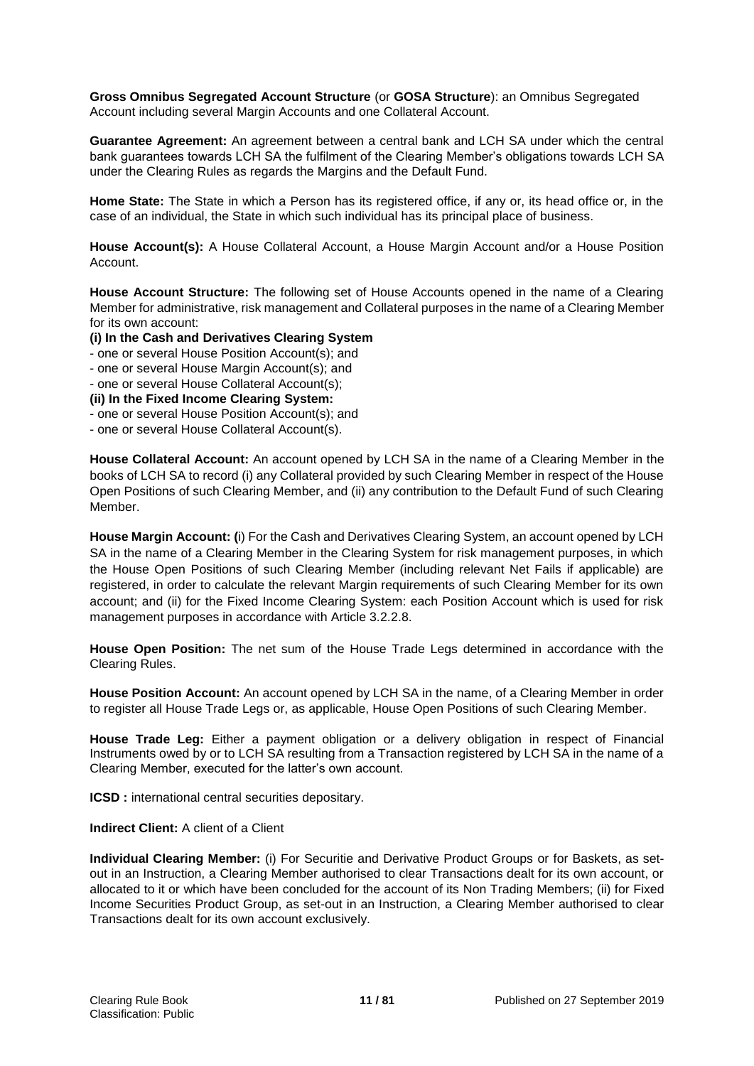**Gross Omnibus Segregated Account Structure** (or **GOSA Structure**): an Omnibus Segregated Account including several Margin Accounts and one Collateral Account.

**Guarantee Agreement:** An agreement between a central bank and LCH SA under which the central bank guarantees towards LCH SA the fulfilment of the Clearing Member's obligations towards LCH SA under the Clearing Rules as regards the Margins and the Default Fund.

**Home State:** The State in which a Person has its registered office, if any or, its head office or, in the case of an individual, the State in which such individual has its principal place of business.

**House Account(s):** A House Collateral Account, a House Margin Account and/or a House Position Account.

**House Account Structure:** The following set of House Accounts opened in the name of a Clearing Member for administrative, risk management and Collateral purposes in the name of a Clearing Member for its own account:

**(i) In the Cash and Derivatives Clearing System**

- one or several House Position Account(s); and
- one or several House Margin Account(s); and
- one or several House Collateral Account(s);

**(ii) In the Fixed Income Clearing System:**

- one or several House Position Account(s); and
- one or several House Collateral Account(s).

**House Collateral Account:** An account opened by LCH SA in the name of a Clearing Member in the books of LCH SA to record (i) any Collateral provided by such Clearing Member in respect of the House Open Positions of such Clearing Member, and (ii) any contribution to the Default Fund of such Clearing Member.

**House Margin Account: (**i) For the Cash and Derivatives Clearing System, an account opened by LCH SA in the name of a Clearing Member in the Clearing System for risk management purposes, in which the House Open Positions of such Clearing Member (including relevant Net Fails if applicable) are registered, in order to calculate the relevant Margin requirements of such Clearing Member for its own account; and (ii) for the Fixed Income Clearing System: each Position Account which is used for risk management purposes in accordance with Article 3.2.2.8.

**House Open Position:** The net sum of the House Trade Legs determined in accordance with the Clearing Rules.

**House Position Account:** An account opened by LCH SA in the name, of a Clearing Member in order to register all House Trade Legs or, as applicable, House Open Positions of such Clearing Member.

**House Trade Leg:** Either a payment obligation or a delivery obligation in respect of Financial Instruments owed by or to LCH SA resulting from a Transaction registered by LCH SA in the name of a Clearing Member, executed for the latter's own account.

**ICSD :** international central securities depositary.

**Indirect Client:** A client of a Client

**Individual Clearing Member:** (i) For Securitie and Derivative Product Groups or for Baskets, as set-out in an Instruction, a Clearing Member authorised to clear Transactions dealt for its own account, or allocated to it or which have been concluded for the account of its Non Trading Members; (ii) for Fixed Income Securities Product Group, as set-out in an Instruction, a Clearing Member authorised to clear Transactions dealt for its own account exclusively.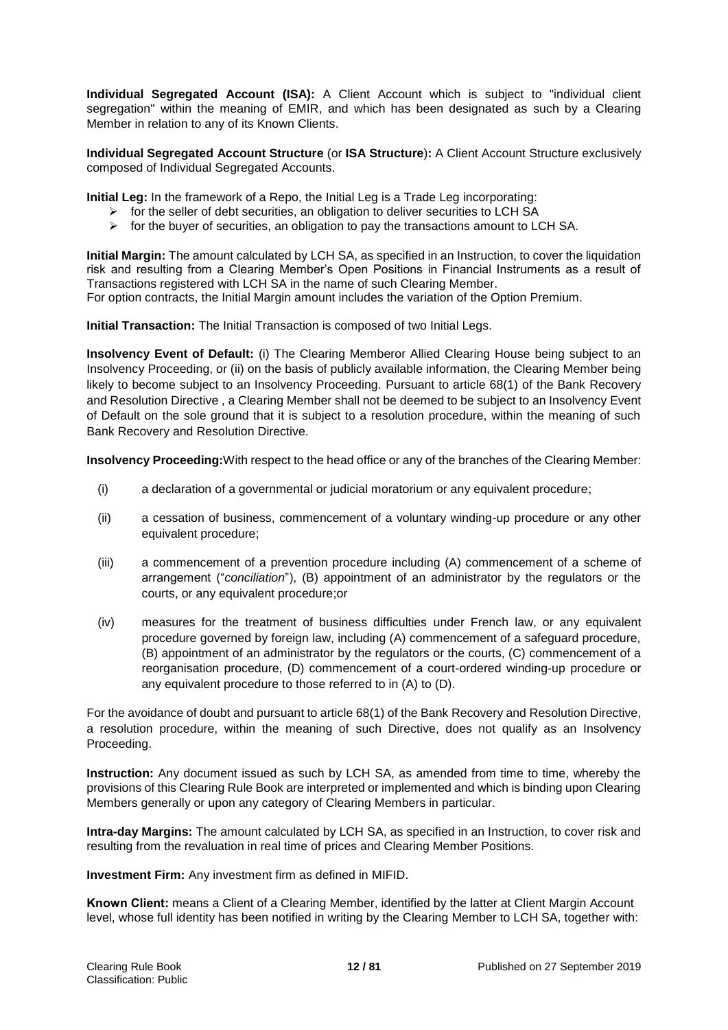**Individual Segregated Account (ISA):** A Client Account which is subject to "individual client segregation" within the meaning of EMIR, and which has been designated as such a Clearing Member in relation to any of its Known Clients.

**Individual Segregated Account Structure** (or **ISA Structure**)**:** A Client Account Structure exclusively composed of Individual Segregated Accounts.

**Initial Leg:** In the framework of a Repo, the Initial Leg is a Trade Leg incorporating:

- for the seller of debt securities, an obligation to deliver securities to LCH SA
- for the buyer of securities, an obligation to pay the transactions amount to LCH SA.

**Initial Margin:** The amount calculated by LCH SA, as specified in an Instruction, to cover the liquidation risk and resulting from a Clearing Member's Open Positions in Financial Instruments as a result of Transactions registered with LCH SA in the name of such Clearing Member.
For option contracts, the Initial Margin amount includes the variation of the Option Premium.

**Initial Transaction:** The Initial Transaction is composed of two Initial Legs.

**Insolvency Event of Default:** (i) The Clearing Memberor Allied Clearing House being subject to an Insolvency Proceeding, or (ii) on the basis of publicly available information, the Clearing Member being likely to become subject to an Insolvency Proceeding. Pursuant to article 68(1) of the Bank Recovery and Resolution Directive , a Clearing Member shall not be deemed to be subject to an Insolvency Event of Default on the sole ground that it is subject to a resolution procedure, within the meaning of such Bank Recovery and Resolution Directive.

**Insolvency Proceeding:**With respect to the head office or any of the branches of the Clearing Member:

(i) a declaration of a governmental or judicial moratorium or any equivalent procedure;

(ii) a cessation of business, commencement of a voluntary winding-up procedure or any other equivalent procedure;

(iii) a commencement of a prevention procedure including (A) commencement of a scheme of arrangement ("*conciliation*"), (B) appointment of an administrator by the regulators or the courts, or any equivalent procedure;or

(iv) measures for the treatment of business difficulties under French law, or any equivalent procedure governed by foreign law, including (A) commencement of a safeguard procedure, (B) appointment of an administrator by the regulators or the courts, (C) commencement of a reorganisation procedure, (D) commencement of a court-ordered winding-up procedure or any equivalent procedure to those referred to in (A) to (D).

For the avoidance of doubt and pursuant to article 68(1) of the Bank Recovery and Resolution Directive, a resolution procedure, within the meaning of such Directive, does not qualify as an Insolvency Proceeding.

**Instruction:** Any document issued as such by LCH SA, as amended from time to time, whereby the provisions of this Clearing Rule Book are interpreted or implemented and which is binding upon Clearing Members generally or upon any category of Clearing Members in particular.

**Intra-day Margins:** The amount calculated by LCH SA, as specified in an Instruction, to cover risk and resulting from the revaluation in real time of prices and Clearing Member Positions.

**Investment Firm:** Any investment firm as defined in MIFID.

**Known Client:** means a Client of a Clearing Member, identified by the latter at Client Margin Account level, whose full identity has been notified in writing by the Clearing Member to LCH SA, together with: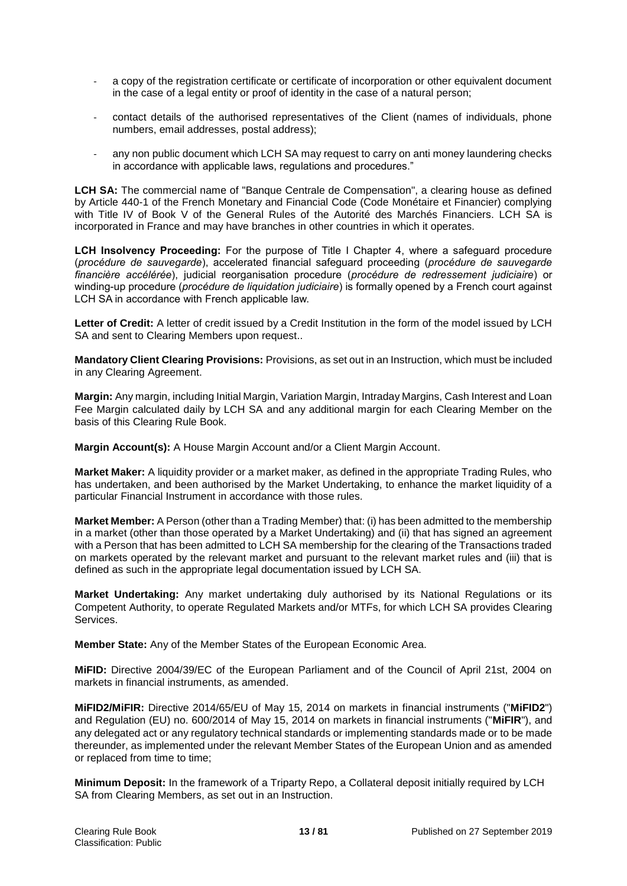- a copy of the registration certificate or certificate of incorporation or other equivalent document in the case of a legal entity or proof of identity in the case of a natural person;
- contact details of the authorised representatives of the Client (names of individuals, phone numbers, email addresses, postal address);
- any non public document which LCH SA may request to carry on anti money laundering checks in accordance with applicable laws, regulations and procedures."

**LCH SA:** The commercial name of "Banque Centrale de Compensation", a clearing house as defined by Article 440-1 of the French Monetary and Financial Code (Code Monétaire et Financier) complying with Title IV of Book V of the General Rules of the Autorité des Marchés Financiers. LCH SA is incorporated in France and may have branches in other countries in which it operates.

**LCH Insolvency Proceeding:** For the purpose of Title I Chapter 4, where a safeguard procedure (*procédure de sauvegarde*), accelerated financial safeguard proceeding (*procédure de sauvegarde financière accélérée*), judicial reorganisation procedure (*procédure de redressement judiciaire*) or winding-up procedure (*procédure de liquidation judiciaire*) is formally opened by a French court against LCH SA in accordance with French applicable law.

**Letter of Credit:** A letter of credit issued by a Credit Institution in the form of the model issued by LCH SA and sent to Clearing Members upon request..

**Mandatory Client Clearing Provisions:** Provisions, as set out in an Instruction, which must be included in any Clearing Agreement.

**Margin:** Any margin, including Initial Margin, Variation Margin, Intraday Margins, Cash Interest and Loan Fee Margin calculated daily by LCH SA and any additional margin for each Clearing Member on the basis of this Clearing Rule Book.

**Margin Account(s):** A House Margin Account and/or a Client Margin Account.

**Market Maker:** A liquidity provider or a market maker, as defined in the appropriate Trading Rules, who has undertaken, and been authorised by the Market Undertaking, to enhance the market liquidity of a particular Financial Instrument in accordance with those rules.

**Market Member:** A Person (other than a Trading Member) that: (i) has been admitted to the membership in a market (other than those operated by a Market Undertaking) and (ii) that has signed an agreement with a Person that has been admitted to LCH SA membership for the clearing of the Transactions traded on markets operated by the relevant market and pursuant to the relevant market rules and (iii) that is defined as such in the appropriate legal documentation issued by LCH SA.

**Market Undertaking:** Any market undertaking duly authorised by its National Regulations or its Competent Authority, to operate Regulated Markets and/or MTFs, for which LCH SA provides Clearing Services.

**Member State:** Any of the Member States of the European Economic Area.

**MiFID:** Directive 2004/39/EC of the European Parliament and of the Council of April 21st, 2004 on markets in financial instruments, as amended.

**MiFID2/MiFIR:** Directive 2014/65/EU of May 15, 2014 on markets in financial instruments ("**MiFID2**") and Regulation (EU) no. 600/2014 of May 15, 2014 on markets in financial instruments ("**MiFIR**"), and any delegated act or any regulatory technical standards or implementing standards made or to be made thereunder, as implemented under the relevant Member States of the European Union and as amended or replaced from time to time;

**Minimum Deposit:** In the framework of a Triparty Repo, a Collateral deposit initially required by LCH SA from Clearing Members, as set out in an Instruction.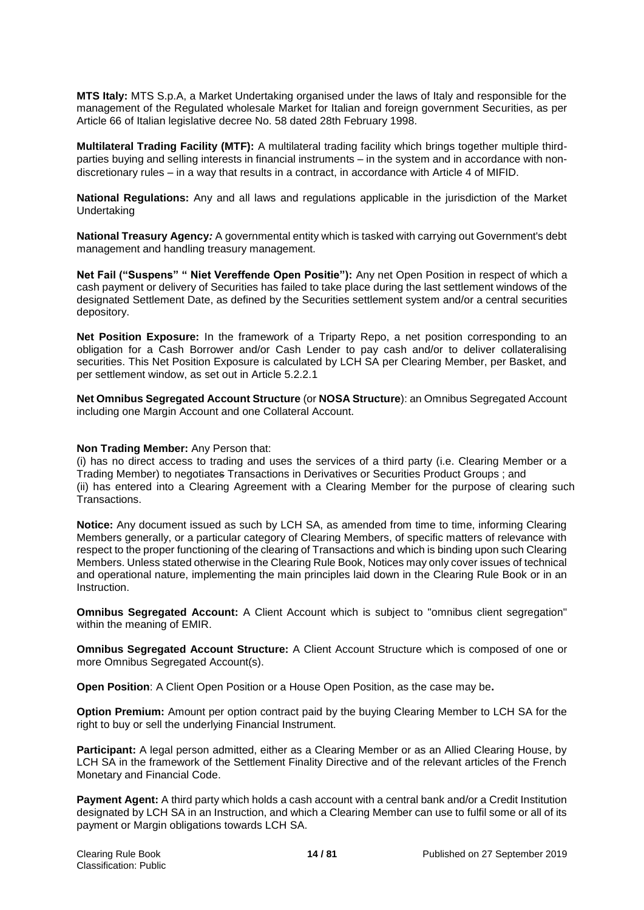**MTS Italy:** MTS S.p.A, a Market Undertaking organised under the laws of Italy and responsible for the management of the Regulated wholesale Market for Italian and foreign government Securities, as per Article 66 of Italian legislative decree No. 58 dated 28th February 1998.

**Multilateral Trading Facility (MTF):** A multilateral trading facility which brings together multiple third-parties buying and selling interests in financial instruments – in the system and in accordance with non-discretionary rules – in a way that results in a contract, in accordance with Article 4 of MIFID.

**National Regulations:** Any and all laws and regulations applicable in the jurisdiction of the Market Undertaking

**National Treasury Agency:** A governmental entity which is tasked with carrying out Government's debt management and handling treasury management.

**Net Fail ("Suspens" " Niet Vereffende Open Positie"):** Any net Open Position in respect of which a cash payment or delivery of Securities has failed to take place during the last settlement windows of the designated Settlement Date, as defined by the Securities settlement system and/or a central securities depository.

**Net Position Exposure:** In the framework of a Triparty Repo, a net position corresponding to an obligation for a Cash Borrower and/or Cash Lender to pay cash and/or to deliver collateralising securities. This Net Position Exposure is calculated by LCH SA per Clearing Member, per Basket, and per settlement window, as set out in Article 5.2.2.1

**Net Omnibus Segregated Account Structure** (or **NOSA Structure**): an Omnibus Segregated Account including one Margin Account and one Collateral Account.

**Non Trading Member:** Any Person that:
(i) has no direct access to trading and uses the services of a third party (i.e. Clearing Member or a Trading Member) to negotiates Transactions in Derivatives or Securities Product Groups ; and
(ii) has entered into a Clearing Agreement with a Clearing Member for the purpose of clearing such Transactions.

**Notice:** Any document issued as such by LCH SA, as amended from time to time, informing Clearing Members generally, or a particular category of Clearing Members, of specific matters of relevance with respect to the proper functioning of the clearing of Transactions and which is binding upon such Clearing Members. Unless stated otherwise in the Clearing Rule Book, Notices may only cover issues of technical and operational nature, implementing the main principles laid down in the Clearing Rule Book or in an Instruction.

**Omnibus Segregated Account:** A Client Account which is subject to "omnibus client segregation" within the meaning of EMIR.

**Omnibus Segregated Account Structure:** A Client Account Structure which is composed of one or more Omnibus Segregated Account(s).

**Open Position**: A Client Open Position or a House Open Position, as the case may be**.**

**Option Premium:** Amount per option contract paid by the buying Clearing Member to LCH SA for the right to buy or sell the underlying Financial Instrument.

**Participant:** A legal person admitted, either as a Clearing Member or as an Allied Clearing House, by LCH SA in the framework of the Settlement Finality Directive and of the relevant articles of the French Monetary and Financial Code.

**Payment Agent:** A third party which holds a cash account with a central bank and/or a Credit Institution designated by LCH SA in an Instruction, and which a Clearing Member can use to fulfil some or all of its payment or Margin obligations towards LCH SA.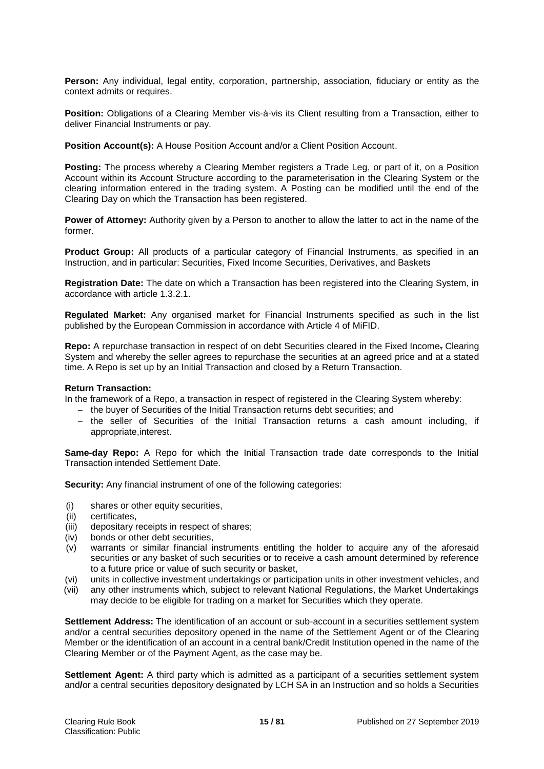**Person:** Any individual, legal entity, corporation, partnership, association, fiduciary or entity as the context admits or requires.

**Position:** Obligations of a Clearing Member vis-à-vis its Client resulting from a Transaction, either to deliver Financial Instruments or pay.

**Position Account(s):** A House Position Account and/or a Client Position Account.

**Posting:** The process whereby a Clearing Member registers a Trade Leg, or part of it, on a Position Account within its Account Structure according to the parameterisation in the Clearing System or the clearing information entered in the trading system. A Posting can be modified until the end of the Clearing Day on which the Transaction has been registered.

**Power of Attorney:** Authority given by a Person to another to allow the latter to act in the name of the former.

**Product Group:** All products of a particular category of Financial Instruments, as specified in an Instruction, and in particular: Securities, Fixed Income Securities, Derivatives, and Baskets

**Registration Date:** The date on which a Transaction has been registered into the Clearing System, in accordance with article 1.3.2.1.

**Regulated Market:** Any organised market for Financial Instruments specified as such in the list published by the European Commission in accordance with Article 4 of MiFID.

**Repo:** A repurchase transaction in respect of on debt Securities cleared in the Fixed Income, Clearing System and whereby the seller agrees to repurchase the securities at an agreed price and at a stated time. A Repo is set up by an Initial Transaction and closed by a Return Transaction.

**Return Transaction:**

In the framework of a Repo, a transaction in respect of registered in the Clearing System whereby:

- the buyer of Securities of the Initial Transaction returns debt securities; and
- the seller of Securities of the Initial Transaction returns a cash amount including, if appropriate,interest.

**Same-day Repo:** A Repo for which the Initial Transaction trade date corresponds to the Initial Transaction intended Settlement Date.

**Security:** Any financial instrument of one of the following categories:

(i) shares or other equity securities,

(ii) certificates,

(iii) depositary receipts in respect of shares;

(iv) bonds or other debt securities,

(v) warrants or similar financial instruments entitling the holder to acquire any of the aforesaid securities or any basket of such securities or to receive a cash amount determined by reference to a future price or value of such security or basket,

(vi) units in collective investment undertakings or participation units in other investment vehicles, and

(vii) any other instruments which, subject to relevant National Regulations, the Market Undertakings may decide to be eligible for trading on a market for Securities which they operate.

**Settlement Address:** The identification of an account or sub-account in a securities settlement system and/or a central securities depository opened in the name of the Settlement Agent or of the Clearing Member or the identification of an account in a central bank/Credit Institution opened in the name of the Clearing Member or of the Payment Agent, as the case may be.

**Settlement Agent:** A third party which is admitted as a participant of a securities settlement system and/or a central securities depository designated by LCH SA in an Instruction and so holds a Securities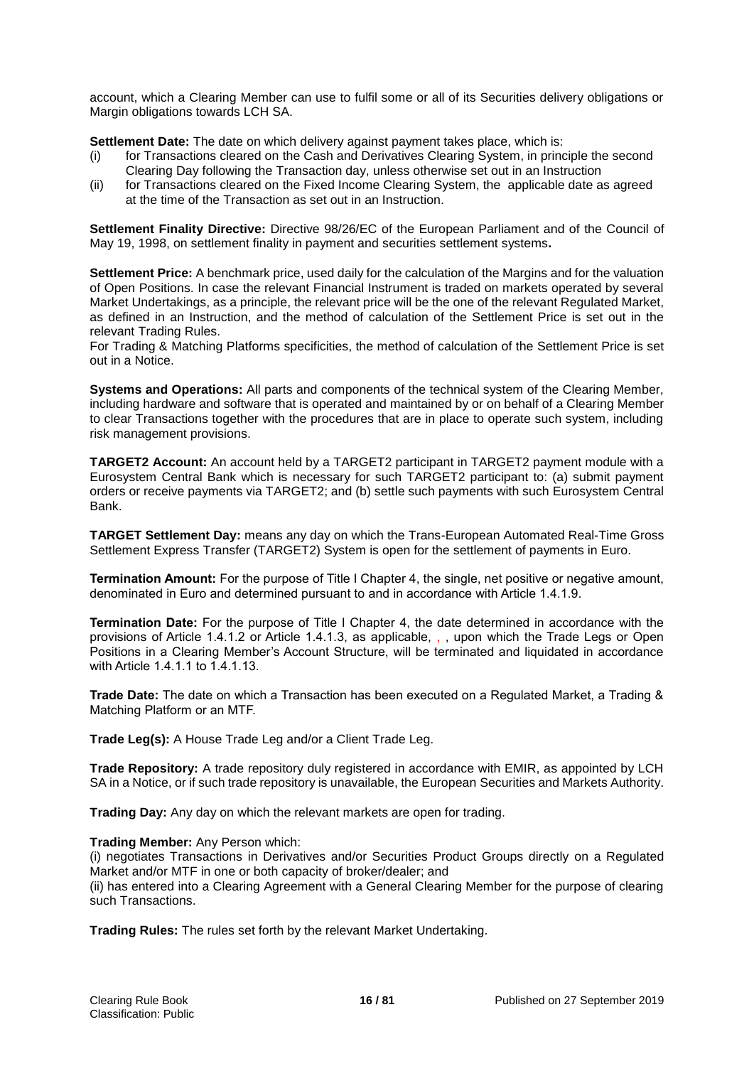account, which a Clearing Member can use to fulfil some or all of its Securities delivery obligations or Margin obligations towards LCH SA.

**Settlement Date:** The date on which delivery against payment takes place, which is:

(i) for Transactions cleared on the Cash and Derivatives Clearing System, in principle the second Clearing Day following the Transaction day, unless otherwise set out in an Instruction

(ii) for Transactions cleared on the Fixed Income Clearing System, the applicable date as agreed at the time of the Transaction as set out in an Instruction.

**Settlement Finality Directive:** Directive 98/26/EC of the European Parliament and of the Council of May 19, 1998, on settlement finality in payment and securities settlement systems**.**

**Settlement Price:** A benchmark price, used daily for the calculation of the Margins and for the valuation of Open Positions. In case the relevant Financial Instrument is traded on markets operated by several Market Undertakings, as a principle, the relevant price will be the one of the relevant Regulated Market, as defined in an Instruction, and the method of calculation of the Settlement Price is set out in the relevant Trading Rules.
For Trading & Matching Platforms specificities, the method of calculation of the Settlement Price is set out in a Notice.

**Systems and Operations:** All parts and components of the technical system of the Clearing Member, including hardware and software that is operated and maintained by or on behalf of a Clearing Member to clear Transactions together with the procedures that are in place to operate such system, including risk management provisions.

**TARGET2 Account:** An account held by a TARGET2 participant in TARGET2 payment module with a Eurosystem Central Bank which is necessary for such TARGET2 participant to: (a) submit payment orders or receive payments via TARGET2; and (b) settle such payments with such Eurosystem Central Bank.

**TARGET Settlement Day:** means any day on which the Trans-European Automated Real-Time Gross Settlement Express Transfer (TARGET2) System is open for the settlement of payments in Euro.

**Termination Amount:** For the purpose of Title I Chapter 4, the single, net positive or negative amount, denominated in Euro and determined pursuant to and in accordance with Article 1.4.1.9.

**Termination Date:** For the purpose of Title I Chapter 4, the date determined in accordance with the provisions of Article 1.4.1.2 or Article 1.4.1.3, as applicable, , , upon which the Trade Legs or Open Positions in a Clearing Member's Account Structure, will be terminated and liquidated in accordance with Article 1.4.1.1 to 1.4.1.13.

**Trade Date:** The date on which a Transaction has been executed on a Regulated Market, a Trading & Matching Platform or an MTF.

**Trade Leg(s):** A House Trade Leg and/or a Client Trade Leg.

**Trade Repository:** A trade repository duly registered in accordance with EMIR, as appointed by LCH SA in a Notice, or if such trade repository is unavailable, the European Securities and Markets Authority.

**Trading Day:** Any day on which the relevant markets are open for trading.

**Trading Member:** Any Person which:

(i) negotiates Transactions in Derivatives and/or Securities Product Groups directly on a Regulated Market and/or MTF in one or both capacity of broker/dealer; and

(ii) has entered into a Clearing Agreement with a General Clearing Member for the purpose of clearing such Transactions.

**Trading Rules:** The rules set forth by the relevant Market Undertaking.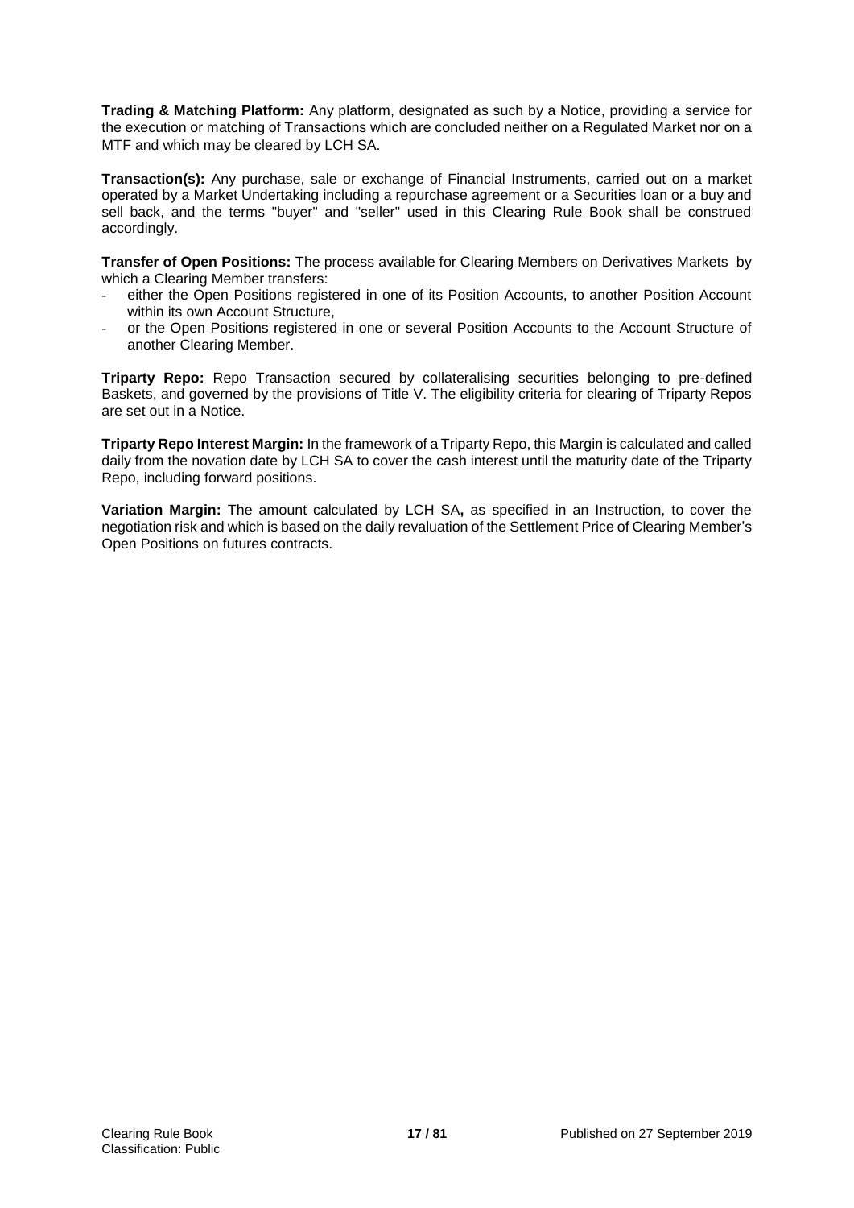**Trading & Matching Platform:** Any platform, designated as such by a Notice, providing a service for the execution or matching of Transactions which are concluded neither on a Regulated Market nor on a MTF and which may be cleared by LCH SA.

**Transaction(s):** Any purchase, sale or exchange of Financial Instruments, carried out on a market operated by a Market Undertaking including a repurchase agreement or a Securities loan or a buy and sell back, and the terms "buyer" and "seller" used in this Clearing Rule Book shall be construed accordingly.

**Transfer of Open Positions:** The process available for Clearing Members on Derivatives Markets by which a Clearing Member transfers:

- either the Open Positions registered in one of its Position Accounts, to another Position Account within its own Account Structure,
- or the Open Positions registered in one or several Position Accounts to the Account Structure of another Clearing Member.

**Triparty Repo:** Repo Transaction secured by collateralising securities belonging to pre-defined Baskets, and governed by the provisions of Title V. The eligibility criteria for clearing of Triparty Repos are set out in a Notice.

**Triparty Repo Interest Margin:** In the framework of a Triparty Repo, this Margin is calculated and called daily from the novation date by LCH SA to cover the cash interest until the maturity date of the Triparty Repo, including forward positions.

**Variation Margin:** The amount calculated by LCH SA**,** as specified in an Instruction, to cover the negotiation risk and which is based on the daily revaluation of the Settlement Price of Clearing Member's Open Positions on futures contracts.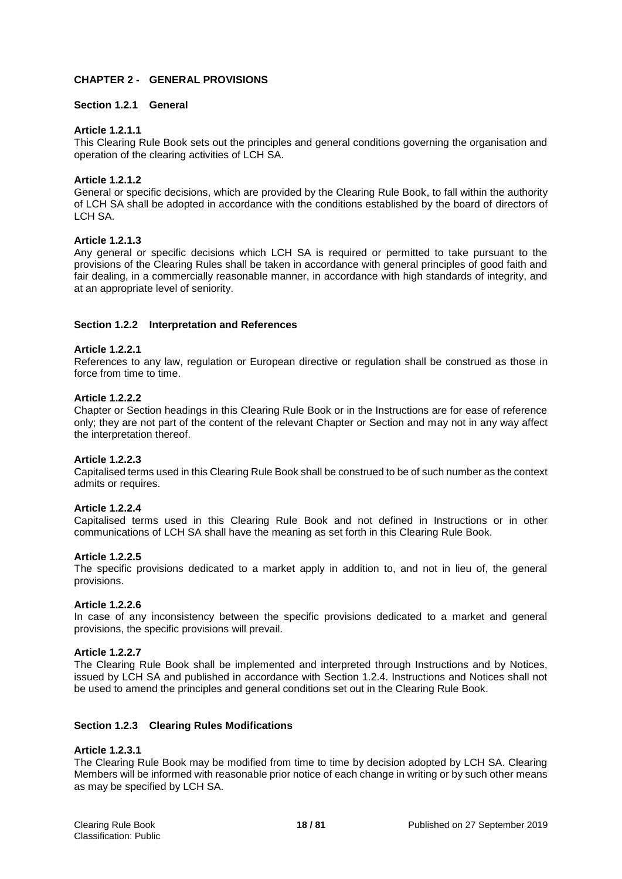## CHAPTER 2 - GENERAL PROVISIONS

### Section 1.2.1 General

**Article 1.2.1.1**

This Clearing Rule Book sets out the principles and general conditions governing the organisation and operation of the clearing activities of LCH SA.

**Article 1.2.1.2**

General or specific decisions, which are provided by the Clearing Rule Book, to fall within the authority of LCH SA shall be adopted in accordance with the conditions established by the board of directors of LCH SA.

**Article 1.2.1.3**

Any general or specific decisions which LCH SA is required or permitted to take pursuant to the provisions of the Clearing Rules shall be taken in accordance with general principles of good faith and fair dealing, in a commercially reasonable manner, in accordance with high standards of integrity, and at an appropriate level of seniority.

### Section 1.2.2 Interpretation and References

**Article 1.2.2.1**

References to any law, regulation or European directive or regulation shall be construed as those in force from time to time.

**Article 1.2.2.2**

Chapter or Section headings in this Clearing Rule Book or in the Instructions are for ease of reference only; they are not part of the content of the relevant Chapter or Section and may not in any way affect the interpretation thereof.

**Article 1.2.2.3**

Capitalised terms used in this Clearing Rule Book shall be construed to be of such number as the context admits or requires.

**Article 1.2.2.4**

Capitalised terms used in this Clearing Rule Book and not defined in Instructions or in other communications of LCH SA shall have the meaning as set forth in this Clearing Rule Book.

**Article 1.2.2.5**

The specific provisions dedicated to a market apply in addition to, and not in lieu of, the general provisions.

**Article 1.2.2.6**

In case of any inconsistency between the specific provisions dedicated to a market and general provisions, the specific provisions will prevail.

**Article 1.2.2.7**

The Clearing Rule Book shall be implemented and interpreted through Instructions and by Notices, issued by LCH SA and published in accordance with Section 1.2.4. Instructions and Notices shall not be used to amend the principles and general conditions set out in the Clearing Rule Book.

### Section 1.2.3 Clearing Rules Modifications

**Article 1.2.3.1**

The Clearing Rule Book may be modified from time to time by decision adopted by LCH SA. Clearing Members will be informed with reasonable prior notice of each change in writing or by such other means as may be specified by LCH SA.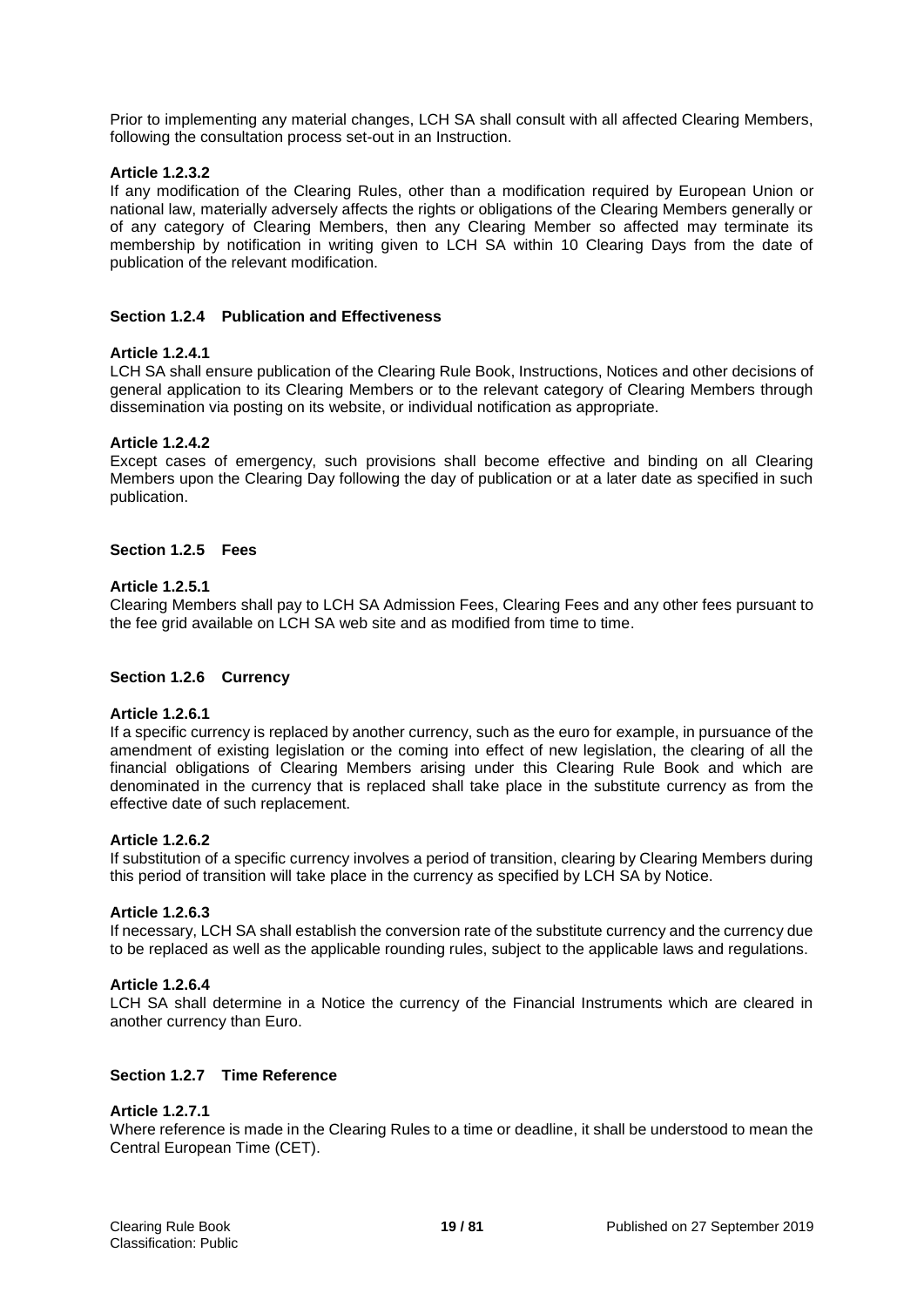Prior to implementing any material changes, LCH SA shall consult with all affected Clearing Members, following the consultation process set-out in an Instruction.

**Article 1.2.3.2**

If any modification of the Clearing Rules, other than a modification required by European Union or national law, materially adversely affects the rights or obligations of the Clearing Members generally or of any category of Clearing Members, then any Clearing Member so affected may terminate its membership by notification in writing given to LCH SA within 10 Clearing Days from the date of publication of the relevant modification.

### Section 1.2.4 Publication and Effectiveness

**Article 1.2.4.1**

LCH SA shall ensure publication of the Clearing Rule Book, Instructions, Notices and other decisions of general application to its Clearing Members or to the relevant category of Clearing Members through dissemination via posting on its website, or individual notification as appropriate.

**Article 1.2.4.2**

Except cases of emergency, such provisions shall become effective and binding on all Clearing Members upon the Clearing Day following the day of publication or at a later date as specified in such publication.

### Section 1.2.5 Fees

**Article 1.2.5.1**

Clearing Members shall pay to LCH SA Admission Fees, Clearing Fees and any other fees pursuant to the fee grid available on LCH SA web site and as modified from time to time.

### Section 1.2.6 Currency

**Article 1.2.6.1**

If a specific currency is replaced by another currency, such as the euro for example, in pursuance of the amendment of existing legislation or the coming into effect of new legislation, the clearing of all the financial obligations of Clearing Members arising under this Clearing Rule Book and which are denominated in the currency that is replaced shall take place in the substitute currency as from the effective date of such replacement.

**Article 1.2.6.2**

If substitution of a specific currency involves a period of transition, clearing by Clearing Members during this period of transition will take place in the currency as specified by LCH SA by Notice.

**Article 1.2.6.3**

If necessary, LCH SA shall establish the conversion rate of the substitute currency and the currency due to be replaced as well as the applicable rounding rules, subject to the applicable laws and regulations.

**Article 1.2.6.4**

LCH SA shall determine in a Notice the currency of the Financial Instruments which are cleared in another currency than Euro.

### Section 1.2.7 Time Reference

**Article 1.2.7.1**

Where reference is made in the Clearing Rules to a time or deadline, it shall be understood to mean the Central European Time (CET).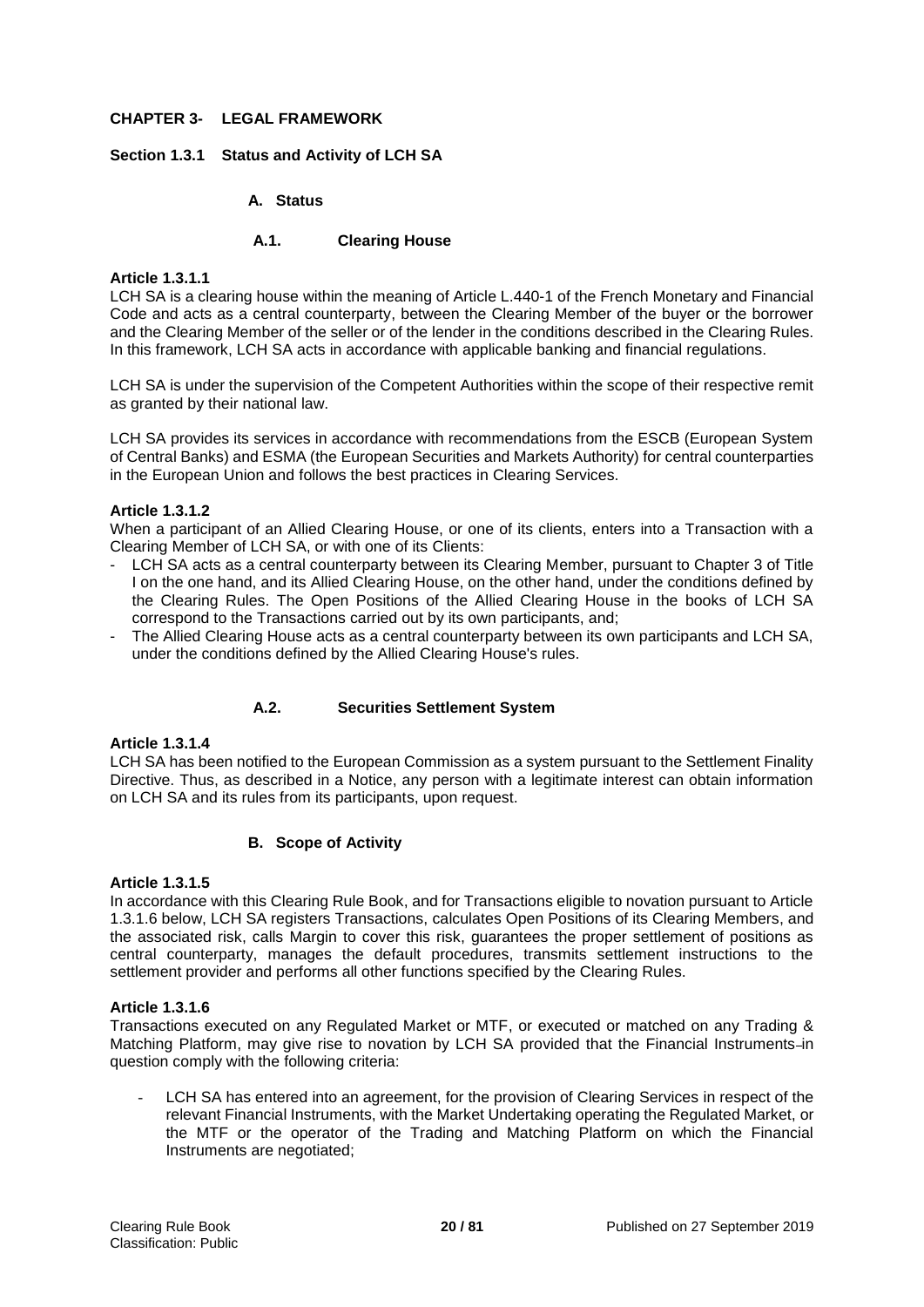## CHAPTER 3- LEGAL FRAMEWORK

### Section 1.3.1 Status and Activity of LCH SA

#### A. Status

##### A.1. Clearing House

**Article 1.3.1.1**

LCH SA is a clearing house within the meaning of Article L.440-1 of the French Monetary and Financial Code and acts as a central counterparty, between the Clearing Member of the buyer or the borrower and the Clearing Member of the seller or of the lender in the conditions described in the Clearing Rules. In this framework, LCH SA acts in accordance with applicable banking and financial regulations.

LCH SA is under the supervision of the Competent Authorities within the scope of their respective remit as granted by their national law.

LCH SA provides its services in accordance with recommendations from the ESCB (European System of Central Banks) and ESMA (the European Securities and Markets Authority) for central counterparties in the European Union and follows the best practices in Clearing Services.

**Article 1.3.1.2**

When a participant of an Allied Clearing House, or one of its clients, enters into a Transaction with a Clearing Member of LCH SA, or with one of its Clients:

- LCH SA acts as a central counterparty between its Clearing Member, pursuant to Chapter 3 of Title I on the one hand, and its Allied Clearing House, on the other hand, under the conditions defined by the Clearing Rules. The Open Positions of the Allied Clearing House in the books of LCH SA correspond to the Transactions carried out by its own participants, and;
- The Allied Clearing House acts as a central counterparty between its own participants and LCH SA, under the conditions defined by the Allied Clearing House's rules.

##### A.2. Securities Settlement System

**Article 1.3.1.4**

LCH SA has been notified to the European Commission as a system pursuant to the Settlement Finality Directive. Thus, as described in a Notice, any person with a legitimate interest can obtain information on LCH SA and its rules from its participants, upon request.

#### B. Scope of Activity

**Article 1.3.1.5**

In accordance with this Clearing Rule Book, and for Transactions eligible to novation pursuant to Article 1.3.1.6 below, LCH SA registers Transactions, calculates Open Positions of its Clearing Members, and the associated risk, calls Margin to cover this risk, guarantees the proper settlement of positions as central counterparty, manages the default procedures, transmits settlement instructions to the settlement provider and performs all other functions specified by the Clearing Rules.

**Article 1.3.1.6**

Transactions executed on any Regulated Market or MTF, or executed or matched on any Trading & Matching Platform, may give rise to novation by LCH SA provided that the Financial Instruments in question comply with the following criteria:

- LCH SA has entered into an agreement, for the provision of Clearing Services in respect of the relevant Financial Instruments, with the Market Undertaking operating the Regulated Market, or the MTF or the operator of the Trading and Matching Platform on which the Financial Instruments are negotiated;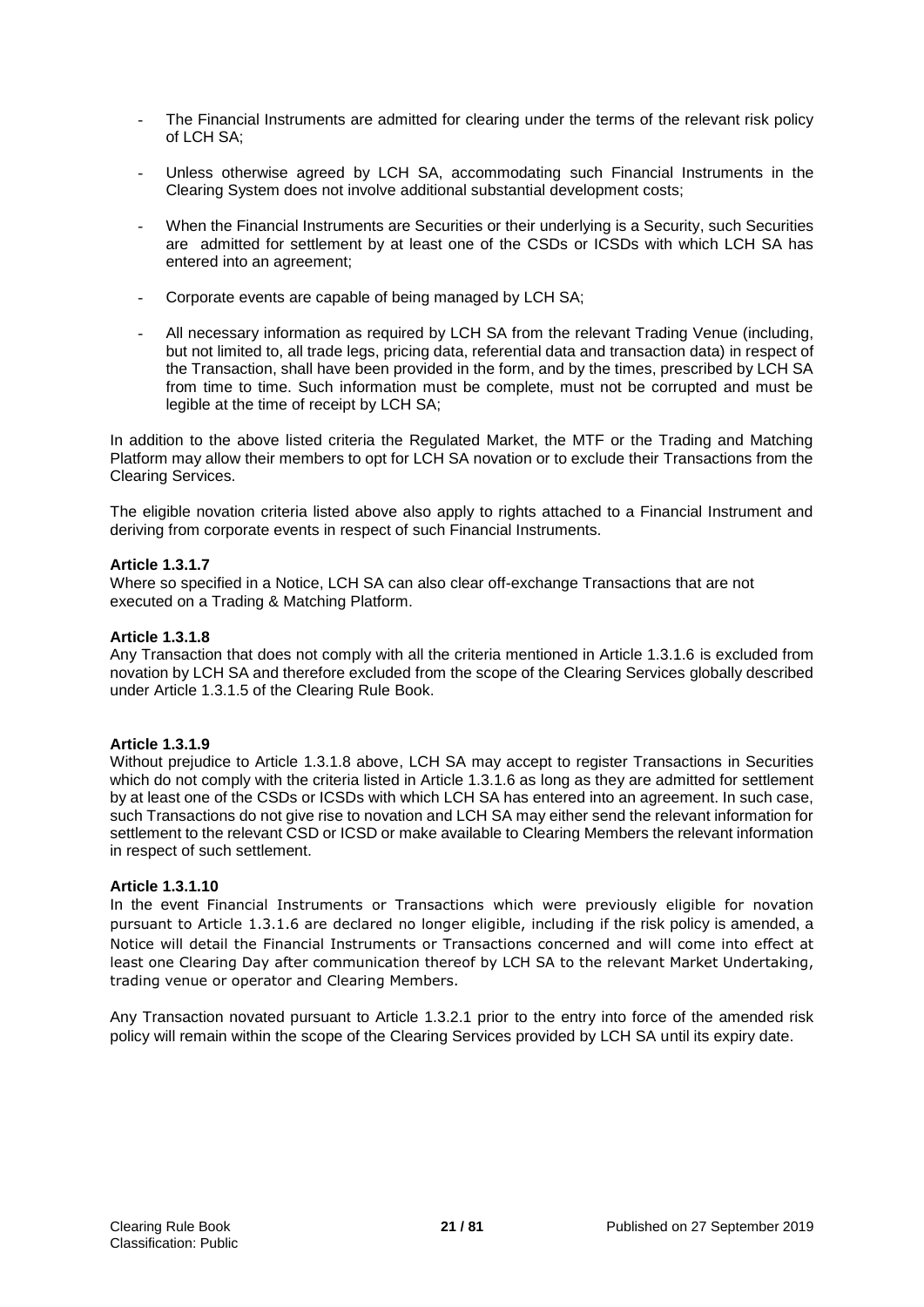- The Financial Instruments are admitted for clearing under the terms of the relevant risk policy of LCH SA;

- Unless otherwise agreed by LCH SA, accommodating such Financial Instruments in the Clearing System does not involve additional substantial development costs;

- When the Financial Instruments are Securities or their underlying is a Security, such Securities are admitted for settlement by at least one of the CSDs or ICSDs with which LCH SA has entered into an agreement;

- Corporate events are capable of being managed by LCH SA;

- All necessary information as required by LCH SA from the relevant Trading Venue (including, but not limited to, all trade legs, pricing data, referential data and transaction data) in respect of the Transaction, shall have been provided in the form, and by the times, prescribed by LCH SA from time to time. Such information must be complete, must not be corrupted and must be legible at the time of receipt by LCH SA;

In addition to the above listed criteria the Regulated Market, the MTF or the Trading and Matching Platform may allow their members to opt for LCH SA novation or to exclude their Transactions from the Clearing Services.

The eligible novation criteria listed above also apply to rights attached to a Financial Instrument and deriving from corporate events in respect of such Financial Instruments.

**Article 1.3.1.7**
Where so specified in a Notice, LCH SA can also clear off-exchange Transactions that are not executed on a Trading & Matching Platform.

**Article 1.3.1.8**
Any Transaction that does not comply with all the criteria mentioned in Article 1.3.1.6 is excluded from novation by LCH SA and therefore excluded from the scope of the Clearing Services globally described under Article 1.3.1.5 of the Clearing Rule Book.

**Article 1.3.1.9**
Without prejudice to Article 1.3.1.8 above, LCH SA may accept to register Transactions in Securities which do not comply with the criteria listed in Article 1.3.1.6 as long as they are admitted for settlement by at least one of the CSDs or ICSDs with which LCH SA has entered into an agreement. In such case, such Transactions do not give rise to novation and LCH SA may either send the relevant information for settlement to the relevant CSD or ICSD or make available to Clearing Members the relevant information in respect of such settlement.

**Article 1.3.1.10**
In the event Financial Instruments or Transactions which were previously eligible for novation pursuant to Article 1.3.1.6 are declared no longer eligible, including if the risk policy is amended, a Notice will detail the Financial Instruments or Transactions concerned and will come into effect at least one Clearing Day after communication thereof by LCH SA to the relevant Market Undertaking, trading venue or operator and Clearing Members.

Any Transaction novated pursuant to Article 1.3.2.1 prior to the entry into force of the amended risk policy will remain within the scope of the Clearing Services provided by LCH SA until its expiry date.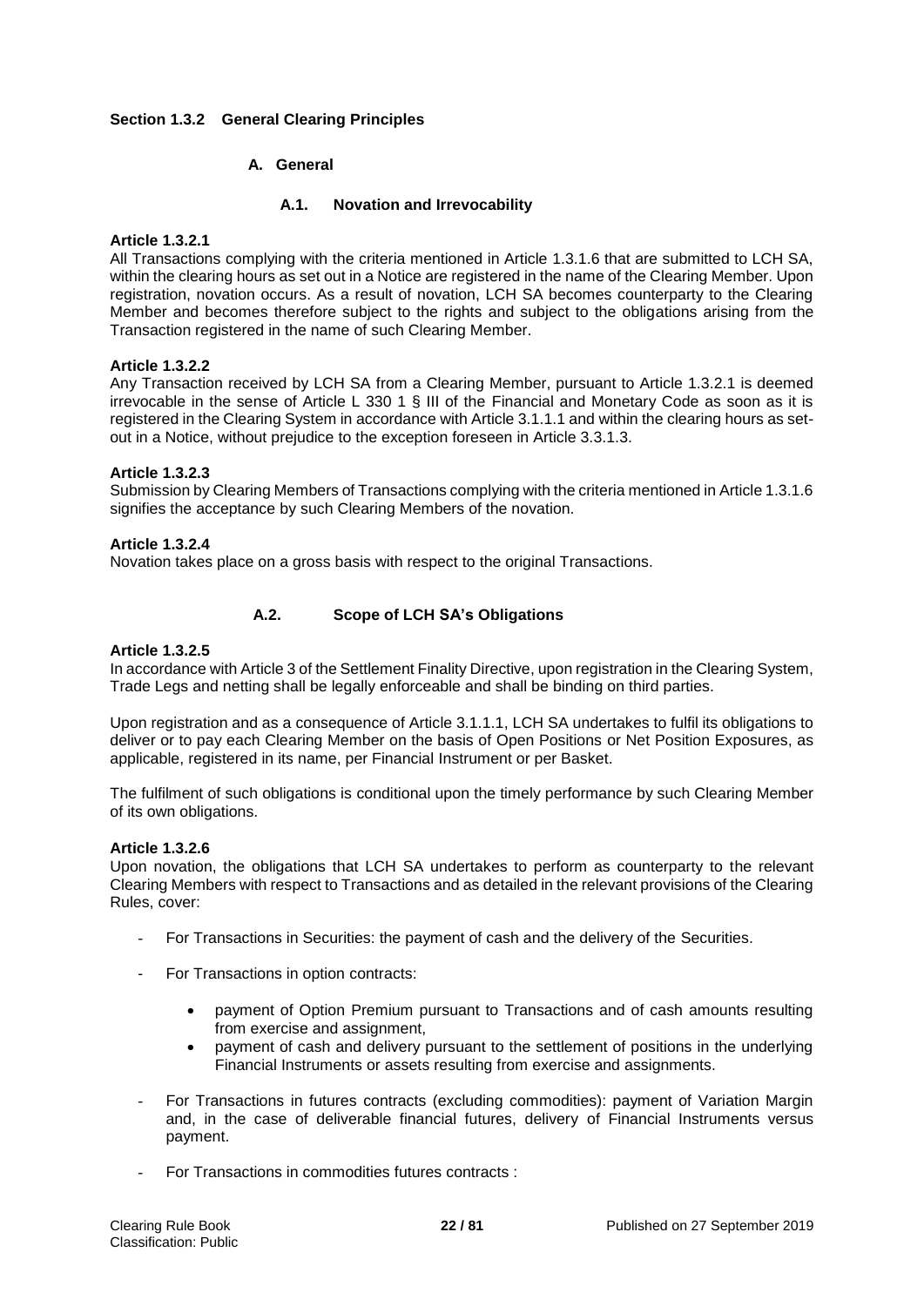## Section 1.3.2 General Clearing Principles

### A. General

#### A.1. Novation and Irrevocability

**Article 1.3.2.1**

All Transactions complying with the criteria mentioned in Article 1.3.1.6 that are submitted to LCH SA, within the clearing hours as set out in a Notice are registered in the name of the Clearing Member. Upon registration, novation occurs. As a result of novation, LCH SA becomes counterparty to the Clearing Member and becomes therefore subject to the rights and subject to the obligations arising from the Transaction registered in the name of such Clearing Member.

**Article 1.3.2.2**

Any Transaction received by LCH SA from a Clearing Member, pursuant to Article 1.3.2.1 is deemed irrevocable in the sense of Article L 330 1 § III of the Financial and Monetary Code as soon as it is registered in the Clearing System in accordance with Article 3.1.1.1 and within the clearing hours as set-out in a Notice, without prejudice to the exception foreseen in Article 3.3.1.3.

**Article 1.3.2.3**

Submission by Clearing Members of Transactions complying with the criteria mentioned in Article 1.3.1.6 signifies the acceptance by such Clearing Members of the novation.

**Article 1.3.2.4**

Novation takes place on a gross basis with respect to the original Transactions.

#### A.2. Scope of LCH SA's Obligations

**Article 1.3.2.5**

In accordance with Article 3 of the Settlement Finality Directive, upon registration in the Clearing System, Trade Legs and netting shall be legally enforceable and shall be binding on third parties.

Upon registration and as a consequence of Article 3.1.1.1, LCH SA undertakes to fulfil its obligations to deliver or to pay each Clearing Member on the basis of Open Positions or Net Position Exposures, as applicable, registered in its name, per Financial Instrument or per Basket.

The fulfilment of such obligations is conditional upon the timely performance by such Clearing Member of its own obligations.

**Article 1.3.2.6**

Upon novation, the obligations that LCH SA undertakes to perform as counterparty to the relevant Clearing Members with respect to Transactions and as detailed in the relevant provisions of the Clearing Rules, cover:

- For Transactions in Securities: the payment of cash and the delivery of the Securities.
- For Transactions in option contracts:
  - payment of Option Premium pursuant to Transactions and of cash amounts resulting from exercise and assignment,
  - payment of cash and delivery pursuant to the settlement of positions in the underlying Financial Instruments or assets resulting from exercise and assignments.
- For Transactions in futures contracts (excluding commodities): payment of Variation Margin and, in the case of deliverable financial futures, delivery of Financial Instruments versus payment.
- For Transactions in commodities futures contracts :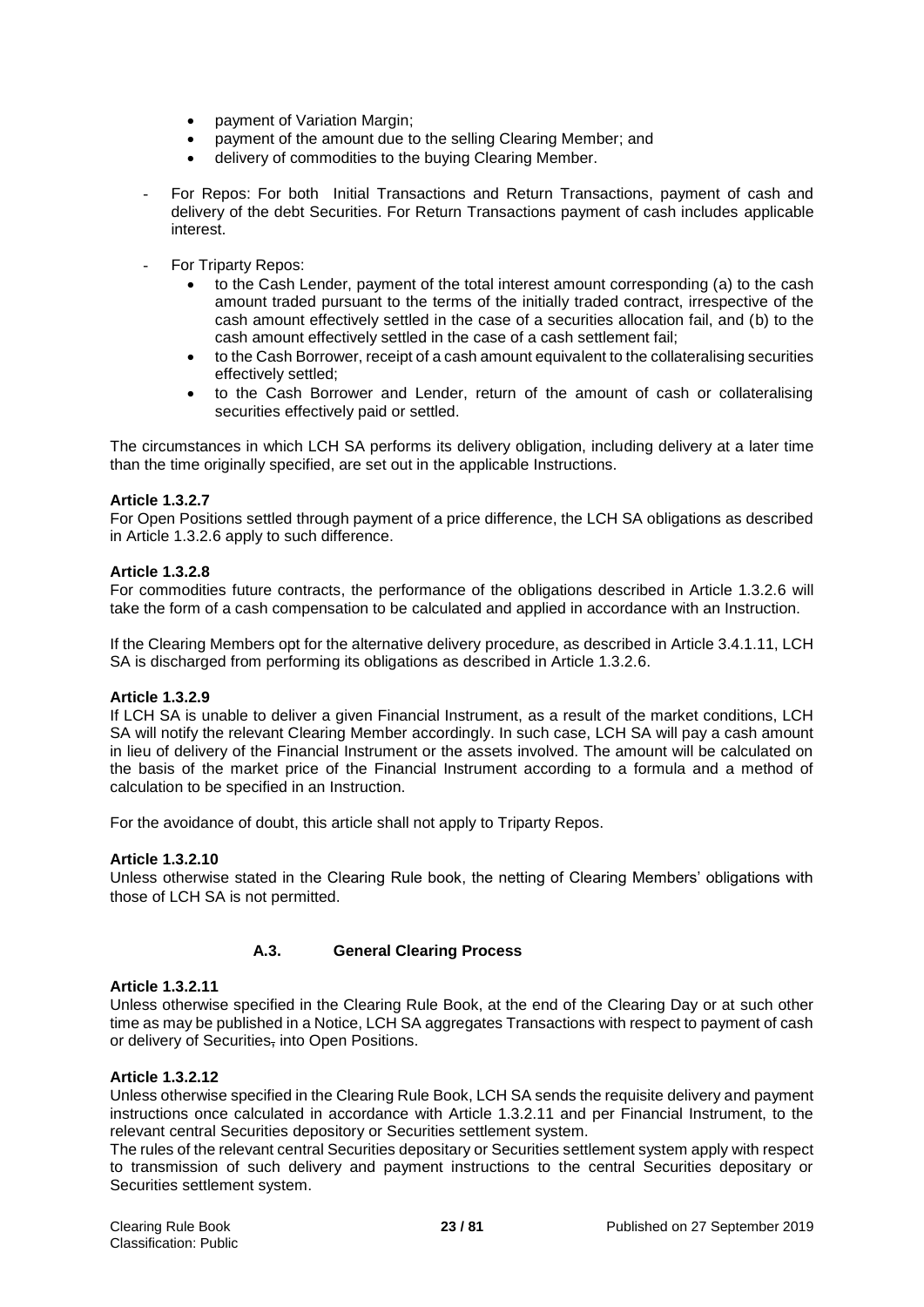- payment of Variation Margin;
- payment of the amount due to the selling Clearing Member; and
- delivery of commodities to the buying Clearing Member.

- For Repos: For both Initial Transactions and Return Transactions, payment of cash and delivery of the debt Securities. For Return Transactions payment of cash includes applicable interest.

- For Triparty Repos:
  - to the Cash Lender, payment of the total interest amount corresponding (a) to the cash amount traded pursuant to the terms of the initially traded contract, irrespective of the cash amount effectively settled in the case of a securities allocation fail, and (b) to the cash amount effectively settled in the case of a cash settlement fail;
  - to the Cash Borrower, receipt of a cash amount equivalent to the collateralising securities effectively settled;
  - to the Cash Borrower and Lender, return of the amount of cash or collateralising securities effectively paid or settled.

The circumstances in which LCH SA performs its delivery obligation, including delivery at a later time than the time originally specified, are set out in the applicable Instructions.

**Article 1.3.2.7**

For Open Positions settled through payment of a price difference, the LCH SA obligations as described in Article 1.3.2.6 apply to such difference.

**Article 1.3.2.8**

For commodities future contracts, the performance of the obligations described in Article 1.3.2.6 will take the form of a cash compensation to be calculated and applied in accordance with an Instruction.

If the Clearing Members opt for the alternative delivery procedure, as described in Article 3.4.1.11, LCH SA is discharged from performing its obligations as described in Article 1.3.2.6.

**Article 1.3.2.9**

If LCH SA is unable to deliver a given Financial Instrument, as a result of the market conditions, LCH SA will notify the relevant Clearing Member accordingly. In such case, LCH SA will pay a cash amount in lieu of delivery of the Financial Instrument or the assets involved. The amount will be calculated on the basis of the market price of the Financial Instrument according to a formula and a method of calculation to be specified in an Instruction.

For the avoidance of doubt, this article shall not apply to Triparty Repos.

**Article 1.3.2.10**

Unless otherwise stated in the Clearing Rule book, the netting of Clearing Members' obligations with those of LCH SA is not permitted.

### A.3. General Clearing Process

**Article 1.3.2.11**

Unless otherwise specified in the Clearing Rule Book, at the end of the Clearing Day or at such other time as may be published in a Notice, LCH SA aggregates Transactions with respect to payment of cash or delivery of Securities, into Open Positions.

**Article 1.3.2.12**

Unless otherwise specified in the Clearing Rule Book, LCH SA sends the requisite delivery and payment instructions once calculated in accordance with Article 1.3.2.11 and per Financial Instrument, to the relevant central Securities depository or Securities settlement system.

The rules of the relevant central Securities depositary or Securities settlement system apply with respect to transmission of such delivery and payment instructions to the central Securities depositary or Securities settlement system.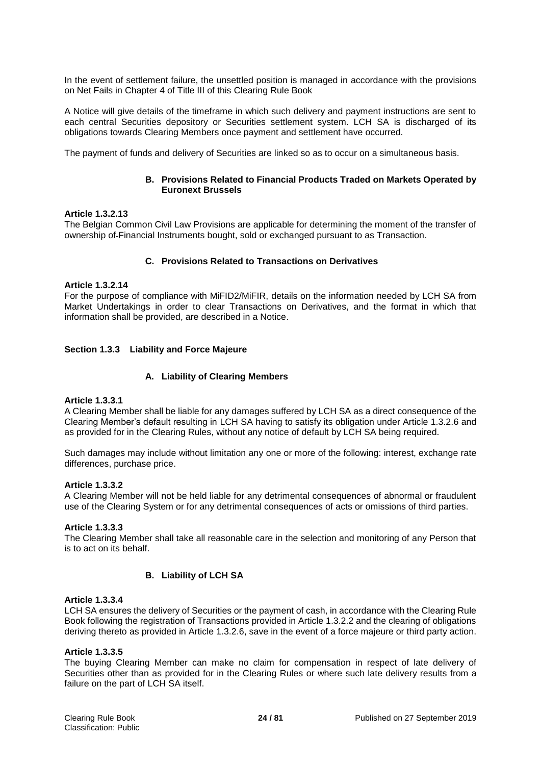In the event of settlement failure, the unsettled position is managed in accordance with the provisions on Net Fails in Chapter 4 of Title III of this Clearing Rule Book

A Notice will give details of the timeframe in which such delivery and payment instructions are sent to each central Securities depository or Securities settlement system. LCH SA is discharged of its obligations towards Clearing Members once payment and settlement have occurred.

The payment of funds and delivery of Securities are linked so as to occur on a simultaneous basis.

#### B. Provisions Related to Financial Products Traded on Markets Operated by Euronext Brussels

**Article 1.3.2.13**
The Belgian Common Civil Law Provisions are applicable for determining the moment of the transfer of ownership of Financial Instruments bought, sold or exchanged pursuant to as Transaction.

#### C. Provisions Related to Transactions on Derivatives

**Article 1.3.2.14**
For the purpose of compliance with MiFID2/MiFIR, details on the information needed by LCH SA from Market Undertakings in order to clear Transactions on Derivatives, and the format in which that information shall be provided, are described in a Notice.

### Section 1.3.3 Liability and Force Majeure

#### A. Liability of Clearing Members

**Article 1.3.3.1**
A Clearing Member shall be liable for any damages suffered by LCH SA as a direct consequence of the Clearing Member's default resulting in LCH SA having to satisfy its obligation under Article 1.3.2.6 and as provided for in the Clearing Rules, without any notice of default by LCH SA being required.

Such damages may include without limitation any one or more of the following: interest, exchange rate differences, purchase price.

**Article 1.3.3.2**
A Clearing Member will not be held liable for any detrimental consequences of abnormal or fraudulent use of the Clearing System or for any detrimental consequences of acts or omissions of third parties.

**Article 1.3.3.3**
The Clearing Member shall take all reasonable care in the selection and monitoring of any Person that is to act on its behalf.

#### B. Liability of LCH SA

**Article 1.3.3.4**
LCH SA ensures the delivery of Securities or the payment of cash, in accordance with the Clearing Rule Book following the registration of Transactions provided in Article 1.3.2.2 and the clearing of obligations deriving thereto as provided in Article 1.3.2.6, save in the event of a force majeure or third party action.

**Article 1.3.3.5**
The buying Clearing Member can make no claim for compensation in respect of late delivery of Securities other than as provided for in the Clearing Rules or where such late delivery results from a failure on the part of LCH SA itself.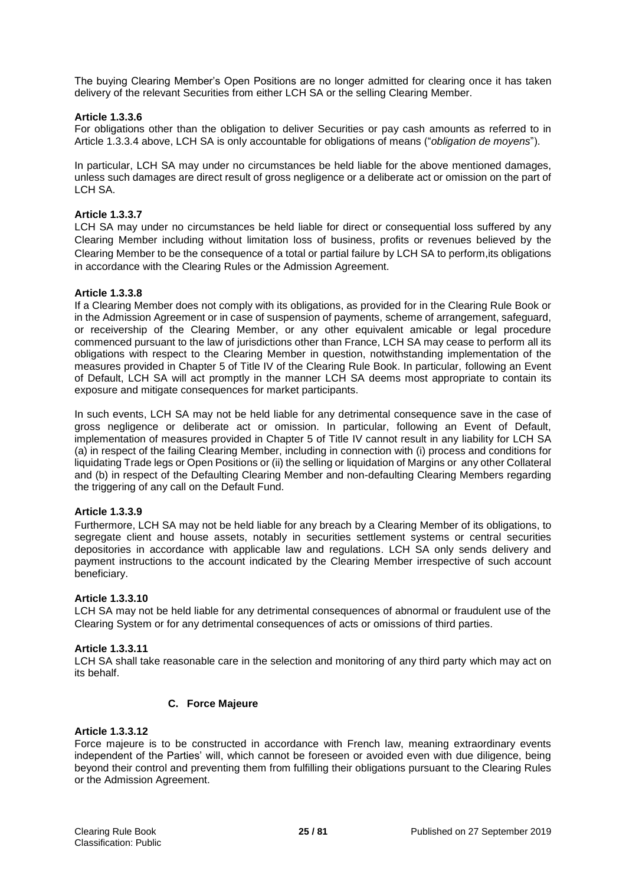The buying Clearing Member's Open Positions are no longer admitted for clearing once it has taken delivery of the relevant Securities from either LCH SA or the selling Clearing Member.

**Article 1.3.3.6**

For obligations other than the obligation to deliver Securities or pay cash amounts as referred to in Article 1.3.3.4 above, LCH SA is only accountable for obligations of means ("*obligation de moyens*").

In particular, LCH SA may under no circumstances be held liable for the above mentioned damages, unless such damages are direct result of gross negligence or a deliberate act or omission on the part of LCH SA.

**Article 1.3.3.7**

LCH SA may under no circumstances be held liable for direct or consequential loss suffered by any Clearing Member including without limitation loss of business, profits or revenues believed by the Clearing Member to be the consequence of a total or partial failure by LCH SA to perform,its obligations in accordance with the Clearing Rules or the Admission Agreement.

**Article 1.3.3.8**

If a Clearing Member does not comply with its obligations, as provided for in the Clearing Rule Book or in the Admission Agreement or in case of suspension of payments, scheme of arrangement, safeguard, or receivership of the Clearing Member, or any other equivalent amicable or legal procedure commenced pursuant to the law of jurisdictions other than France, LCH SA may cease to perform all its obligations with respect to the Clearing Member in question, notwithstanding implementation of the measures provided in Chapter 5 of Title IV of the Clearing Rule Book. In particular, following an Event of Default, LCH SA will act promptly in the manner LCH SA deems most appropriate to contain its exposure and mitigate consequences for market participants.

In such events, LCH SA may not be held liable for any detrimental consequence save in the case of gross negligence or deliberate act or omission. In particular, following an Event of Default, implementation of measures provided in Chapter 5 of Title IV cannot result in any liability for LCH SA (a) in respect of the failing Clearing Member, including in connection with (i) process and conditions for liquidating Trade legs or Open Positions or (ii) the selling or liquidation of Margins or any other Collateral and (b) in respect of the Defaulting Clearing Member and non-defaulting Clearing Members regarding the triggering of any call on the Default Fund.

**Article 1.3.3.9**

Furthermore, LCH SA may not be held liable for any breach by a Clearing Member of its obligations, to segregate client and house assets, notably in securities settlement systems or central securities depositories in accordance with applicable law and regulations. LCH SA only sends delivery and payment instructions to the account indicated by the Clearing Member irrespective of such account beneficiary.

**Article 1.3.3.10**

LCH SA may not be held liable for any detrimental consequences of abnormal or fraudulent use of the Clearing System or for any detrimental consequences of acts or omissions of third parties.

**Article 1.3.3.11**

LCH SA shall take reasonable care in the selection and monitoring of any third party which may act on its behalf.

### C. Force Majeure

**Article 1.3.3.12**

Force majeure is to be constructed in accordance with French law, meaning extraordinary events independent of the Parties' will, which cannot be foreseen or avoided even with due diligence, being beyond their control and preventing them from fulfilling their obligations pursuant to the Clearing Rules or the Admission Agreement.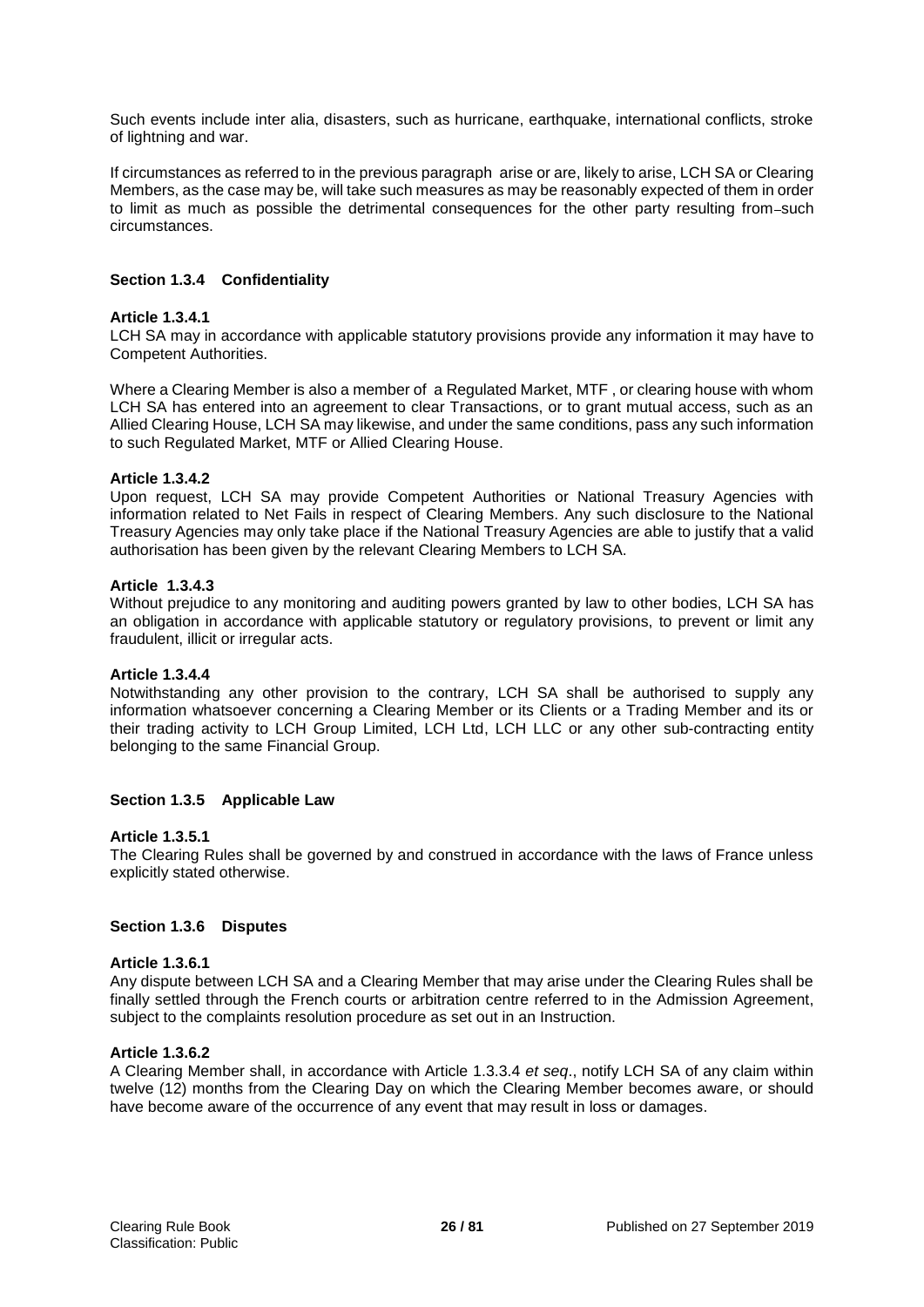Such events include inter alia, disasters, such as hurricane, earthquake, international conflicts, stroke of lightning and war.

If circumstances as referred to in the previous paragraph arise or are, likely to arise, LCH SA or Clearing Members, as the case may be, will take such measures as may be reasonably expected of them in order to limit as much as possible the detrimental consequences for the other party resulting from such circumstances.

### Section 1.3.4 Confidentiality

#### Article 1.3.4.1

LCH SA may in accordance with applicable statutory provisions provide any information it may have to Competent Authorities.

Where a Clearing Member is also a member of a Regulated Market, MTF , or clearing house with whom LCH SA has entered into an agreement to clear Transactions, or to grant mutual access, such as an Allied Clearing House, LCH SA may likewise, and under the same conditions, pass any such information to such Regulated Market, MTF or Allied Clearing House.

#### Article 1.3.4.2

Upon request, LCH SA may provide Competent Authorities or National Treasury Agencies with information related to Net Fails in respect of Clearing Members. Any such disclosure to the National Treasury Agencies may only take place if the National Treasury Agencies are able to justify that a valid authorisation has been given by the relevant Clearing Members to LCH SA.

#### Article 1.3.4.3

Without prejudice to any monitoring and auditing powers granted by law to other bodies, LCH SA has an obligation in accordance with applicable statutory or regulatory provisions, to prevent or limit any fraudulent, illicit or irregular acts.

#### Article 1.3.4.4

Notwithstanding any other provision to the contrary, LCH SA shall be authorised to supply any information whatsoever concerning a Clearing Member or its Clients or a Trading Member and its or their trading activity to LCH Group Limited, LCH Ltd, LCH LLC or any other sub-contracting entity belonging to the same Financial Group.

### Section 1.3.5 Applicable Law

#### Article 1.3.5.1

The Clearing Rules shall be governed by and construed in accordance with the laws of France unless explicitly stated otherwise.

### Section 1.3.6 Disputes

#### Article 1.3.6.1

Any dispute between LCH SA and a Clearing Member that may arise under the Clearing Rules shall be finally settled through the French courts or arbitration centre referred to in the Admission Agreement, subject to the complaints resolution procedure as set out in an Instruction.

#### Article 1.3.6.2

A Clearing Member shall, in accordance with Article 1.3.3.4 *et seq*., notify LCH SA of any claim within twelve (12) months from the Clearing Day on which the Clearing Member becomes aware, or should have become aware of the occurrence of any event that may result in loss or damages.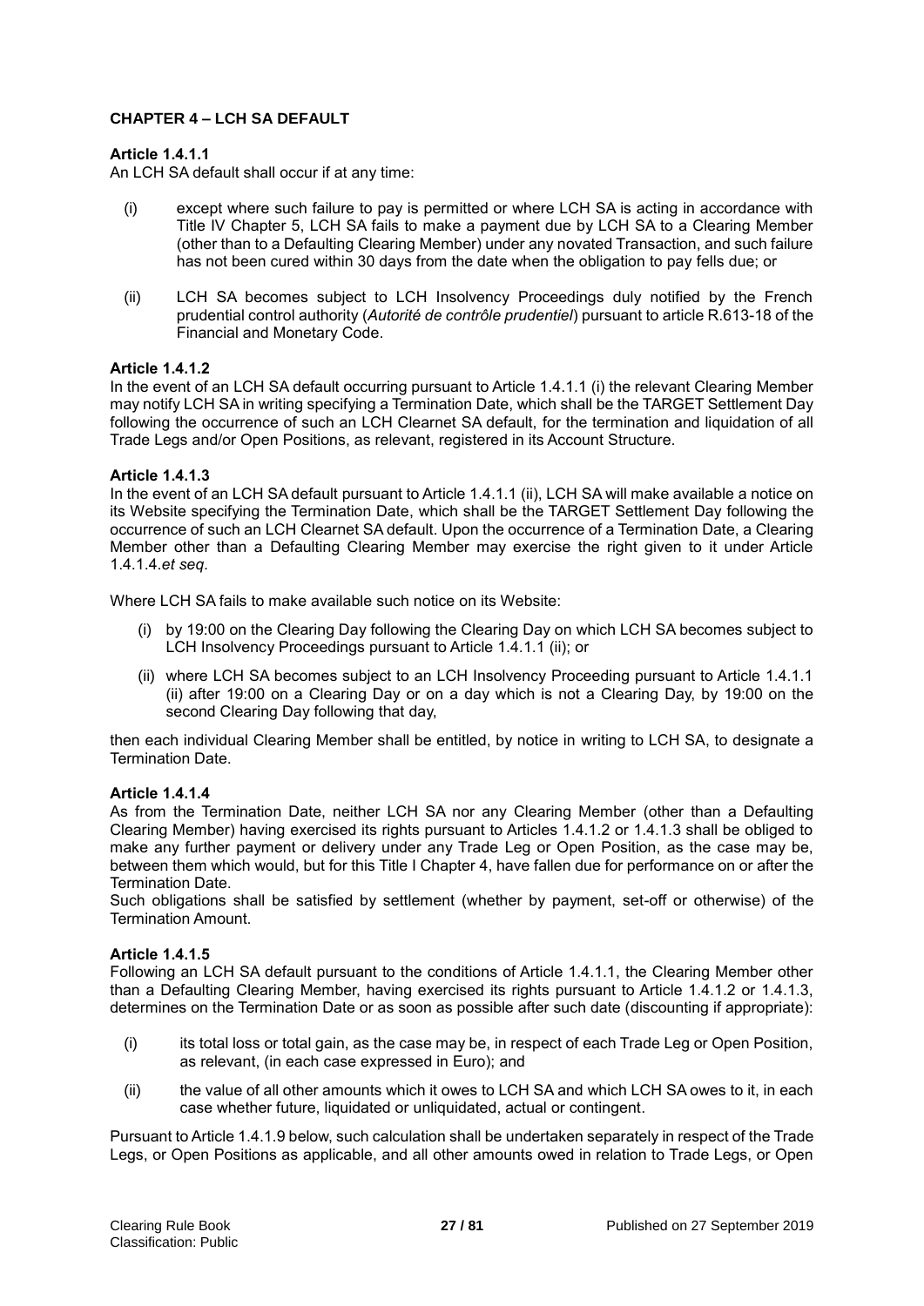**CHAPTER 4 – LCH SA DEFAULT**

**Article 1.4.1.1**
An LCH SA default shall occur if at any time:

(i) except where such failure to pay is permitted or where LCH SA is acting in accordance with Title IV Chapter 5, LCH SA fails to make a payment due by LCH SA to a Clearing Member (other than to a Defaulting Clearing Member) under any novated Transaction, and such failure has not been cured within 30 days from the date when the obligation to pay fells due; or

(ii) LCH SA becomes subject to LCH Insolvency Proceedings duly notified by the French prudential control authority (*Autorité de contrôle prudentiel*) pursuant to article R.613-18 of the Financial and Monetary Code.

**Article 1.4.1.2**
In the event of an LCH SA default occurring pursuant to Article 1.4.1.1 (i) the relevant Clearing Member may notify LCH SA in writing specifying a Termination Date, which shall be the TARGET Settlement Day following the occurrence of such an LCH Clearnet SA default, for the termination and liquidation of all Trade Legs and/or Open Positions, as relevant, registered in its Account Structure.

**Article 1.4.1.3**
In the event of an LCH SA default pursuant to Article 1.4.1.1 (ii), LCH SA will make available a notice on its Website specifying the Termination Date, which shall be the TARGET Settlement Day following the occurrence of such an LCH Clearnet SA default. Upon the occurrence of a Termination Date, a Clearing Member other than a Defaulting Clearing Member may exercise the right given to it under Article 1.4.1.4.*et seq*.

Where LCH SA fails to make available such notice on its Website:

(i) by 19:00 on the Clearing Day following the Clearing Day on which LCH SA becomes subject to LCH Insolvency Proceedings pursuant to Article 1.4.1.1 (ii); or

(ii) where LCH SA becomes subject to an LCH Insolvency Proceeding pursuant to Article 1.4.1.1 (ii) after 19:00 on a Clearing Day or on a day which is not a Clearing Day, by 19:00 on the second Clearing Day following that day,

then each individual Clearing Member shall be entitled, by notice in writing to LCH SA, to designate a Termination Date.

**Article 1.4.1.4**
As from the Termination Date, neither LCH SA nor any Clearing Member (other than a Defaulting Clearing Member) having exercised its rights pursuant to Articles 1.4.1.2 or 1.4.1.3 shall be obliged to make any further payment or delivery under any Trade Leg or Open Position, as the case may be, between them which would, but for this Title I Chapter 4, have fallen due for performance on or after the Termination Date.
Such obligations shall be satisfied by settlement (whether by payment, set-off or otherwise) of the Termination Amount.

**Article 1.4.1.5**
Following an LCH SA default pursuant to the conditions of Article 1.4.1.1, the Clearing Member other than a Defaulting Clearing Member, having exercised its rights pursuant to Article 1.4.1.2 or 1.4.1.3, determines on the Termination Date or as soon as possible after such date (discounting if appropriate):

(i) its total loss or total gain, as the case may be, in respect of each Trade Leg or Open Position, as relevant, (in each case expressed in Euro); and

(ii) the value of all other amounts which it owes to LCH SA and which LCH SA owes to it, in each case whether future, liquidated or unliquidated, actual or contingent.

Pursuant to Article 1.4.1.9 below, such calculation shall be undertaken separately in respect of the Trade Legs, or Open Positions as applicable, and all other amounts owed in relation to Trade Legs, or Open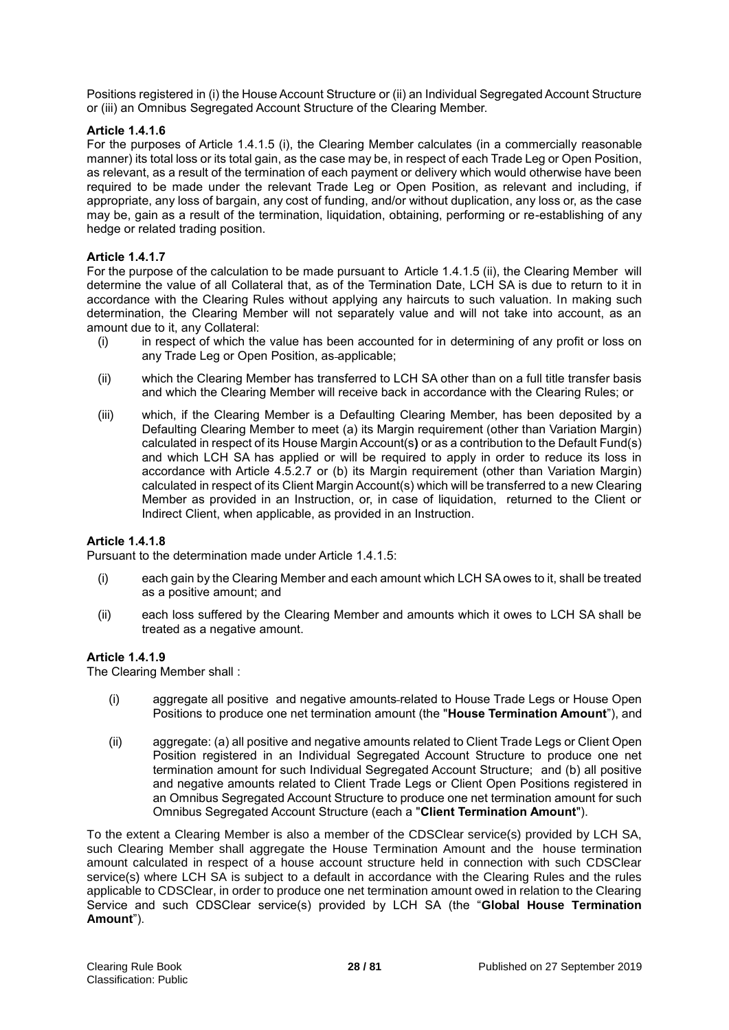Positions registered in (i) the House Account Structure or (ii) an Individual Segregated Account Structure or (iii) an Omnibus Segregated Account Structure of the Clearing Member.

**Article 1.4.1.6**

For the purposes of Article 1.4.1.5 (i), the Clearing Member calculates (in a commercially reasonable manner) its total loss or its total gain, as the case may be, in respect of each Trade Leg or Open Position, as relevant, as a result of the termination of each payment or delivery which would otherwise have been required to be made under the relevant Trade Leg or Open Position, as relevant and including, if appropriate, any loss of bargain, any cost of funding, and/or without duplication, any loss or, as the case may be, gain as a result of the termination, liquidation, obtaining, performing or re-establishing of any hedge or related trading position.

**Article 1.4.1.7**

For the purpose of the calculation to be made pursuant to Article 1.4.1.5 (ii), the Clearing Member will determine the value of all Collateral that, as of the Termination Date, LCH SA is due to return to it in accordance with the Clearing Rules without applying any haircuts to such valuation. In making such determination, the Clearing Member will not separately value and will not take into account, as an amount due to it, any Collateral:

(i) in respect of which the value has been accounted for in determining of any profit or loss on any Trade Leg or Open Position, as applicable;

(ii) which the Clearing Member has transferred to LCH SA other than on a full title transfer basis and which the Clearing Member will receive back in accordance with the Clearing Rules; or

(iii) which, if the Clearing Member is a Defaulting Clearing Member, has been deposited by a Defaulting Clearing Member to meet (a) its Margin requirement (other than Variation Margin) calculated in respect of its House Margin Account(s) or as a contribution to the Default Fund(s) and which LCH SA has applied or will be required to apply in order to reduce its loss in accordance with Article 4.5.2.7 or (b) its Margin requirement (other than Variation Margin) calculated in respect of its Client Margin Account(s) which will be transferred to a new Clearing Member as provided in an Instruction, or, in case of liquidation, returned to the Client or Indirect Client, when applicable, as provided in an Instruction.

**Article 1.4.1.8**

Pursuant to the determination made under Article 1.4.1.5:

(i) each gain by the Clearing Member and each amount which LCH SA owes to it, shall be treated as a positive amount; and

(ii) each loss suffered by the Clearing Member and amounts which it owes to LCH SA shall be treated as a negative amount.

**Article 1.4.1.9**

The Clearing Member shall :

(i) aggregate all positive and negative amounts related to House Trade Legs or House Open Positions to produce one net termination amount (the "**House Termination Amount**"), and

(ii) aggregate: (a) all positive and negative amounts related to Client Trade Legs or Client Open Position registered in an Individual Segregated Account Structure to produce one net termination amount for such Individual Segregated Account Structure; and (b) all positive and negative amounts related to Client Trade Legs or Client Open Positions registered in an Omnibus Segregated Account Structure to produce one net termination amount for such Omnibus Segregated Account Structure (each a "**Client Termination Amount**").

To the extent a Clearing Member is also a member of the CDSClear service(s) provided by LCH SA, such Clearing Member shall aggregate the House Termination Amount and the house termination amount calculated in respect of a house account structure held in connection with such CDSClear service(s) where LCH SA is subject to a default in accordance with the Clearing Rules and the rules applicable to CDSClear, in order to produce one net termination amount owed in relation to the Clearing Service and such CDSClear service(s) provided by LCH SA (the "**Global House Termination Amount**").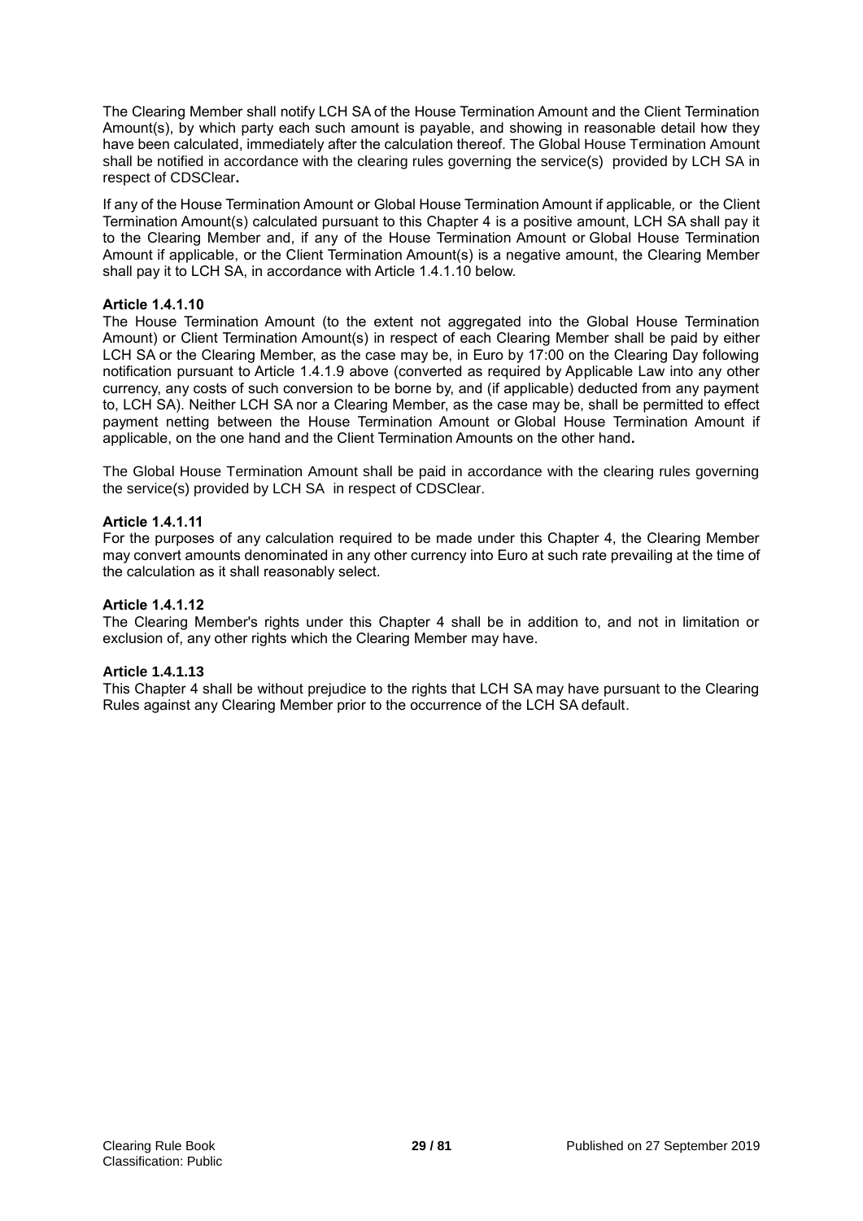The Clearing Member shall notify LCH SA of the House Termination Amount and the Client Termination Amount(s), by which party each such amount is payable, and showing in reasonable detail how they have been calculated, immediately after the calculation thereof. The Global House Termination Amount shall be notified in accordance with the clearing rules governing the service(s) provided by LCH SA in respect of CDSClear**.**

If any of the House Termination Amount or Global House Termination Amount if applicable*,* or the Client Termination Amount(s) calculated pursuant to this Chapter 4 is a positive amount, LCH SA shall pay it to the Clearing Member and, if any of the House Termination Amount or Global House Termination Amount if applicable, or the Client Termination Amount(s) is a negative amount, the Clearing Member shall pay it to LCH SA, in accordance with Article 1.4.1.10 below.

**Article 1.4.1.10**

The House Termination Amount (to the extent not aggregated into the Global House Termination Amount) or Client Termination Amount(s) in respect of each Clearing Member shall be paid by either LCH SA or the Clearing Member, as the case may be, in Euro by 17:00 on the Clearing Day following notification pursuant to Article 1.4.1.9 above (converted as required by Applicable Law into any other currency, any costs of such conversion to be borne by, and (if applicable) deducted from any payment to, LCH SA). Neither LCH SA nor a Clearing Member, as the case may be, shall be permitted to effect payment netting between the House Termination Amount or Global House Termination Amount if applicable, on the one hand and the Client Termination Amounts on the other hand**.**

The Global House Termination Amount shall be paid in accordance with the clearing rules governing the service(s) provided by LCH SA in respect of CDSClear.

**Article 1.4.1.11**

For the purposes of any calculation required to be made under this Chapter 4, the Clearing Member may convert amounts denominated in any other currency into Euro at such rate prevailing at the time of the calculation as it shall reasonably select.

**Article 1.4.1.12**

The Clearing Member's rights under this Chapter 4 shall be in addition to, and not in limitation or exclusion of, any other rights which the Clearing Member may have.

**Article 1.4.1.13**

This Chapter 4 shall be without prejudice to the rights that LCH SA may have pursuant to the Clearing Rules against any Clearing Member prior to the occurrence of the LCH SA default.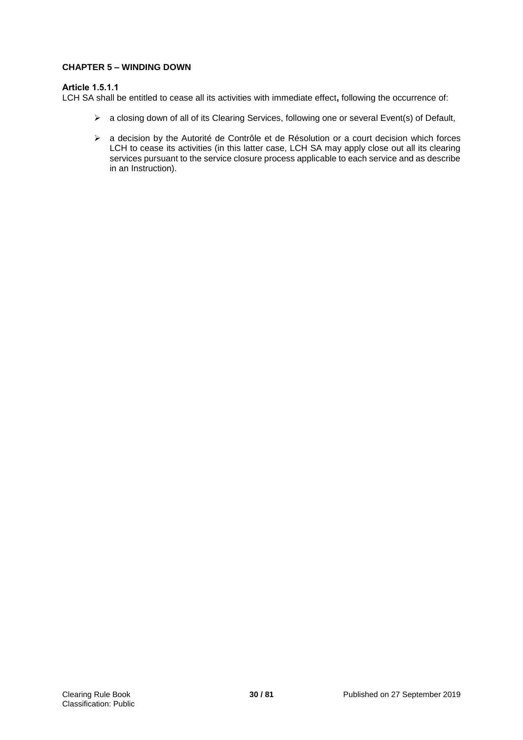## CHAPTER 5 – WINDING DOWN

**Article 1.5.1.1**
LCH SA shall be entitled to cease all its activities with immediate effect**,** following the occurrence of:

- a closing down of all of its Clearing Services, following one or several Event(s) of Default,
- a decision by the Autorité de Contrôle et de Résolution or a court decision which forces LCH to cease its activities (in this latter case, LCH SA may apply close out all its clearing services pursuant to the service closure process applicable to each service and as describe in an Instruction).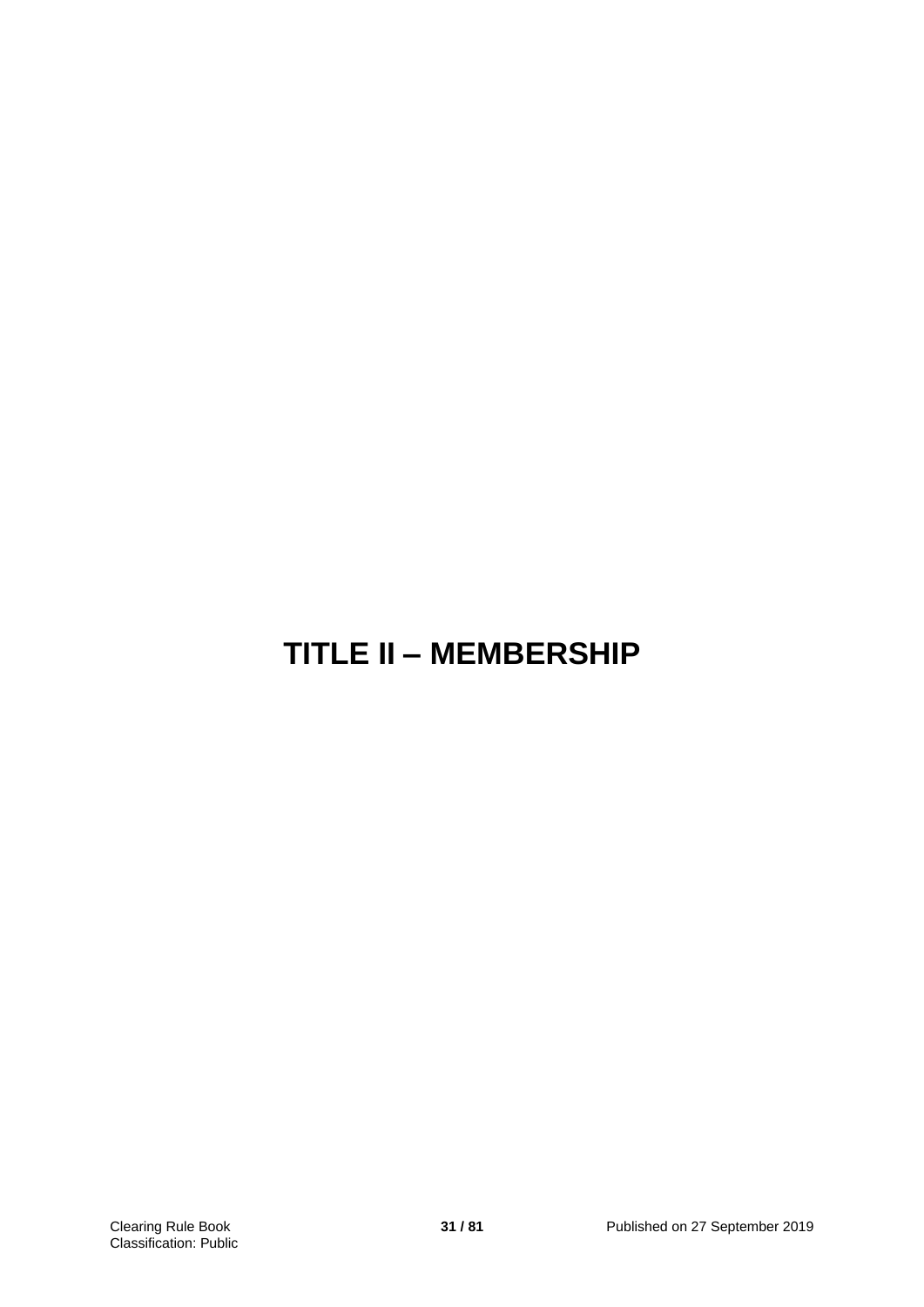# TITLE II – MEMBERSHIP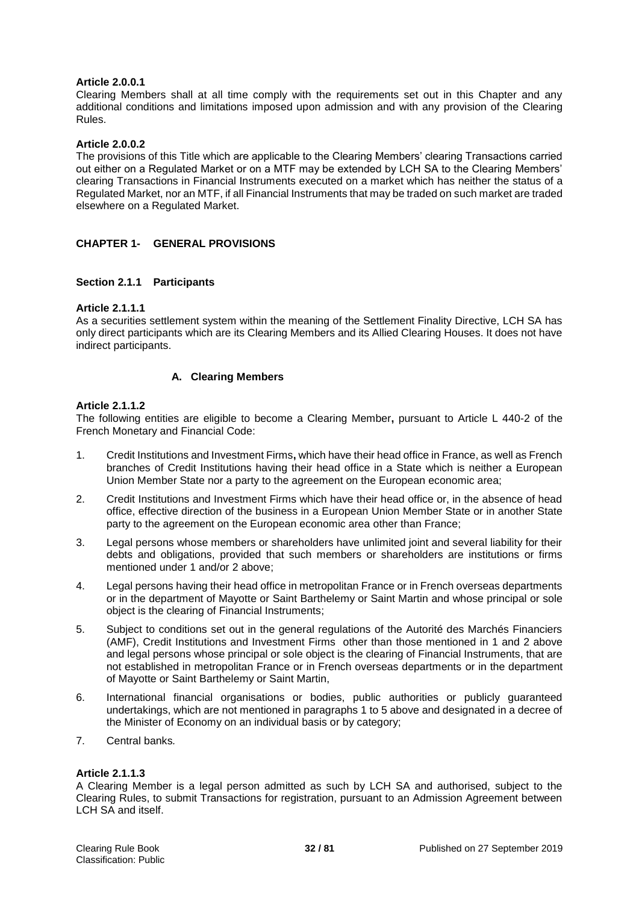**Article 2.0.0.1**

Clearing Members shall at all time comply with the requirements set out in this Chapter and any additional conditions and limitations imposed upon admission and with any provision of the Clearing Rules.

**Article 2.0.0.2**

The provisions of this Title which are applicable to the Clearing Members' clearing Transactions carried out either on a Regulated Market or on a MTF may be extended by LCH SA to the Clearing Members' clearing Transactions in Financial Instruments executed on a market which has neither the status of a Regulated Market, nor an MTF, if all Financial Instruments that may be traded on such market are traded elsewhere on a Regulated Market.

## CHAPTER 1- GENERAL PROVISIONS

### Section 2.1.1 Participants

**Article 2.1.1.1**

As a securities settlement system within the meaning of the Settlement Finality Directive, LCH SA has only direct participants which are its Clearing Members and its Allied Clearing Houses. It does not have indirect participants.

#### A. Clearing Members

**Article 2.1.1.2**

The following entities are eligible to become a Clearing Member**,** pursuant to Article L 440-2 of the French Monetary and Financial Code:

1. Credit Institutions and Investment Firms**,** which have their head office in France, as well as French branches of Credit Institutions having their head office in a State which is neither a European Union Member State nor a party to the agreement on the European economic area;
2. Credit Institutions and Investment Firms which have their head office or, in the absence of head office, effective direction of the business in a European Union Member State or in another State party to the agreement on the European economic area other than France;
3. Legal persons whose members or shareholders have unlimited joint and several liability for their debts and obligations, provided that such members or shareholders are institutions or firms mentioned under 1 and/or 2 above;
4. Legal persons having their head office in metropolitan France or in French overseas departments or in the department of Mayotte or Saint Barthelemy or Saint Martin and whose principal or sole object is the clearing of Financial Instruments;
5. Subject to conditions set out in the general regulations of the Autorité des Marchés Financiers (AMF), Credit Institutions and Investment Firms other than those mentioned in 1 and 2 above and legal persons whose principal or sole object is the clearing of Financial Instruments, that are not established in metropolitan France or in French overseas departments or in the department of Mayotte or Saint Barthelemy or Saint Martin,
6. International financial organisations or bodies, public authorities or publicly guaranteed undertakings, which are not mentioned in paragraphs 1 to 5 above and designated in a decree of the Minister of Economy on an individual basis or by category;
7. Central banks.

**Article 2.1.1.3**

A Clearing Member is a legal person admitted as such by LCH SA and authorised, subject to the Clearing Rules, to submit Transactions for registration, pursuant to an Admission Agreement between LCH SA and itself.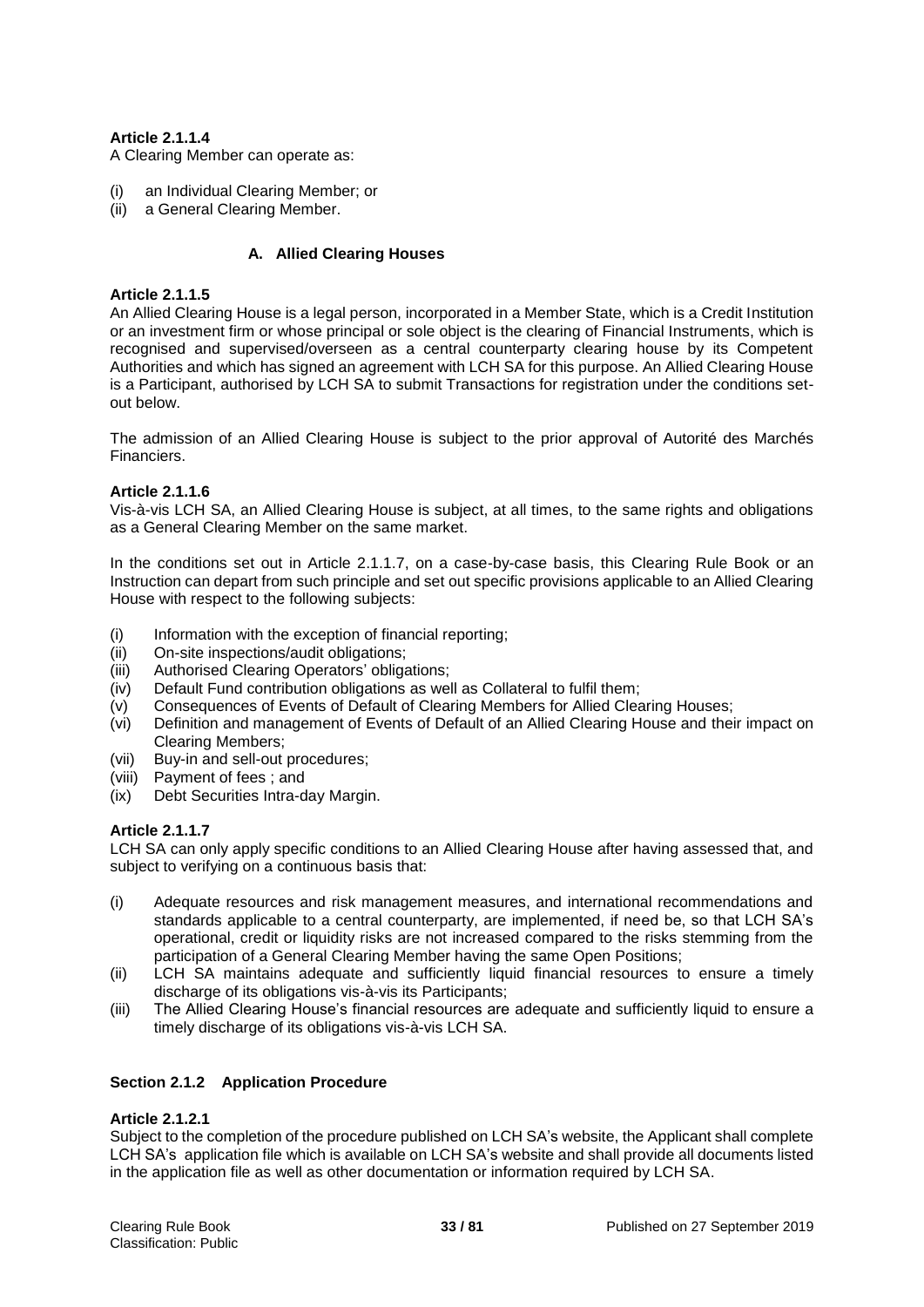**Article 2.1.1.4**

A Clearing Member can operate as:

(i) an Individual Clearing Member; or
(ii) a General Clearing Member.

### A. Allied Clearing Houses

**Article 2.1.1.5**

An Allied Clearing House is a legal person, incorporated in a Member State, which is a Credit Institution or an investment firm or whose principal or sole object is the clearing of Financial Instruments, which is recognised and supervised/overseen as a central counterparty clearing house by its Competent Authorities and which has signed an agreement with LCH SA for this purpose. An Allied Clearing House is a Participant, authorised by LCH SA to submit Transactions for registration under the conditions set-out below.

The admission of an Allied Clearing House is subject to the prior approval of Autorité des Marchés Financiers.

**Article 2.1.1.6**

Vis-à-vis LCH SA, an Allied Clearing House is subject, at all times, to the same rights and obligations as a General Clearing Member on the same market.

In the conditions set out in Article 2.1.1.7, on a case-by-case basis, this Clearing Rule Book or an Instruction can depart from such principle and set out specific provisions applicable to an Allied Clearing House with respect to the following subjects:

(i) Information with the exception of financial reporting;
(ii) On-site inspections/audit obligations;
(iii) Authorised Clearing Operators' obligations;
(iv) Default Fund contribution obligations as well as Collateral to fulfil them;
(v) Consequences of Events of Default of Clearing Members for Allied Clearing Houses;
(vi) Definition and management of Events of Default of an Allied Clearing House and their impact on Clearing Members;
(vii) Buy-in and sell-out procedures;
(viii) Payment of fees ; and
(ix) Debt Securities Intra-day Margin.

**Article 2.1.1.7**

LCH SA can only apply specific conditions to an Allied Clearing House after having assessed that, and subject to verifying on a continuous basis that:

(i) Adequate resources and risk management measures, and international recommendations and standards applicable to a central counterparty, are implemented, if need be, so that LCH SA's operational, credit or liquidity risks are not increased compared to the risks stemming from the participation of a General Clearing Member having the same Open Positions;
(ii) LCH SA maintains adequate and sufficiently liquid financial resources to ensure a timely discharge of its obligations vis-à-vis its Participants;
(iii) The Allied Clearing House's financial resources are adequate and sufficiently liquid to ensure a timely discharge of its obligations vis-à-vis LCH SA.

### Section 2.1.2 Application Procedure

**Article 2.1.2.1**

Subject to the completion of the procedure published on LCH SA's website, the Applicant shall complete LCH SA's application file which is available on LCH SA's website and shall provide all documents listed in the application file as well as other documentation or information required by LCH SA.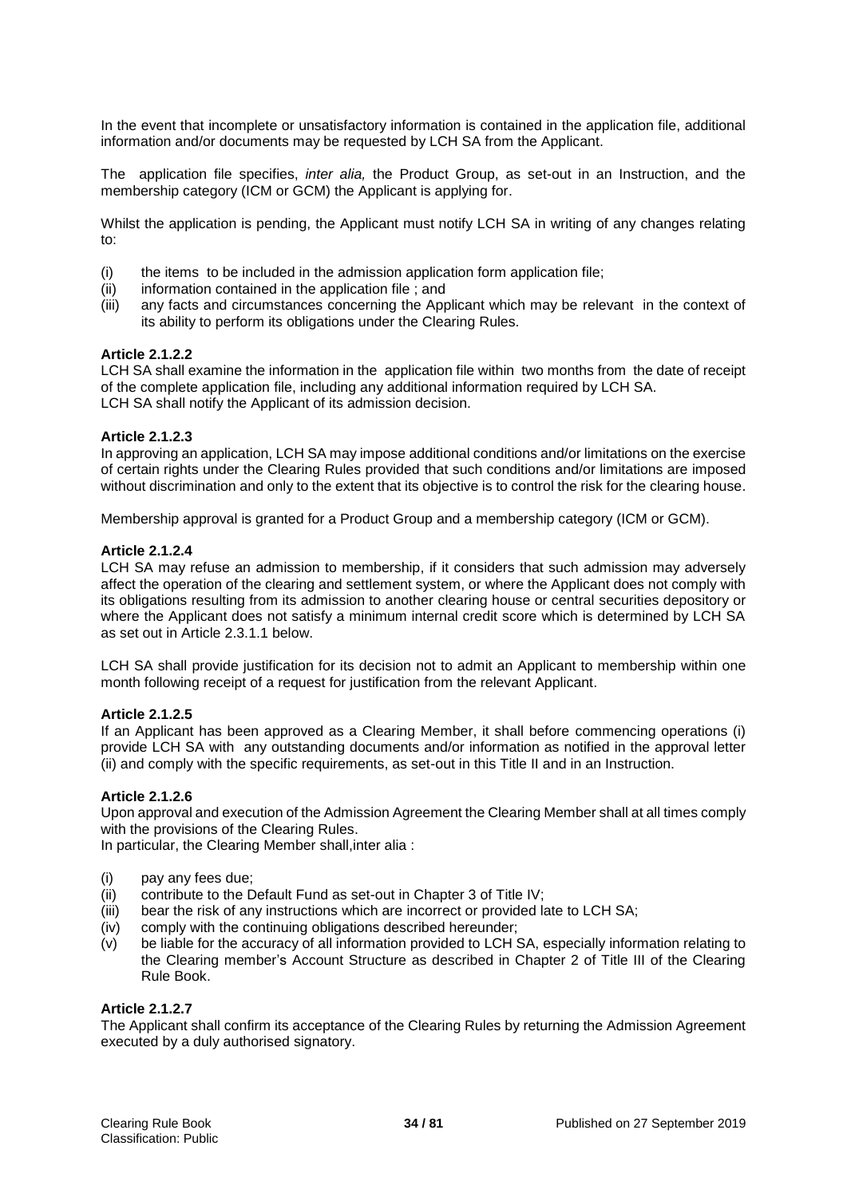In the event that incomplete or unsatisfactory information is contained in the application file, additional information and/or documents may be requested by LCH SA from the Applicant.

The application file specifies, *inter alia,* the Product Group, as set-out in an Instruction, and the membership category (ICM or GCM) the Applicant is applying for.

Whilst the application is pending, the Applicant must notify LCH SA in writing of any changes relating to:

(i) the items to be included in the admission application form application file;
(ii) information contained in the application file ; and
(iii) any facts and circumstances concerning the Applicant which may be relevant in the context of its ability to perform its obligations under the Clearing Rules.

**Article 2.1.2.2**
LCH SA shall examine the information in the application file within two months from the date of receipt of the complete application file, including any additional information required by LCH SA.
LCH SA shall notify the Applicant of its admission decision.

**Article 2.1.2.3**
In approving an application, LCH SA may impose additional conditions and/or limitations on the exercise of certain rights under the Clearing Rules provided that such conditions and/or limitations are imposed without discrimination and only to the extent that its objective is to control the risk for the clearing house.

Membership approval is granted for a Product Group and a membership category (ICM or GCM).

**Article 2.1.2.4**
LCH SA may refuse an admission to membership, if it considers that such admission may adversely affect the operation of the clearing and settlement system, or where the Applicant does not comply with its obligations resulting from its admission to another clearing house or central securities depository or where the Applicant does not satisfy a minimum internal credit score which is determined by LCH SA as set out in Article 2.3.1.1 below.

LCH SA shall provide justification for its decision not to admit an Applicant to membership within one month following receipt of a request for justification from the relevant Applicant.

**Article 2.1.2.5**
If an Applicant has been approved as a Clearing Member, it shall before commencing operations (i) provide LCH SA with any outstanding documents and/or information as notified in the approval letter (ii) and comply with the specific requirements, as set-out in this Title II and in an Instruction.

**Article 2.1.2.6**
Upon approval and execution of the Admission Agreement the Clearing Member shall at all times comply with the provisions of the Clearing Rules.
In particular, the Clearing Member shall,inter alia :

(i) pay any fees due;
(ii) contribute to the Default Fund as set-out in Chapter 3 of Title IV;
(iii) bear the risk of any instructions which are incorrect or provided late to LCH SA;
(iv) comply with the continuing obligations described hereunder;
(v) be liable for the accuracy of all information provided to LCH SA, especially information relating to the Clearing member's Account Structure as described in Chapter 2 of Title III of the Clearing Rule Book.

**Article 2.1.2.7**
The Applicant shall confirm its acceptance of the Clearing Rules by returning the Admission Agreement executed by a duly authorised signatory.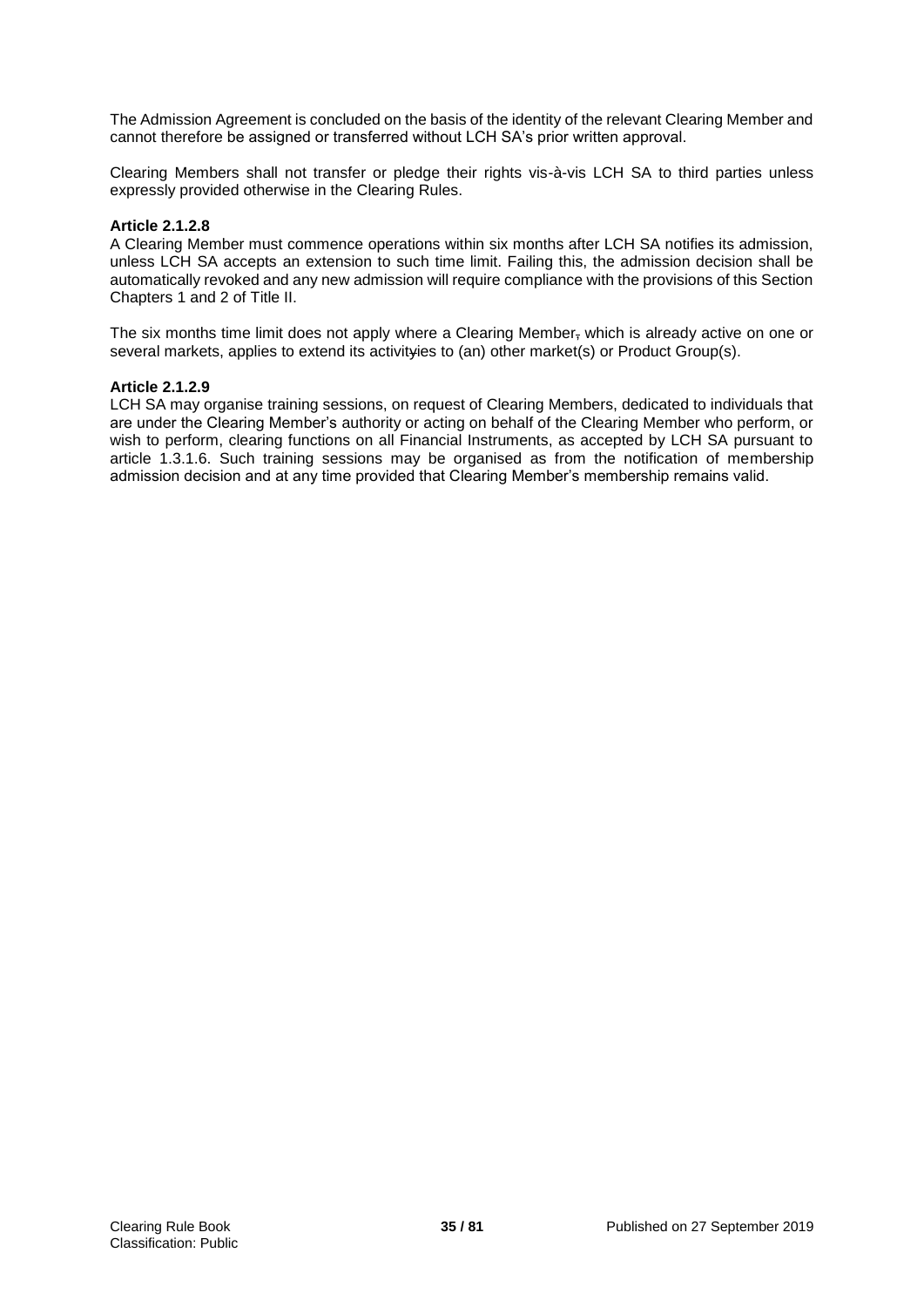The Admission Agreement is concluded on the basis of the identity of the relevant Clearing Member and cannot therefore be assigned or transferred without LCH SA's prior written approval.

Clearing Members shall not transfer or pledge their rights vis-à-vis LCH SA to third parties unless expressly provided otherwise in the Clearing Rules.

**Article 2.1.2.8**

A Clearing Member must commence operations within six months after LCH SA notifies its admission, unless LCH SA accepts an extension to such time limit. Failing this, the admission decision shall be automatically revoked and any new admission will require compliance with the provisions of this Section Chapters 1 and 2 of Title II.

The six months time limit does not apply where a Clearing Member, which is already active on one or several markets, applies to extend its activityies to (an) other market(s) or Product Group(s).

**Article 2.1.2.9**

LCH SA may organise training sessions, on request of Clearing Members, dedicated to individuals that are under the Clearing Member's authority or acting on behalf of the Clearing Member who perform, or wish to perform, clearing functions on all Financial Instruments, as accepted by LCH SA pursuant to article 1.3.1.6. Such training sessions may be organised as from the notification of membership admission decision and at any time provided that Clearing Member's membership remains valid.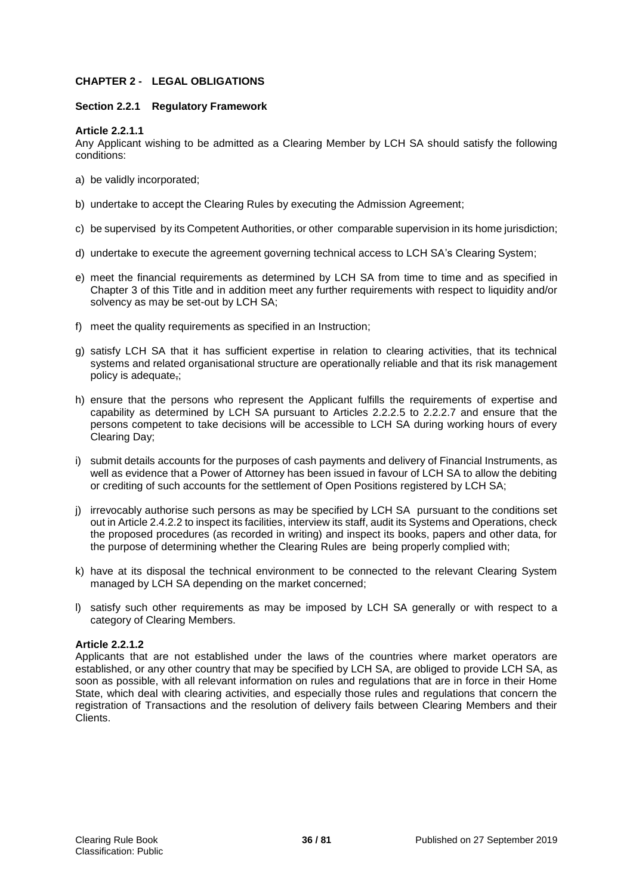## CHAPTER 2 - LEGAL OBLIGATIONS

### Section 2.2.1 Regulatory Framework

**Article 2.2.1.1**

Any Applicant wishing to be admitted as a Clearing Member by LCH SA should satisfy the following conditions:

a) be validly incorporated;

b) undertake to accept the Clearing Rules by executing the Admission Agreement;

c) be supervised by its Competent Authorities, or other comparable supervision in its home jurisdiction;

d) undertake to execute the agreement governing technical access to LCH SA's Clearing System;

e) meet the financial requirements as determined by LCH SA from time to time and as specified in Chapter 3 of this Title and in addition meet any further requirements with respect to liquidity and/or solvency as may be set-out by LCH SA;

f) meet the quality requirements as specified in an Instruction;

g) satisfy LCH SA that it has sufficient expertise in relation to clearing activities, that its technical systems and related organisational structure are operationally reliable and that its risk management policy is adequate,;

h) ensure that the persons who represent the Applicant fulfills the requirements of expertise and capability as determined by LCH SA pursuant to Articles 2.2.2.5 to 2.2.2.7 and ensure that the persons competent to take decisions will be accessible to LCH SA during working hours of every Clearing Day;

i) submit details accounts for the purposes of cash payments and delivery of Financial Instruments, as well as evidence that a Power of Attorney has been issued in favour of LCH SA to allow the debiting or crediting of such accounts for the settlement of Open Positions registered by LCH SA;

j) irrevocably authorise such persons as may be specified by LCH SA pursuant to the conditions set out in Article 2.4.2.2 to inspect its facilities, interview its staff, audit its Systems and Operations, check the proposed procedures (as recorded in writing) and inspect its books, papers and other data, for the purpose of determining whether the Clearing Rules are being properly complied with;

k) have at its disposal the technical environment to be connected to the relevant Clearing System managed by LCH SA depending on the market concerned;

l) satisfy such other requirements as may be imposed by LCH SA generally or with respect to a category of Clearing Members.

**Article 2.2.1.2**

Applicants that are not established under the laws of the countries where market operators are established, or any other country that may be specified by LCH SA, are obliged to provide LCH SA, as soon as possible, with all relevant information on rules and regulations that are in force in their Home State, which deal with clearing activities, and especially those rules and regulations that concern the registration of Transactions and the resolution of delivery fails between Clearing Members and their Clients.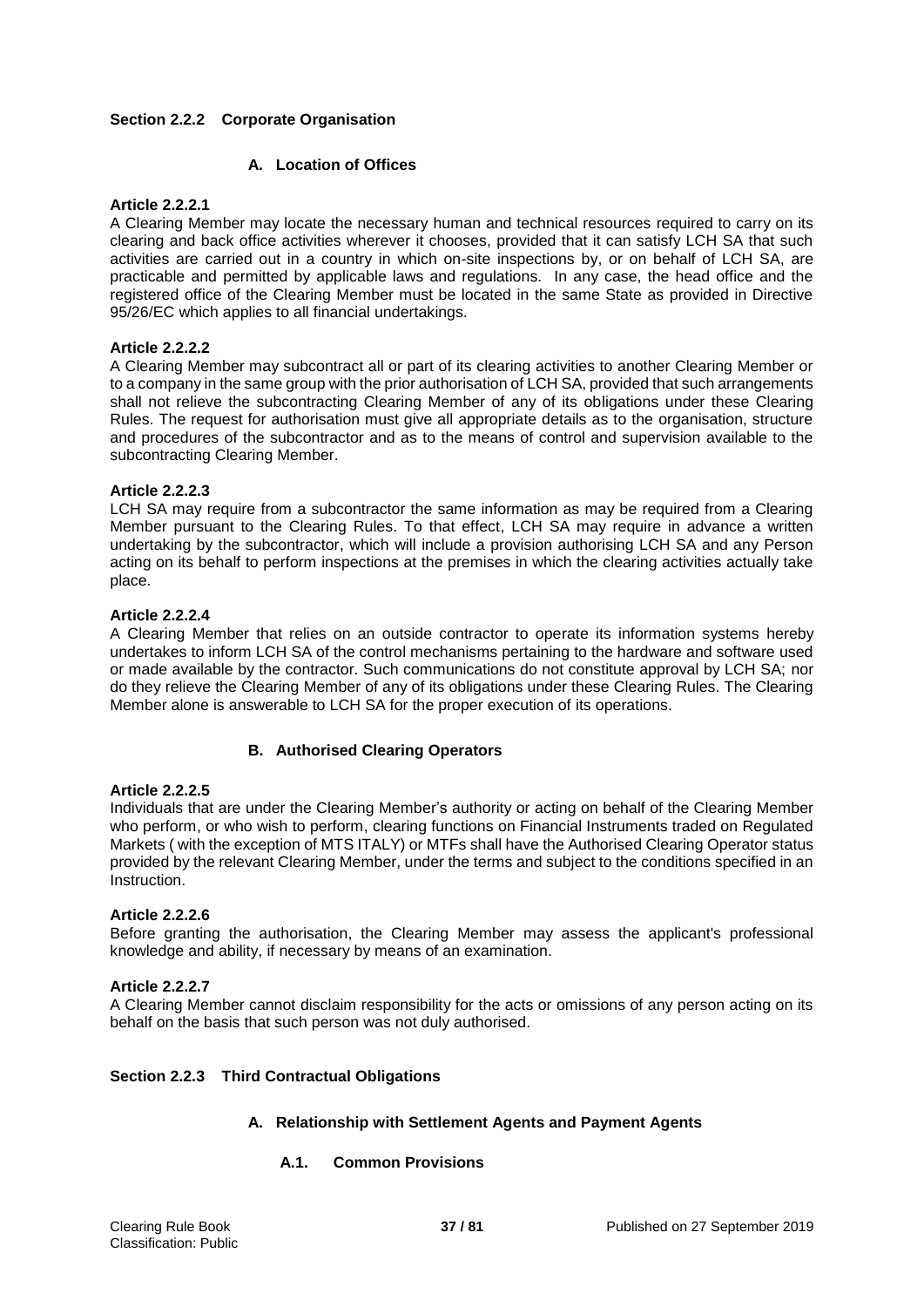### Section 2.2.2 Corporate Organisation

#### A. Location of Offices

**Article 2.2.2.1**

A Clearing Member may locate the necessary human and technical resources required to carry on its clearing and back office activities wherever it chooses, provided that it can satisfy LCH SA that such activities are carried out in a country in which on-site inspections by, or on behalf of LCH SA, are practicable and permitted by applicable laws and regulations. In any case, the head office and the registered office of the Clearing Member must be located in the same State as provided in Directive 95/26/EC which applies to all financial undertakings.

**Article 2.2.2.2**

A Clearing Member may subcontract all or part of its clearing activities to another Clearing Member or to a company in the same group with the prior authorisation of LCH SA, provided that such arrangements shall not relieve the subcontracting Clearing Member of any of its obligations under these Clearing Rules. The request for authorisation must give all appropriate details as to the organisation, structure and procedures of the subcontractor and as to the means of control and supervision available to the subcontracting Clearing Member.

**Article 2.2.2.3**

LCH SA may require from a subcontractor the same information as may be required from a Clearing Member pursuant to the Clearing Rules. To that effect, LCH SA may require in advance a written undertaking by the subcontractor, which will include a provision authorising LCH SA and any Person acting on its behalf to perform inspections at the premises in which the clearing activities actually take place.

**Article 2.2.2.4**

A Clearing Member that relies on an outside contractor to operate its information systems hereby undertakes to inform LCH SA of the control mechanisms pertaining to the hardware and software used or made available by the contractor. Such communications do not constitute approval by LCH SA; nor do they relieve the Clearing Member of any of its obligations under these Clearing Rules. The Clearing Member alone is answerable to LCH SA for the proper execution of its operations.

#### B. Authorised Clearing Operators

**Article 2.2.2.5**

Individuals that are under the Clearing Member's authority or acting on behalf of the Clearing Member who perform, or who wish to perform, clearing functions on Financial Instruments traded on Regulated Markets ( with the exception of MTS ITALY) or MTFs shall have the Authorised Clearing Operator status provided by the relevant Clearing Member, under the terms and subject to the conditions specified in an Instruction.

**Article 2.2.2.6**

Before granting the authorisation, the Clearing Member may assess the applicant's professional knowledge and ability, if necessary by means of an examination.

**Article 2.2.2.7**

A Clearing Member cannot disclaim responsibility for the acts or omissions of any person acting on its behalf on the basis that such person was not duly authorised.

### Section 2.2.3 Third Contractual Obligations

#### A. Relationship with Settlement Agents and Payment Agents

##### A.1. Common Provisions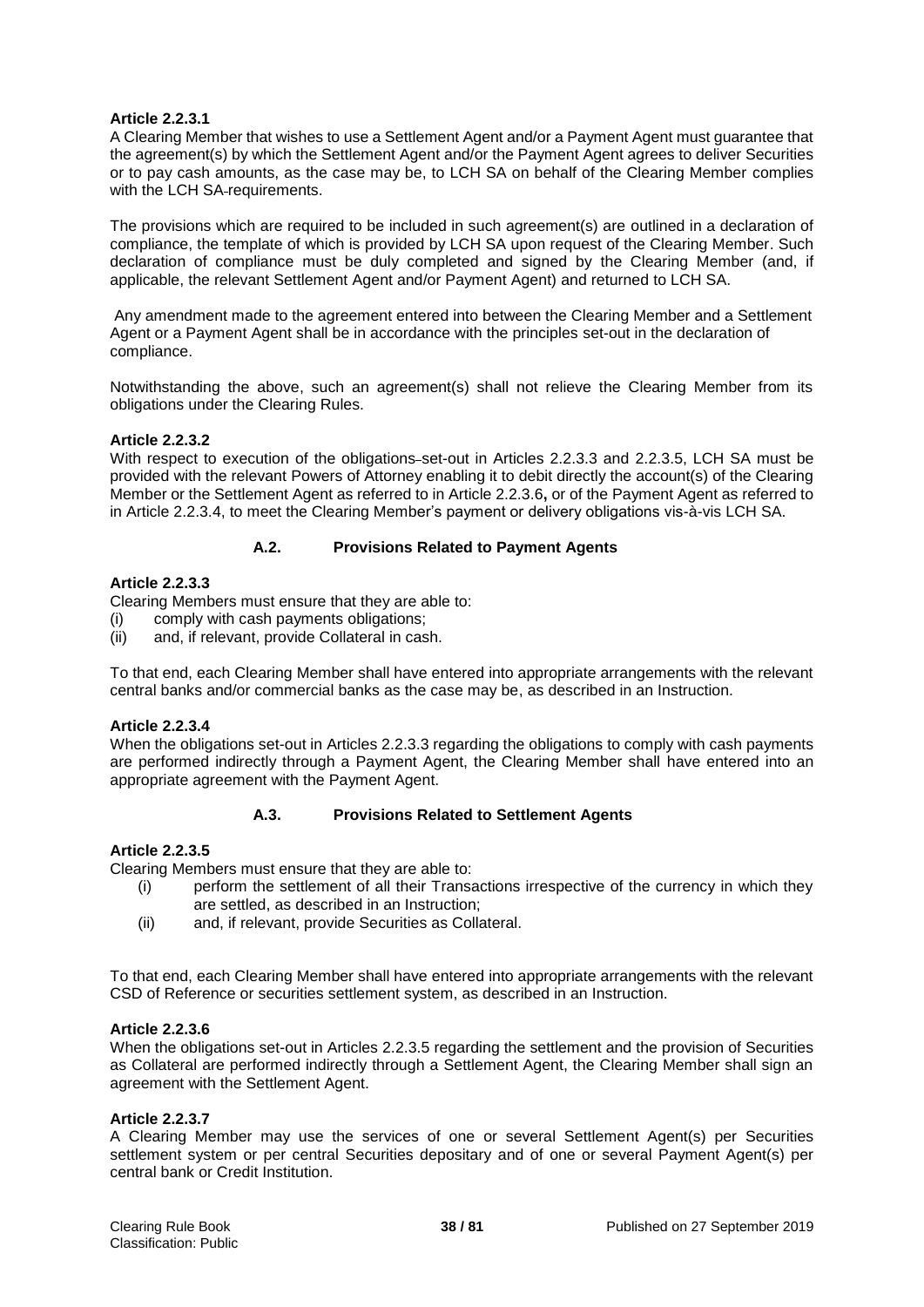**Article 2.2.3.1**

A Clearing Member that wishes to use a Settlement Agent and/or a Payment Agent must guarantee that the agreement(s) by which the Settlement Agent and/or the Payment Agent agrees to deliver Securities or to pay cash amounts, as the case may be, to LCH SA on behalf of the Clearing Member complies with the LCH SA requirements.

The provisions which are required to be included in such agreement(s) are outlined in a declaration of compliance, the template of which is provided by LCH SA upon request of the Clearing Member. Such declaration of compliance must be duly completed and signed by the Clearing Member (and, if applicable, the relevant Settlement Agent and/or Payment Agent) and returned to LCH SA.

Any amendment made to the agreement entered into between the Clearing Member and a Settlement Agent or a Payment Agent shall be in accordance with the principles set-out in the declaration of compliance.

Notwithstanding the above, such an agreement(s) shall not relieve the Clearing Member from its obligations under the Clearing Rules.

**Article 2.2.3.2**

With respect to execution of the obligations set-out in Articles 2.2.3.3 and 2.2.3.5, LCH SA must be provided with the relevant Powers of Attorney enabling it to debit directly the account(s) of the Clearing Member or the Settlement Agent as referred to in Article 2.2.3.6**,** or of the Payment Agent as referred to in Article 2.2.3.4, to meet the Clearing Member's payment or delivery obligations vis-à-vis LCH SA.

### A.2. Provisions Related to Payment Agents

**Article 2.2.3.3**

Clearing Members must ensure that they are able to:

(i) comply with cash payments obligations;
(ii) and, if relevant, provide Collateral in cash.

To that end, each Clearing Member shall have entered into appropriate arrangements with the relevant central banks and/or commercial banks as the case may be, as described in an Instruction.

**Article 2.2.3.4**

When the obligations set-out in Articles 2.2.3.3 regarding the obligations to comply with cash payments are performed indirectly through a Payment Agent, the Clearing Member shall have entered into an appropriate agreement with the Payment Agent.

### A.3. Provisions Related to Settlement Agents

**Article 2.2.3.5**

Clearing Members must ensure that they are able to:

(i) perform the settlement of all their Transactions irrespective of the currency in which they are settled, as described in an Instruction;
(ii) and, if relevant, provide Securities as Collateral.

To that end, each Clearing Member shall have entered into appropriate arrangements with the relevant CSD of Reference or securities settlement system, as described in an Instruction.

**Article 2.2.3.6**

When the obligations set-out in Articles 2.2.3.5 regarding the settlement and the provision of Securities as Collateral are performed indirectly through a Settlement Agent, the Clearing Member shall sign an agreement with the Settlement Agent.

**Article 2.2.3.7**

A Clearing Member may use the services of one or several Settlement Agent(s) per Securities settlement system or per central Securities depositary and of one or several Payment Agent(s) per central bank or Credit Institution.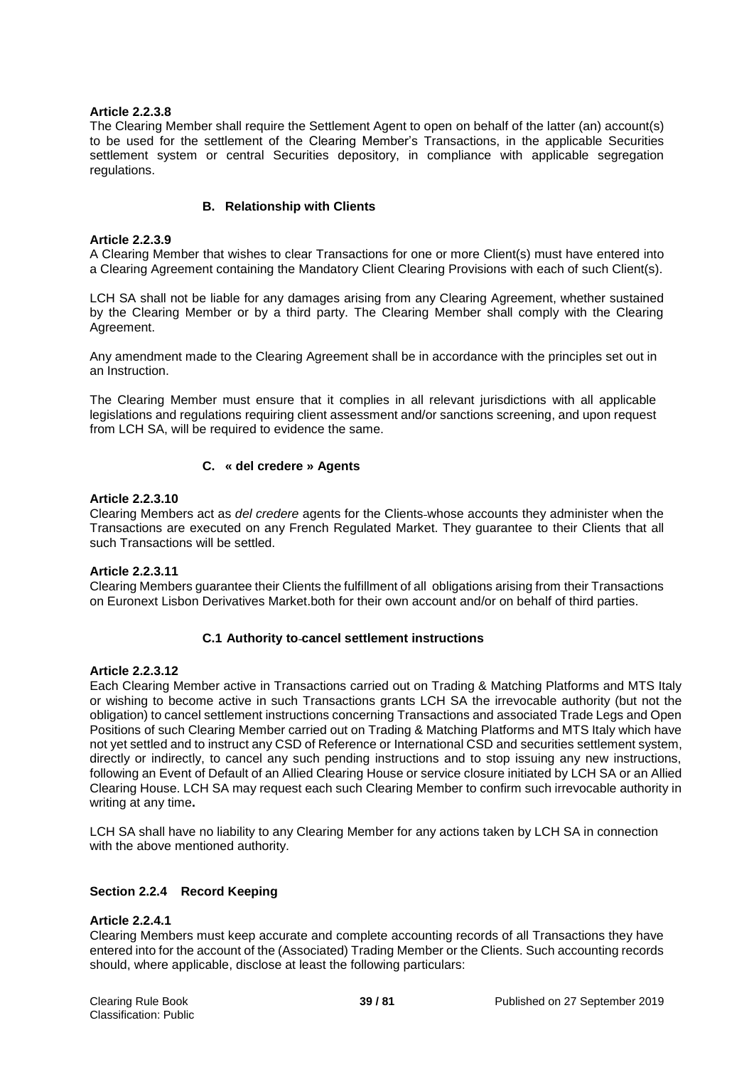**Article 2.2.3.8**

The Clearing Member shall require the Settlement Agent to open on behalf of the latter (an) account(s) to be used for the settlement of the Clearing Member's Transactions, in the applicable Securities settlement system or central Securities depository, in compliance with applicable segregation regulations.

### B. Relationship with Clients

**Article 2.2.3.9**

A Clearing Member that wishes to clear Transactions for one or more Client(s) must have entered into a Clearing Agreement containing the Mandatory Client Clearing Provisions with each of such Client(s).

LCH SA shall not be liable for any damages arising from any Clearing Agreement, whether sustained by the Clearing Member or by a third party. The Clearing Member shall comply with the Clearing Agreement.

Any amendment made to the Clearing Agreement shall be in accordance with the principles set out in an Instruction.

The Clearing Member must ensure that it complies in all relevant jurisdictions with all applicable legislations and regulations requiring client assessment and/or sanctions screening, and upon request from LCH SA, will be required to evidence the same.

### C. « del credere » Agents

**Article 2.2.3.10**

Clearing Members act as *del credere* agents for the Clients whose accounts they administer when the Transactions are executed on any French Regulated Market. They guarantee to their Clients that all such Transactions will be settled.

**Article 2.2.3.11**

Clearing Members guarantee their Clients the fulfillment of all obligations arising from their Transactions on Euronext Lisbon Derivatives Market.both for their own account and/or on behalf of third parties.

### C.1 Authority to cancel settlement instructions

**Article 2.2.3.12**

Each Clearing Member active in Transactions carried out on Trading & Matching Platforms and MTS Italy or wishing to become active in such Transactions grants LCH SA the irrevocable authority (but not the obligation) to cancel settlement instructions concerning Transactions and associated Trade Legs and Open Positions of such Clearing Member carried out on Trading & Matching Platforms and MTS Italy which have not yet settled and to instruct any CSD of Reference or International CSD and securities settlement system, directly or indirectly, to cancel any such pending instructions and to stop issuing any new instructions, following an Event of Default of an Allied Clearing House or service closure initiated by LCH SA or an Allied Clearing House. LCH SA may request each such Clearing Member to confirm such irrevocable authority in writing at any time**.**

LCH SA shall have no liability to any Clearing Member for any actions taken by LCH SA in connection with the above mentioned authority.

## Section 2.2.4 Record Keeping

**Article 2.2.4.1**

Clearing Members must keep accurate and complete accounting records of all Transactions they have entered into for the account of the (Associated) Trading Member or the Clients. Such accounting records should, where applicable, disclose at least the following particulars: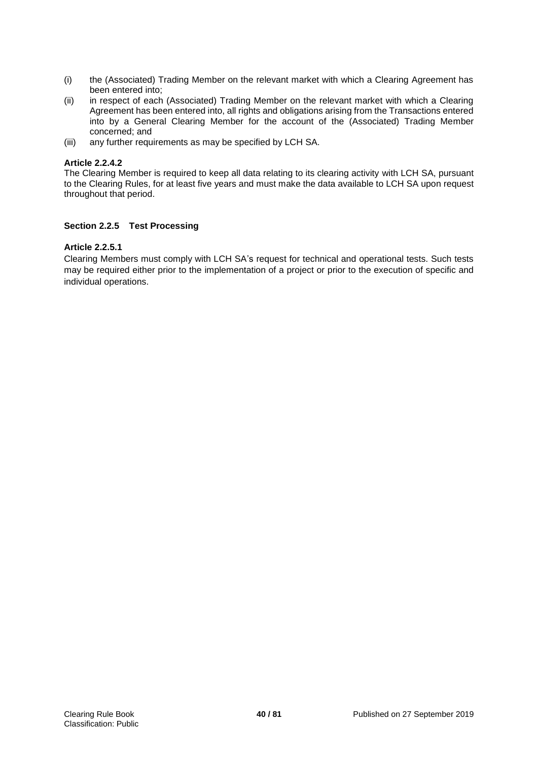(i) the (Associated) Trading Member on the relevant market with which a Clearing Agreement has been entered into;

(ii) in respect of each (Associated) Trading Member on the relevant market with which a Clearing Agreement has been entered into, all rights and obligations arising from the Transactions entered into by a General Clearing Member for the account of the (Associated) Trading Member concerned; and

(iii) any further requirements as may be specified by LCH SA.

**Article 2.2.4.2**

The Clearing Member is required to keep all data relating to its clearing activity with LCH SA, pursuant to the Clearing Rules, for at least five years and must make the data available to LCH SA upon request throughout that period.

### Section 2.2.5 Test Processing

**Article 2.2.5.1**

Clearing Members must comply with LCH SA's request for technical and operational tests. Such tests may be required either prior to the implementation of a project or prior to the execution of specific and individual operations.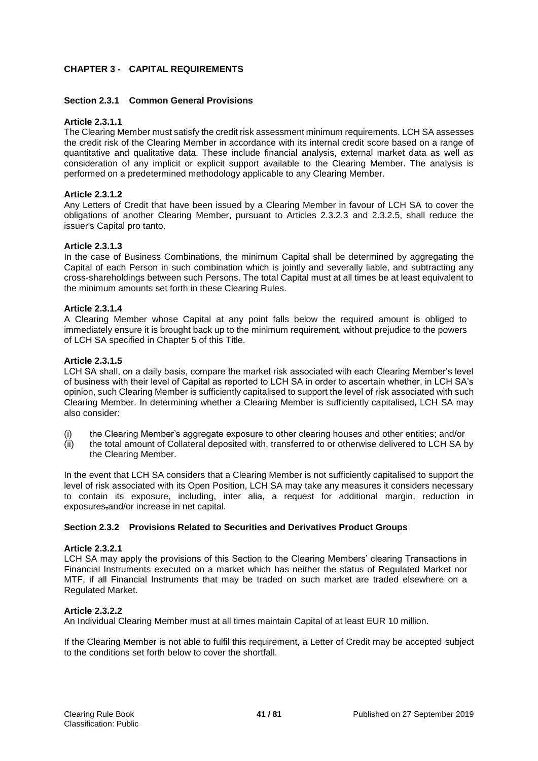## CHAPTER 3 - CAPITAL REQUIREMENTS

### Section 2.3.1 Common General Provisions

**Article 2.3.1.1**

The Clearing Member must satisfy the credit risk assessment minimum requirements. LCH SA assesses the credit risk of the Clearing Member in accordance with its internal credit score based on a range of quantitative and qualitative data. These include financial analysis, external market data as well as consideration of any implicit or explicit support available to the Clearing Member. The analysis is performed on a predetermined methodology applicable to any Clearing Member.

**Article 2.3.1.2**

Any Letters of Credit that have been issued by a Clearing Member in favour of LCH SA to cover the obligations of another Clearing Member, pursuant to Articles 2.3.2.3 and 2.3.2.5, shall reduce the issuer's Capital pro tanto.

**Article 2.3.1.3**

In the case of Business Combinations, the minimum Capital shall be determined by aggregating the Capital of each Person in such combination which is jointly and severally liable, and subtracting any cross-shareholdings between such Persons. The total Capital must at all times be at least equivalent to the minimum amounts set forth in these Clearing Rules.

**Article 2.3.1.4**

A Clearing Member whose Capital at any point falls below the required amount is obliged to immediately ensure it is brought back up to the minimum requirement, without prejudice to the powers of LCH SA specified in Chapter 5 of this Title.

**Article 2.3.1.5**

LCH SA shall, on a daily basis, compare the market risk associated with each Clearing Member's level of business with their level of Capital as reported to LCH SA in order to ascertain whether, in LCH SA's opinion, such Clearing Member is sufficiently capitalised to support the level of risk associated with such Clearing Member. In determining whether a Clearing Member is sufficiently capitalised, LCH SA may also consider:

(i) the Clearing Member's aggregate exposure to other clearing houses and other entities; and/or
(ii) the total amount of Collateral deposited with, transferred to or otherwise delivered to LCH SA by the Clearing Member.

In the event that LCH SA considers that a Clearing Member is not sufficiently capitalised to support the level of risk associated with its Open Position, LCH SA may take any measures it considers necessary to contain its exposure, including, inter alia, a request for additional margin, reduction in exposures,and/or increase in net capital.

### Section 2.3.2 Provisions Related to Securities and Derivatives Product Groups

**Article 2.3.2.1**

LCH SA may apply the provisions of this Section to the Clearing Members' clearing Transactions in Financial Instruments executed on a market which has neither the status of Regulated Market nor MTF, if all Financial Instruments that may be traded on such market are traded elsewhere on a Regulated Market.

**Article 2.3.2.2**

An Individual Clearing Member must at all times maintain Capital of at least EUR 10 million.

If the Clearing Member is not able to fulfil this requirement, a Letter of Credit may be accepted subject to the conditions set forth below to cover the shortfall.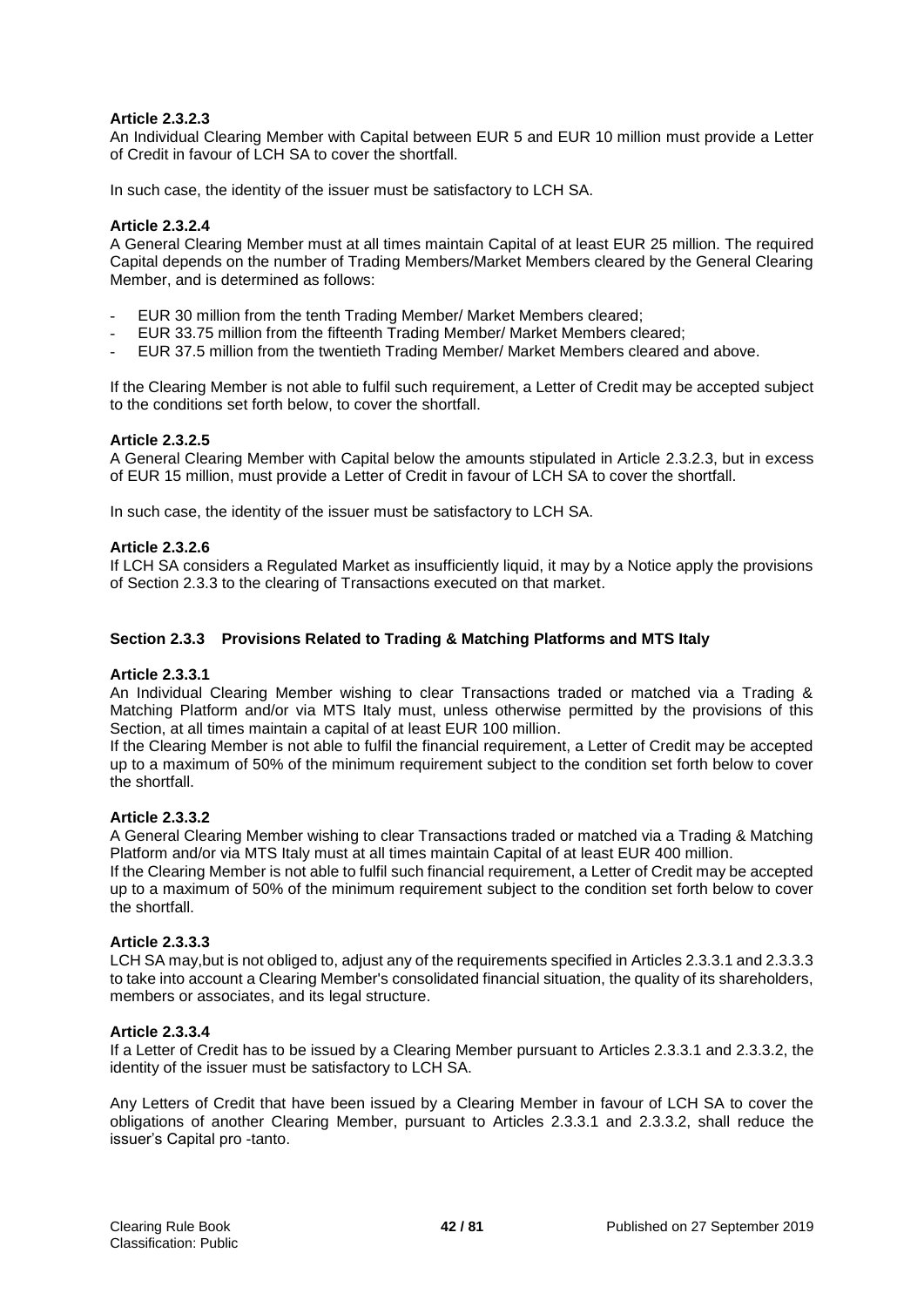**Article 2.3.2.3**
An Individual Clearing Member with Capital between EUR 5 and EUR 10 million must provide a Letter of Credit in favour of LCH SA to cover the shortfall.

In such case, the identity of the issuer must be satisfactory to LCH SA.

**Article 2.3.2.4**
A General Clearing Member must at all times maintain Capital of at least EUR 25 million. The required Capital depends on the number of Trading Members/Market Members cleared by the General Clearing Member, and is determined as follows:

- EUR 30 million from the tenth Trading Member/ Market Members cleared;
- EUR 33.75 million from the fifteenth Trading Member/ Market Members cleared;
- EUR 37.5 million from the twentieth Trading Member/ Market Members cleared and above.

If the Clearing Member is not able to fulfil such requirement, a Letter of Credit may be accepted subject to the conditions set forth below, to cover the shortfall.

**Article 2.3.2.5**
A General Clearing Member with Capital below the amounts stipulated in Article 2.3.2.3, but in excess of EUR 15 million, must provide a Letter of Credit in favour of LCH SA to cover the shortfall.

In such case, the identity of the issuer must be satisfactory to LCH SA.

**Article 2.3.2.6**
If LCH SA considers a Regulated Market as insufficiently liquid, it may by a Notice apply the provisions of Section 2.3.3 to the clearing of Transactions executed on that market.

### Section 2.3.3 Provisions Related to Trading & Matching Platforms and MTS Italy

**Article 2.3.3.1**
An Individual Clearing Member wishing to clear Transactions traded or matched via a Trading & Matching Platform and/or via MTS Italy must, unless otherwise permitted by the provisions of this Section, at all times maintain a capital of at least EUR 100 million.
If the Clearing Member is not able to fulfil the financial requirement, a Letter of Credit may be accepted up to a maximum of 50% of the minimum requirement subject to the condition set forth below to cover the shortfall.

**Article 2.3.3.2**
A General Clearing Member wishing to clear Transactions traded or matched via a Trading & Matching Platform and/or via MTS Italy must at all times maintain Capital of at least EUR 400 million.
If the Clearing Member is not able to fulfil such financial requirement, a Letter of Credit may be accepted up to a maximum of 50% of the minimum requirement subject to the condition set forth below to cover the shortfall.

**Article 2.3.3.3**
LCH SA may,but is not obliged to, adjust any of the requirements specified in Articles 2.3.3.1 and 2.3.3.3 to take into account a Clearing Member's consolidated financial situation, the quality of its shareholders, members or associates, and its legal structure.

**Article 2.3.3.4**
If a Letter of Credit has to be issued by a Clearing Member pursuant to Articles 2.3.3.1 and 2.3.3.2, the identity of the issuer must be satisfactory to LCH SA.

Any Letters of Credit that have been issued by a Clearing Member in favour of LCH SA to cover the obligations of another Clearing Member, pursuant to Articles 2.3.3.1 and 2.3.3.2, shall reduce the issuer's Capital pro -tanto.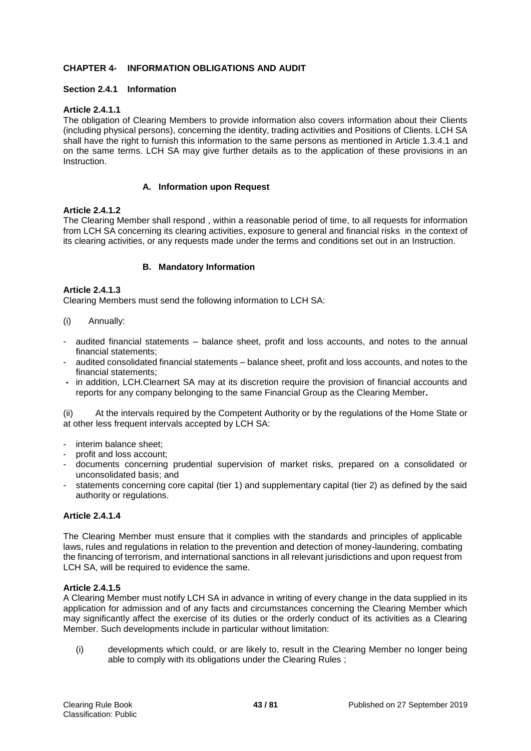## CHAPTER 4- INFORMATION OBLIGATIONS AND AUDIT

### Section 2.4.1 Information

**Article 2.4.1.1**

The obligation of Clearing Members to provide information also covers information about their Clients (including physical persons), concerning the identity, trading activities and Positions of Clients. LCH SA shall have the right to furnish this information to the same persons as mentioned in Article 1.3.4.1 and on the same terms. LCH SA may give further details as to the application of these provisions in an Instruction.

#### A. Information upon Request

**Article 2.4.1.2**

The Clearing Member shall respond , within a reasonable period of time, to all requests for information from LCH SA concerning its clearing activities, exposure to general and financial risks in the context of its clearing activities, or any requests made under the terms and conditions set out in an Instruction.

#### B. Mandatory Information

**Article 2.4.1.3**

Clearing Members must send the following information to LCH SA:

(i) Annually:

- audited financial statements – balance sheet, profit and loss accounts, and notes to the annual financial statements;
- audited consolidated financial statements – balance sheet, profit and loss accounts, and notes to the financial statements;
- in addition, LCH.Clearnet SA may at its discretion require the provision of financial accounts and reports for any company belonging to the same Financial Group as the Clearing Member**.**

(ii) At the intervals required by the Competent Authority or by the regulations of the Home State or at other less frequent intervals accepted by LCH SA:

- interim balance sheet;
- profit and loss account;
- documents concerning prudential supervision of market risks, prepared on a consolidated or unconsolidated basis; and
- statements concerning core capital (tier 1) and supplementary capital (tier 2) as defined by the said authority or regulations.

**Article 2.4.1.4**

The Clearing Member must ensure that it complies with the standards and principles of applicable laws, rules and regulations in relation to the prevention and detection of money-laundering, combating the financing of terrorism, and international sanctions in all relevant jurisdictions and upon request from LCH SA, will be required to evidence the same.

**Article 2.4.1.5**

A Clearing Member must notify LCH SA in advance in writing of every change in the data supplied in its application for admission and of any facts and circumstances concerning the Clearing Member which may significantly affect the exercise of its duties or the orderly conduct of its activities as a Clearing Member. Such developments include in particular without limitation:

(i) developments which could, or are likely to, result in the Clearing Member no longer being able to comply with its obligations under the Clearing Rules ;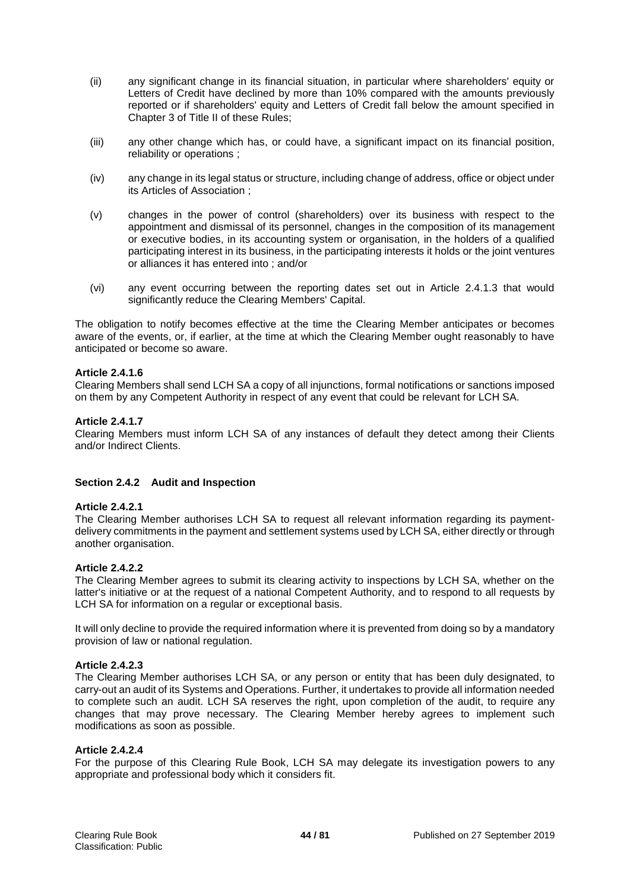(ii) any significant change in its financial situation, in particular where shareholders' equity or Letters of Credit have declined by more than 10% compared with the amounts previously reported or if shareholders' equity and Letters of Credit fall below the amount specified in Chapter 3 of Title II of these Rules;

(iii) any other change which has, or could have, a significant impact on its financial position, reliability or operations ;

(iv) any change in its legal status or structure, including change of address, office or object under its Articles of Association ;

(v) changes in the power of control (shareholders) over its business with respect to the appointment and dismissal of its personnel, changes in the composition of its management or executive bodies, in its accounting system or organisation, in the holders of a qualified participating interest in its business, in the participating interests it holds or the joint ventures or alliances it has entered into ; and/or

(vi) any event occurring between the reporting dates set out in Article 2.4.1.3 that would significantly reduce the Clearing Members' Capital.

The obligation to notify becomes effective at the time the Clearing Member anticipates or becomes aware of the events, or, if earlier, at the time at which the Clearing Member ought reasonably to have anticipated or become so aware.

**Article 2.4.1.6**
Clearing Members shall send LCH SA a copy of all injunctions, formal notifications or sanctions imposed on them by any Competent Authority in respect of any event that could be relevant for LCH SA.

**Article 2.4.1.7**
Clearing Members must inform LCH SA of any instances of default they detect among their Clients and/or Indirect Clients.

### Section 2.4.2 Audit and Inspection

**Article 2.4.2.1**
The Clearing Member authorises LCH SA to request all relevant information regarding its payment-delivery commitments in the payment and settlement systems used by LCH SA, either directly or through another organisation.

**Article 2.4.2.2**
The Clearing Member agrees to submit its clearing activity to inspections by LCH SA, whether on the latter's initiative or at the request of a national Competent Authority, and to respond to all requests by LCH SA for information on a regular or exceptional basis.

It will only decline to provide the required information where it is prevented from doing so by a mandatory provision of law or national regulation.

**Article 2.4.2.3**
The Clearing Member authorises LCH SA, or any person or entity that has been duly designated, to carry-out an audit of its Systems and Operations. Further, it undertakes to provide all information needed to complete such an audit. LCH SA reserves the right, upon completion of the audit, to require any changes that may prove necessary. The Clearing Member hereby agrees to implement such modifications as soon as possible.

**Article 2.4.2.4**
For the purpose of this Clearing Rule Book, LCH SA may delegate its investigation powers to any appropriate and professional body which it considers fit.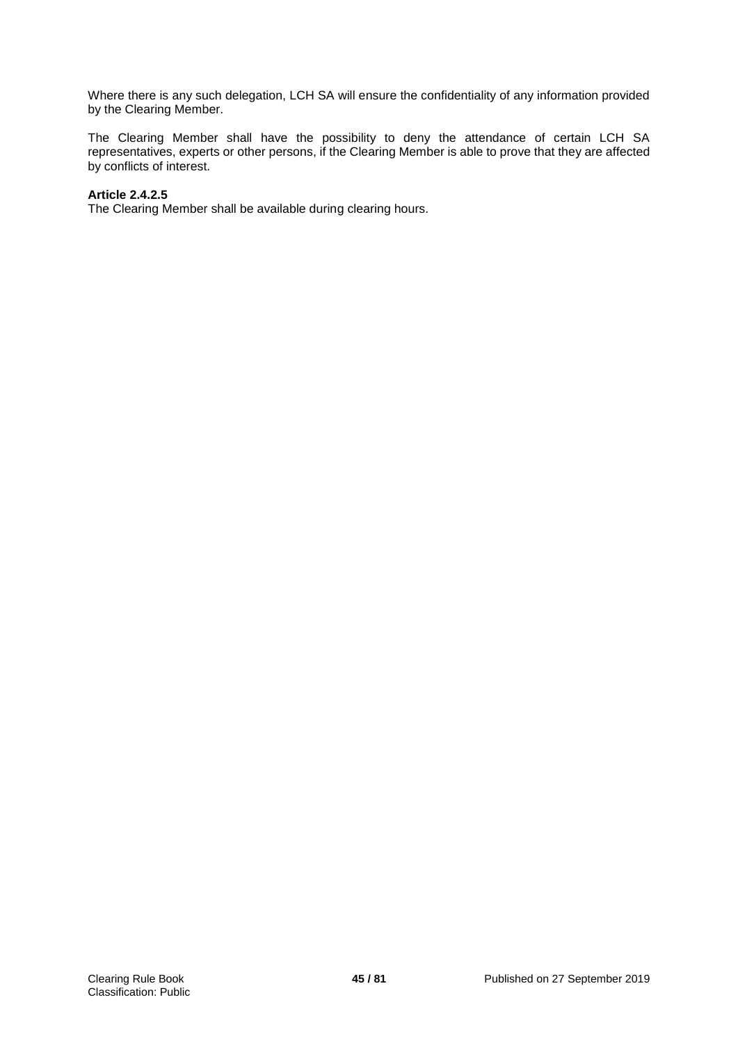Where there is any such delegation, LCH SA will ensure the confidentiality of any information provided by the Clearing Member.

The Clearing Member shall have the possibility to deny the attendance of certain LCH SA representatives, experts or other persons, if the Clearing Member is able to prove that they are affected by conflicts of interest.

**Article 2.4.2.5**
The Clearing Member shall be available during clearing hours.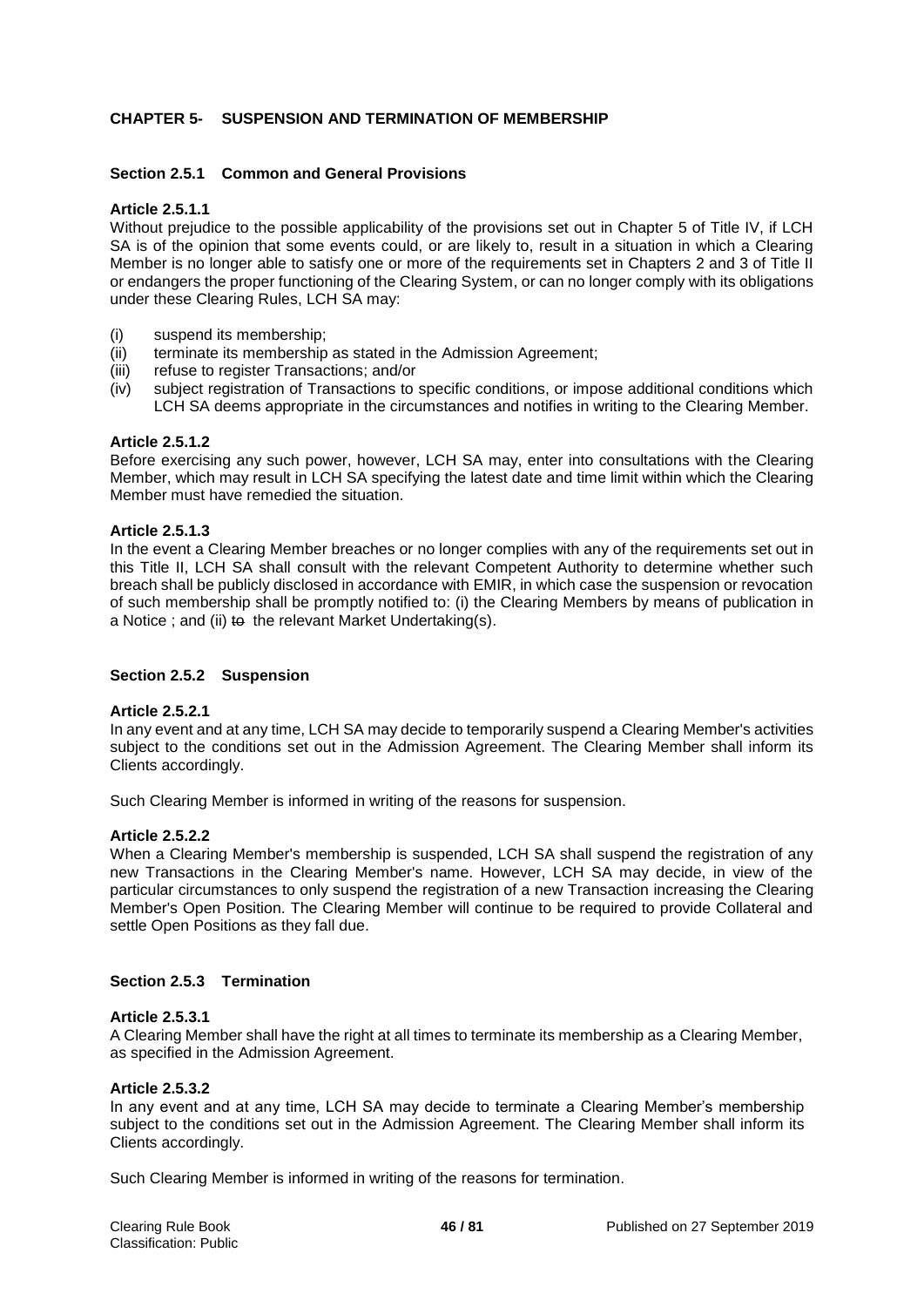## CHAPTER 5- SUSPENSION AND TERMINATION OF MEMBERSHIP

### Section 2.5.1 Common and General Provisions

**Article 2.5.1.1**

Without prejudice to the possible applicability of the provisions set out in Chapter 5 of Title IV, if LCH SA is of the opinion that some events could, or are likely to, result in a situation in which a Clearing Member is no longer able to satisfy one or more of the requirements set in Chapters 2 and 3 of Title II or endangers the proper functioning of the Clearing System, or can no longer comply with its obligations under these Clearing Rules, LCH SA may:

- (i) suspend its membership;
- (ii) terminate its membership as stated in the Admission Agreement;
- (iii) refuse to register Transactions; and/or
- (iv) subject registration of Transactions to specific conditions, or impose additional conditions which LCH SA deems appropriate in the circumstances and notifies in writing to the Clearing Member.

**Article 2.5.1.2**

Before exercising any such power, however, LCH SA may, enter into consultations with the Clearing Member, which may result in LCH SA specifying the latest date and time limit within which the Clearing Member must have remedied the situation.

**Article 2.5.1.3**

In the event a Clearing Member breaches or no longer complies with any of the requirements set out in this Title II, LCH SA shall consult with the relevant Competent Authority to determine whether such breach shall be publicly disclosed in accordance with EMIR, in which case the suspension or revocation of such membership shall be promptly notified to: (i) the Clearing Members by means of publication in a Notice ; and (ii) ~~to~~ the relevant Market Undertaking(s).

### Section 2.5.2 Suspension

**Article 2.5.2.1**

In any event and at any time, LCH SA may decide to temporarily suspend a Clearing Member's activities subject to the conditions set out in the Admission Agreement. The Clearing Member shall inform its Clients accordingly.

Such Clearing Member is informed in writing of the reasons for suspension.

**Article 2.5.2.2**

When a Clearing Member's membership is suspended, LCH SA shall suspend the registration of any new Transactions in the Clearing Member's name. However, LCH SA may decide, in view of the particular circumstances to only suspend the registration of a new Transaction increasing the Clearing Member's Open Position. The Clearing Member will continue to be required to provide Collateral and settle Open Positions as they fall due.

### Section 2.5.3 Termination

**Article 2.5.3.1**

A Clearing Member shall have the right at all times to terminate its membership as a Clearing Member, as specified in the Admission Agreement.

**Article 2.5.3.2**

In any event and at any time, LCH SA may decide to terminate a Clearing Member's membership subject to the conditions set out in the Admission Agreement. The Clearing Member shall inform its Clients accordingly.

Such Clearing Member is informed in writing of the reasons for termination.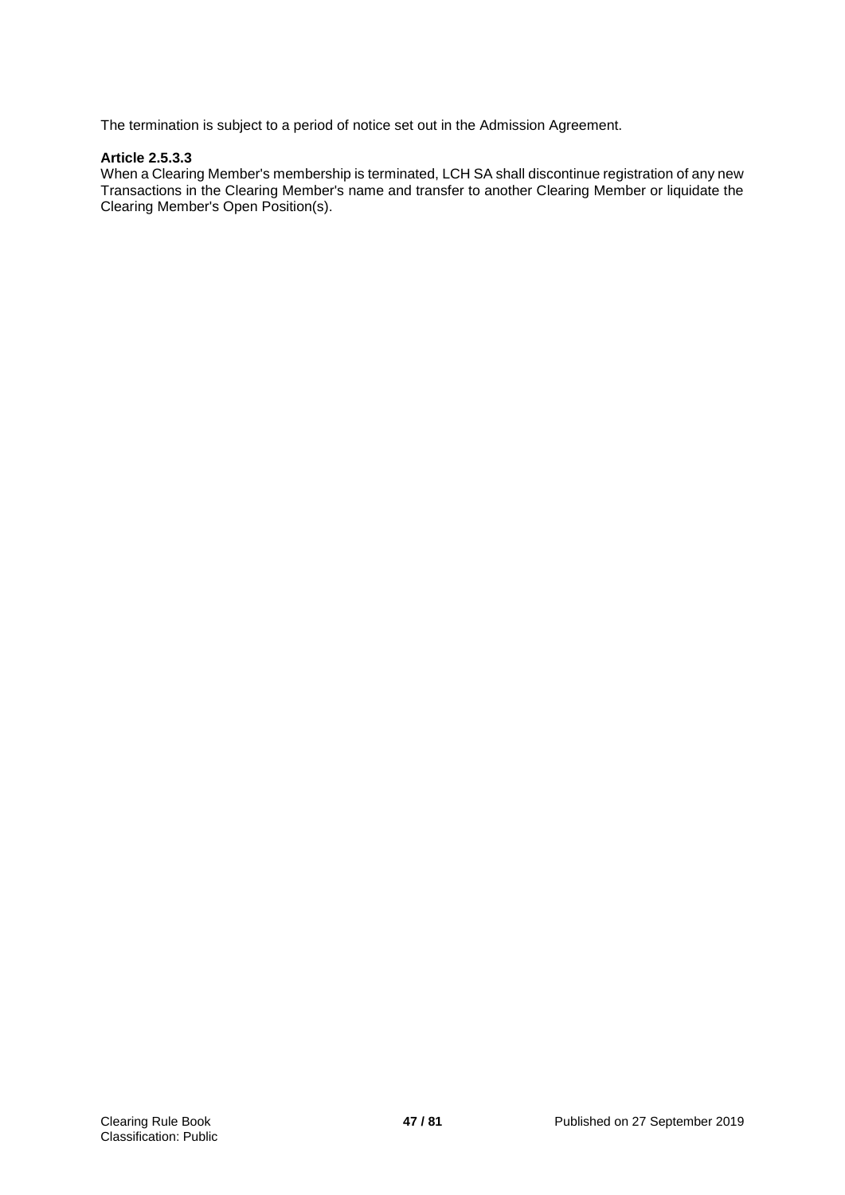The termination is subject to a period of notice set out in the Admission Agreement.

**Article 2.5.3.3**
When a Clearing Member's membership is terminated, LCH SA shall discontinue registration of any new Transactions in the Clearing Member's name and transfer to another Clearing Member or liquidate the Clearing Member's Open Position(s).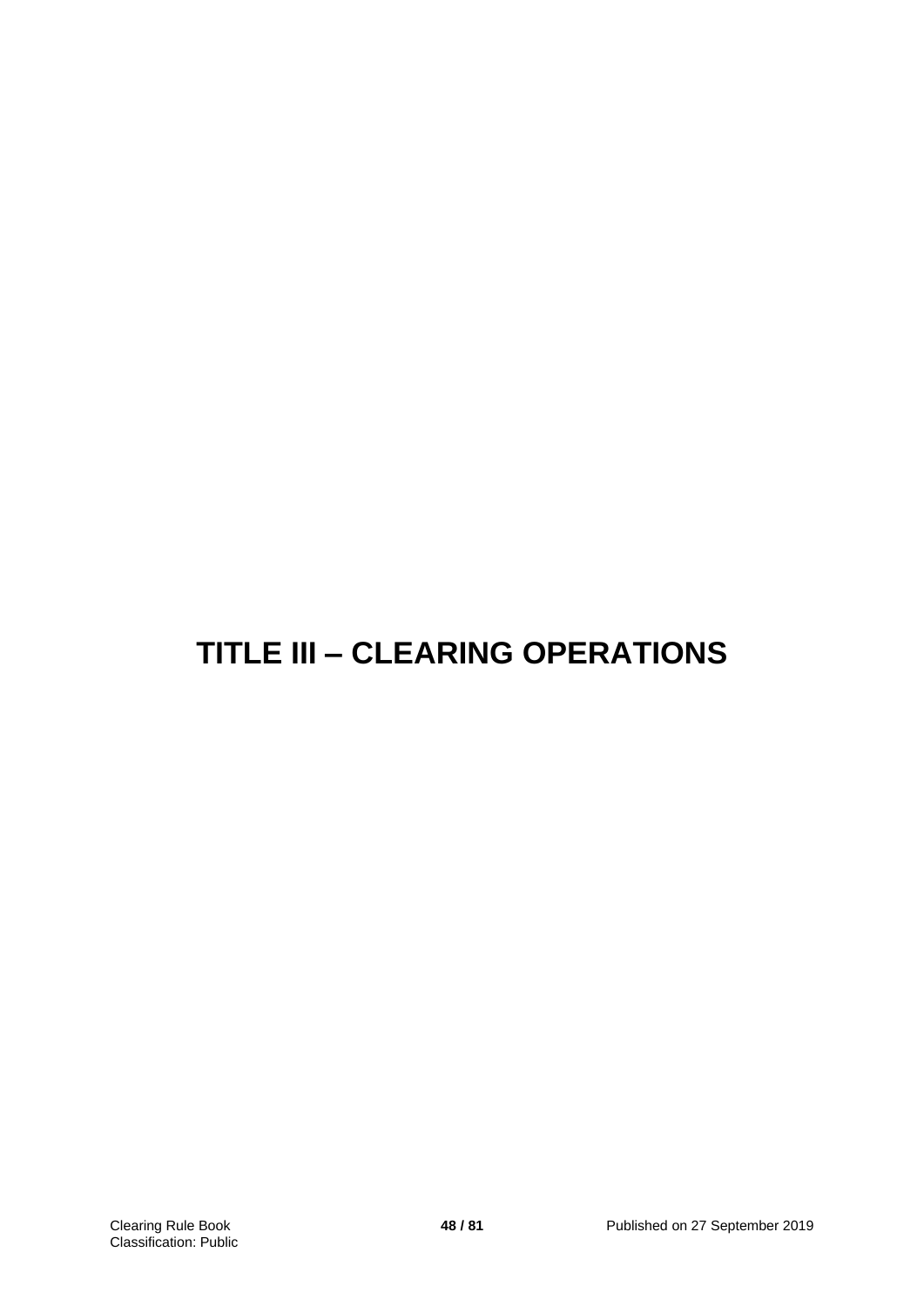# TITLE III – CLEARING OPERATIONS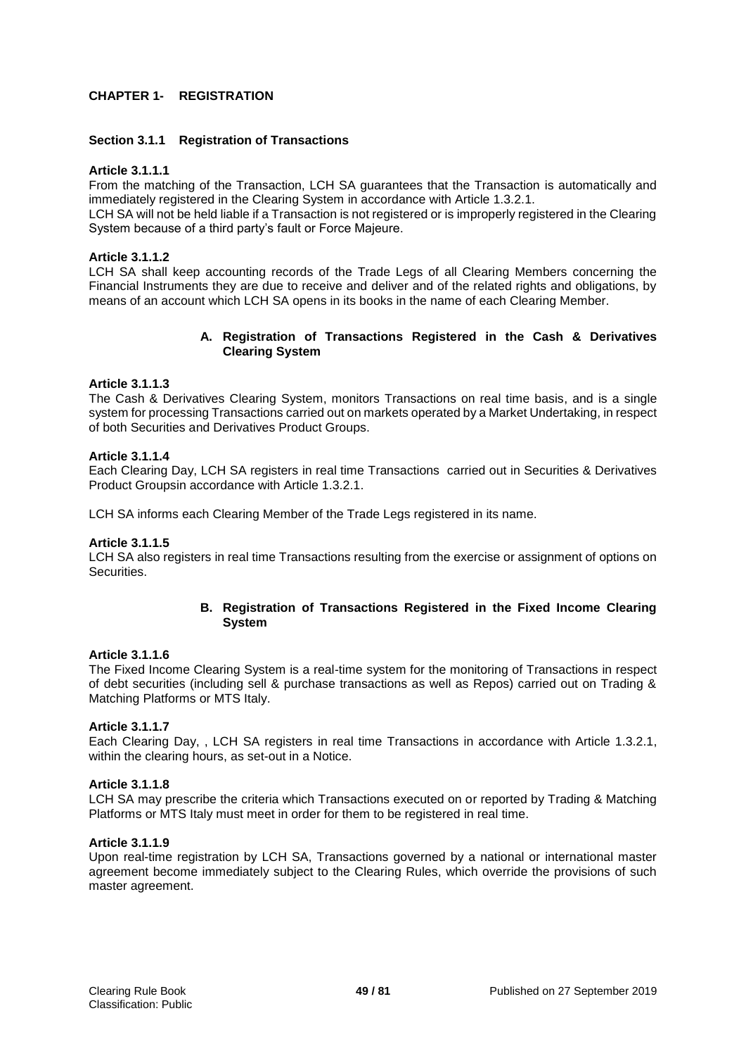## CHAPTER 1- REGISTRATION

### Section 3.1.1 Registration of Transactions

**Article 3.1.1.1**

From the matching of the Transaction, LCH SA guarantees that the Transaction is automatically and immediately registered in the Clearing System in accordance with Article 1.3.2.1.

LCH SA will not be held liable if a Transaction is not registered or is improperly registered in the Clearing System because of a third party's fault or Force Majeure.

**Article 3.1.1.2**

LCH SA shall keep accounting records of the Trade Legs of all Clearing Members concerning the Financial Instruments they are due to receive and deliver and of the related rights and obligations, by means of an account which LCH SA opens in its books in the name of each Clearing Member.

#### A. Registration of Transactions Registered in the Cash & Derivatives Clearing System

**Article 3.1.1.3**

The Cash & Derivatives Clearing System, monitors Transactions on real time basis, and is a single system for processing Transactions carried out on markets operated by a Market Undertaking, in respect of both Securities and Derivatives Product Groups.

**Article 3.1.1.4**

Each Clearing Day, LCH SA registers in real time Transactions carried out in Securities & Derivatives Product Groupsin accordance with Article 1.3.2.1.

LCH SA informs each Clearing Member of the Trade Legs registered in its name.

**Article 3.1.1.5**

LCH SA also registers in real time Transactions resulting from the exercise or assignment of options on Securities.

#### B. Registration of Transactions Registered in the Fixed Income Clearing System

**Article 3.1.1.6**

The Fixed Income Clearing System is a real-time system for the monitoring of Transactions in respect of debt securities (including sell & purchase transactions as well as Repos) carried out on Trading & Matching Platforms or MTS Italy.

**Article 3.1.1.7**

Each Clearing Day, , LCH SA registers in real time Transactions in accordance with Article 1.3.2.1, within the clearing hours, as set-out in a Notice.

**Article 3.1.1.8**

LCH SA may prescribe the criteria which Transactions executed on or reported by Trading & Matching Platforms or MTS Italy must meet in order for them to be registered in real time.

**Article 3.1.1.9**

Upon real-time registration by LCH SA, Transactions governed by a national or international master agreement become immediately subject to the Clearing Rules, which override the provisions of such master agreement.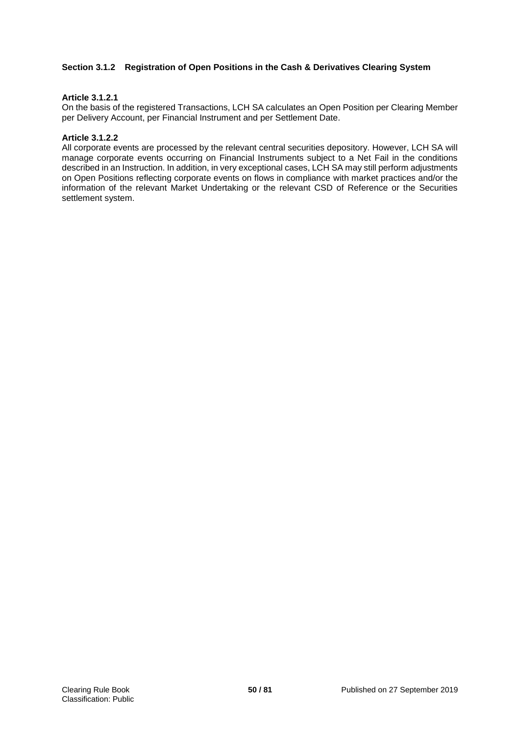### Section 3.1.2 Registration of Open Positions in the Cash & Derivatives Clearing System

**Article 3.1.2.1**

On the basis of the registered Transactions, LCH SA calculates an Open Position per Clearing Member per Delivery Account, per Financial Instrument and per Settlement Date.

**Article 3.1.2.2**

All corporate events are processed by the relevant central securities depository. However, LCH SA will manage corporate events occurring on Financial Instruments subject to a Net Fail in the conditions described in an Instruction. In addition, in very exceptional cases, LCH SA may still perform adjustments on Open Positions reflecting corporate events on flows in compliance with market practices and/or the information of the relevant Market Undertaking or the relevant CSD of Reference or the Securities settlement system.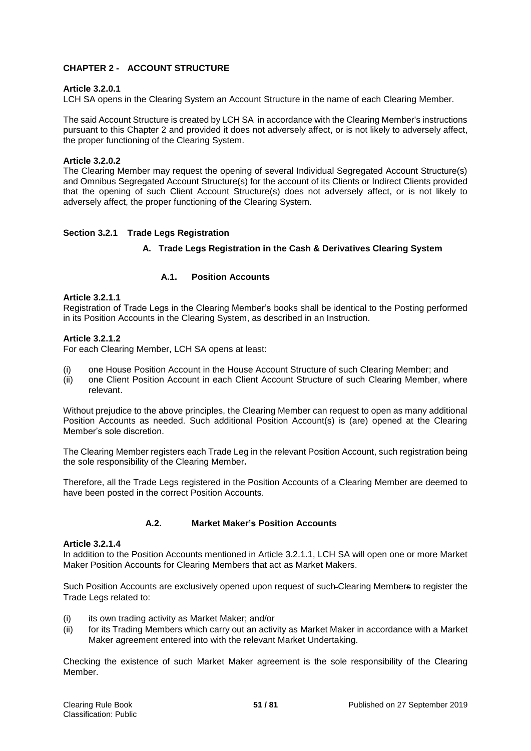## CHAPTER 2 - ACCOUNT STRUCTURE

**Article 3.2.0.1**

LCH SA opens in the Clearing System an Account Structure in the name of each Clearing Member.

The said Account Structure is created by LCH SA in accordance with the Clearing Member's instructions pursuant to this Chapter 2 and provided it does not adversely affect, or is not likely to adversely affect, the proper functioning of the Clearing System.

**Article 3.2.0.2**

The Clearing Member may request the opening of several Individual Segregated Account Structure(s) and Omnibus Segregated Account Structure(s) for the account of its Clients or Indirect Clients provided that the opening of such Client Account Structure(s) does not adversely affect, or is not likely to adversely affect, the proper functioning of the Clearing System.

### Section 3.2.1 Trade Legs Registration

#### A. Trade Legs Registration in the Cash & Derivatives Clearing System

##### A.1. Position Accounts

**Article 3.2.1.1**

Registration of Trade Legs in the Clearing Member's books shall be identical to the Posting performed in its Position Accounts in the Clearing System, as described in an Instruction.

**Article 3.2.1.2**

For each Clearing Member, LCH SA opens at least:

(i) one House Position Account in the House Account Structure of such Clearing Member; and
(ii) one Client Position Account in each Client Account Structure of such Clearing Member, where relevant.

Without prejudice to the above principles, the Clearing Member can request to open as many additional Position Accounts as needed. Such additional Position Account(s) is (are) opened at the Clearing Member's sole discretion.

The Clearing Member registers each Trade Leg in the relevant Position Account, such registration being the sole responsibility of the Clearing Member**.**

Therefore, all the Trade Legs registered in the Position Accounts of a Clearing Member are deemed to have been posted in the correct Position Accounts.

##### A.2. Market Maker's Position Accounts

**Article 3.2.1.4**

In addition to the Position Accounts mentioned in Article 3.2.1.1, LCH SA will open one or more Market Maker Position Accounts for Clearing Members that act as Market Makers.

Such Position Accounts are exclusively opened upon request of such Clearing Members to register the Trade Legs related to:

(i) its own trading activity as Market Maker; and/or
(ii) for its Trading Members which carry out an activity as Market Maker in accordance with a Market Maker agreement entered into with the relevant Market Undertaking.

Checking the existence of such Market Maker agreement is the sole responsibility of the Clearing Member.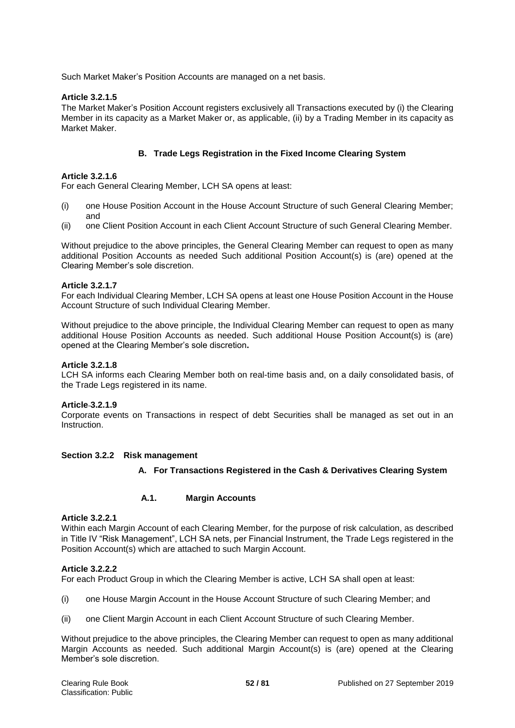Such Market Maker's Position Accounts are managed on a net basis.

**Article 3.2.1.5**
The Market Maker's Position Account registers exclusively all Transactions executed by (i) the Clearing Member in its capacity as a Market Maker or, as applicable, (ii) by a Trading Member in its capacity as Market Maker.

### B. Trade Legs Registration in the Fixed Income Clearing System

**Article 3.2.1.6**
For each General Clearing Member, LCH SA opens at least:

(i) one House Position Account in the House Account Structure of such General Clearing Member; and

(ii) one Client Position Account in each Client Account Structure of such General Clearing Member.

Without prejudice to the above principles, the General Clearing Member can request to open as many additional Position Accounts as needed Such additional Position Account(s) is (are) opened at the Clearing Member's sole discretion.

**Article 3.2.1.7**
For each Individual Clearing Member, LCH SA opens at least one House Position Account in the House Account Structure of such Individual Clearing Member.

Without prejudice to the above principle, the Individual Clearing Member can request to open as many additional House Position Accounts as needed. Such additional House Position Account(s) is (are) opened at the Clearing Member's sole discretion**.**

**Article 3.2.1.8**
LCH SA informs each Clearing Member both on real-time basis and, on a daily consolidated basis, of the Trade Legs registered in its name.

**Article 3.2.1.9**
Corporate events on Transactions in respect of debt Securities shall be managed as set out in an Instruction.

## Section 3.2.2 Risk management

### A. For Transactions Registered in the Cash & Derivatives Clearing System

#### A.1. Margin Accounts

**Article 3.2.2.1**
Within each Margin Account of each Clearing Member, for the purpose of risk calculation, as described in Title IV "Risk Management", LCH SA nets, per Financial Instrument, the Trade Legs registered in the Position Account(s) which are attached to such Margin Account.

**Article 3.2.2.2**
For each Product Group in which the Clearing Member is active, LCH SA shall open at least:

(i) one House Margin Account in the House Account Structure of such Clearing Member; and

(ii) one Client Margin Account in each Client Account Structure of such Clearing Member.

Without prejudice to the above principles, the Clearing Member can request to open as many additional Margin Accounts as needed. Such additional Margin Account(s) is (are) opened at the Clearing Member's sole discretion.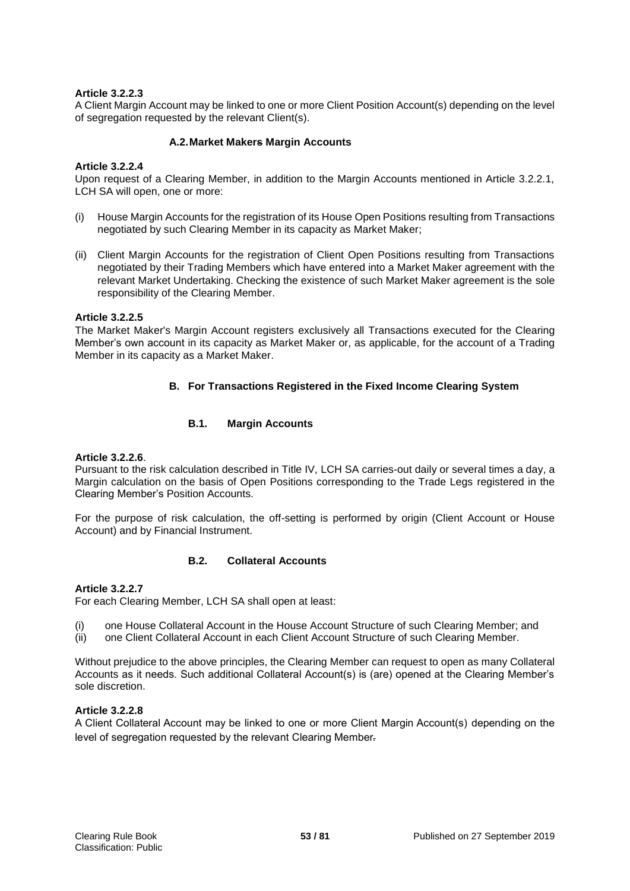**Article 3.2.2.3**
A Client Margin Account may be linked to one or more Client Position Account(s) depending on the level of segregation requested by the relevant Client(s).

### A.2. Market Makers Margin Accounts

**Article 3.2.2.4**
Upon request of a Clearing Member, in addition to the Margin Accounts mentioned in Article 3.2.2.1, LCH SA will open, one or more:

(i) House Margin Accounts for the registration of its House Open Positions resulting from Transactions negotiated by such Clearing Member in its capacity as Market Maker;

(ii) Client Margin Accounts for the registration of Client Open Positions resulting from Transactions negotiated by their Trading Members which have entered into a Market Maker agreement with the relevant Market Undertaking. Checking the existence of such Market Maker agreement is the sole responsibility of the Clearing Member.

**Article 3.2.2.5**
The Market Maker's Margin Account registers exclusively all Transactions executed for the Clearing Member's own account in its capacity as Market Maker or, as applicable, for the account of a Trading Member in its capacity as a Market Maker.

## B. For Transactions Registered in the Fixed Income Clearing System

### B.1. Margin Accounts

**Article 3.2.2.6**.
Pursuant to the risk calculation described in Title IV, LCH SA carries-out daily or several times a day, a Margin calculation on the basis of Open Positions corresponding to the Trade Legs registered in the Clearing Member's Position Accounts.

For the purpose of risk calculation, the off-setting is performed by origin (Client Account or House Account) and by Financial Instrument.

### B.2. Collateral Accounts

**Article 3.2.2.7**
For each Clearing Member, LCH SA shall open at least:

(i) one House Collateral Account in the House Account Structure of such Clearing Member; and
(ii) one Client Collateral Account in each Client Account Structure of such Clearing Member.

Without prejudice to the above principles, the Clearing Member can request to open as many Collateral Accounts as it needs. Such additional Collateral Account(s) is (are) opened at the Clearing Member's sole discretion.

**Article 3.2.2.8**
A Client Collateral Account may be linked to one or more Client Margin Account(s) depending on the level of segregation requested by the relevant Clearing Member.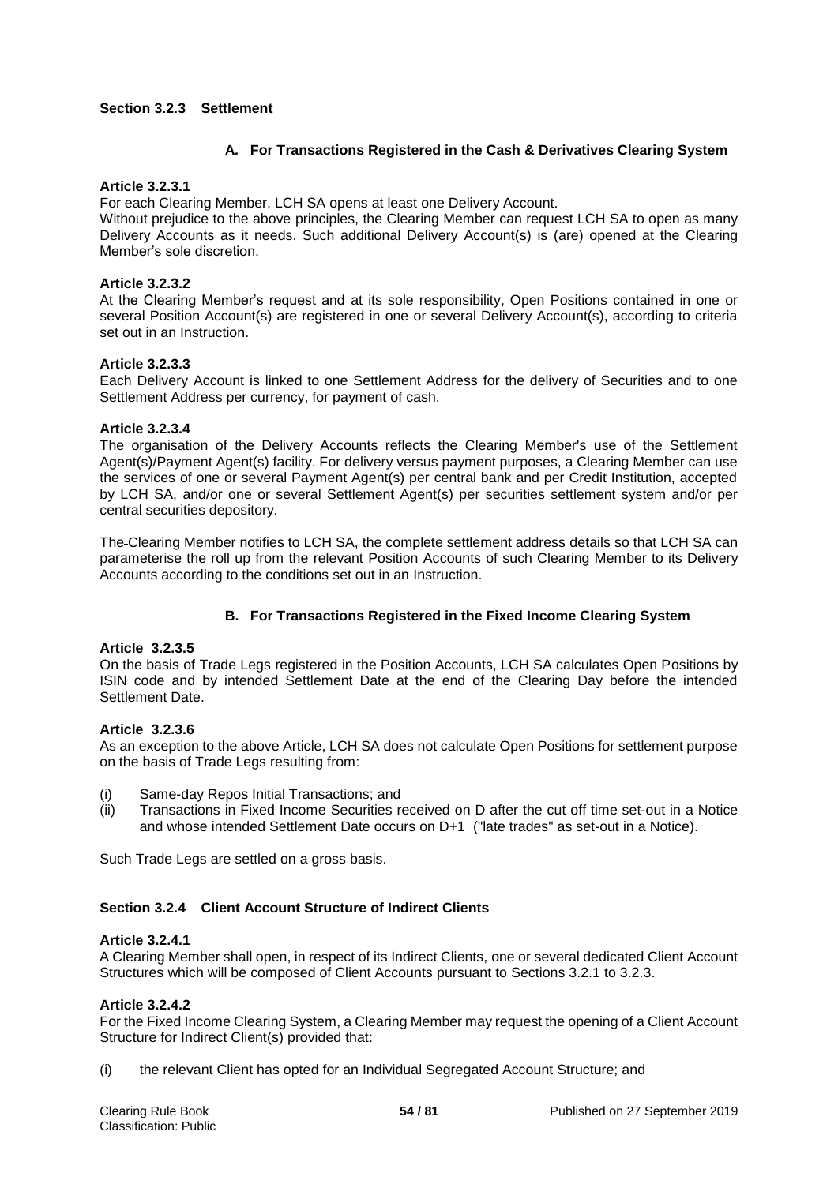### Section 3.2.3 Settlement

#### A. For Transactions Registered in the Cash & Derivatives Clearing System

**Article 3.2.3.1**

For each Clearing Member, LCH SA opens at least one Delivery Account.

Without prejudice to the above principles, the Clearing Member can request LCH SA to open as many Delivery Accounts as it needs. Such additional Delivery Account(s) is (are) opened at the Clearing Member's sole discretion.

**Article 3.2.3.2**

At the Clearing Member's request and at its sole responsibility, Open Positions contained in one or several Position Account(s) are registered in one or several Delivery Account(s), according to criteria set out in an Instruction.

**Article 3.2.3.3**

Each Delivery Account is linked to one Settlement Address for the delivery of Securities and to one Settlement Address per currency, for payment of cash.

**Article 3.2.3.4**

The organisation of the Delivery Accounts reflects the Clearing Member's use of the Settlement Agent(s)/Payment Agent(s) facility. For delivery versus payment purposes, a Clearing Member can use the services of one or several Payment Agent(s) per central bank and per Credit Institution, accepted by LCH SA, and/or one or several Settlement Agent(s) per securities settlement system and/or per central securities depository.

The Clearing Member notifies to LCH SA, the complete settlement address details so that LCH SA can parameterise the roll up from the relevant Position Accounts of such Clearing Member to its Delivery Accounts according to the conditions set out in an Instruction.

#### B. For Transactions Registered in the Fixed Income Clearing System

**Article 3.2.3.5**

On the basis of Trade Legs registered in the Position Accounts, LCH SA calculates Open Positions by ISIN code and by intended Settlement Date at the end of the Clearing Day before the intended Settlement Date.

**Article 3.2.3.6**

As an exception to the above Article, LCH SA does not calculate Open Positions for settlement purpose on the basis of Trade Legs resulting from:

(i) Same-day Repos Initial Transactions; and
(ii) Transactions in Fixed Income Securities received on D after the cut off time set-out in a Notice and whose intended Settlement Date occurs on D+1 ("late trades" as set-out in a Notice).

Such Trade Legs are settled on a gross basis.

### Section 3.2.4 Client Account Structure of Indirect Clients

**Article 3.2.4.1**

A Clearing Member shall open, in respect of its Indirect Clients, one or several dedicated Client Account Structures which will be composed of Client Accounts pursuant to Sections 3.2.1 to 3.2.3.

**Article 3.2.4.2**

For the Fixed Income Clearing System, a Clearing Member may request the opening of a Client Account Structure for Indirect Client(s) provided that:

(i) the relevant Client has opted for an Individual Segregated Account Structure; and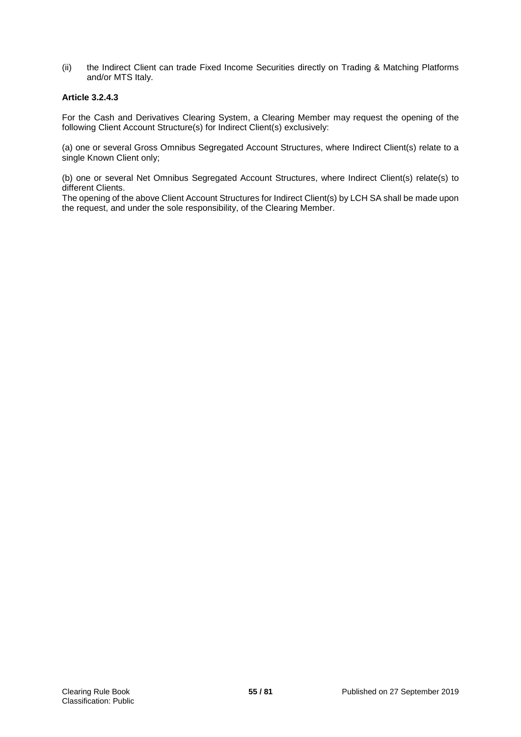(ii) the Indirect Client can trade Fixed Income Securities directly on Trading & Matching Platforms and/or MTS Italy.

**Article 3.2.4.3**

For the Cash and Derivatives Clearing System, a Clearing Member may request the opening of the following Client Account Structure(s) for Indirect Client(s) exclusively:

(a) one or several Gross Omnibus Segregated Account Structures, where Indirect Client(s) relate to a single Known Client only;

(b) one or several Net Omnibus Segregated Account Structures, where Indirect Client(s) relate(s) to different Clients.

The opening of the above Client Account Structures for Indirect Client(s) by LCH SA shall be made upon the request, and under the sole responsibility, of the Clearing Member.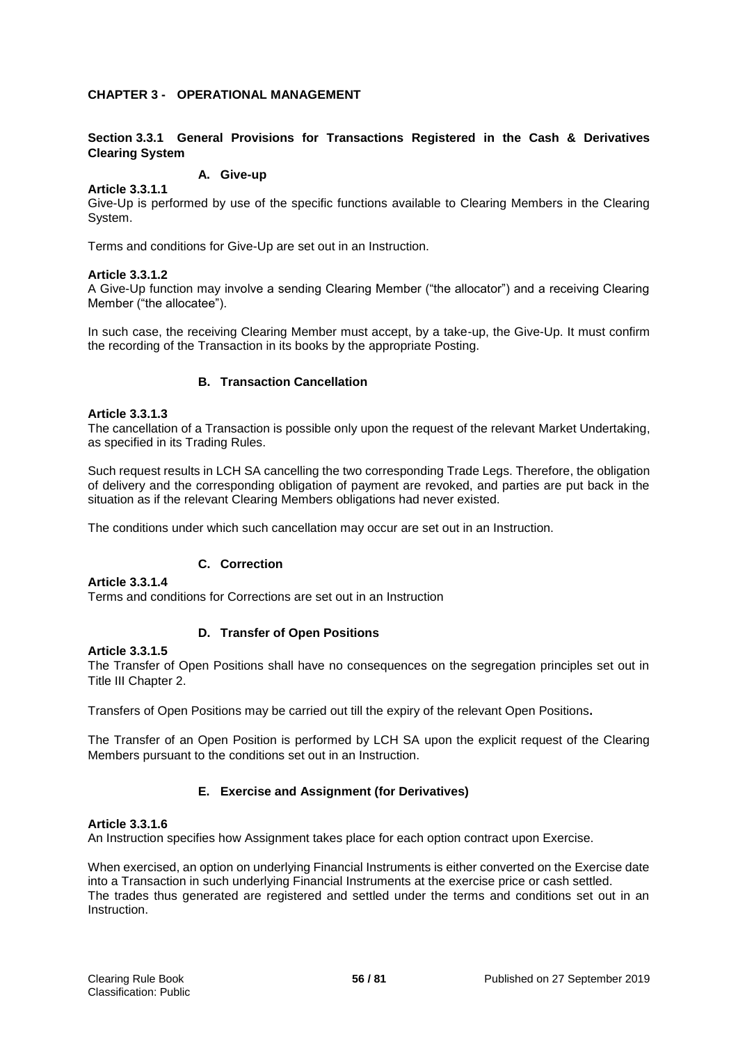## CHAPTER 3 - OPERATIONAL MANAGEMENT

### Section 3.3.1 General Provisions for Transactions Registered in the Cash & Derivatives Clearing System

#### A. Give-up

**Article 3.3.1.1**

Give-Up is performed by use of the specific functions available to Clearing Members in the Clearing System.

Terms and conditions for Give-Up are set out in an Instruction.

**Article 3.3.1.2**

A Give-Up function may involve a sending Clearing Member ("the allocator") and a receiving Clearing Member ("the allocatee").

In such case, the receiving Clearing Member must accept, by a take-up, the Give-Up. It must confirm the recording of the Transaction in its books by the appropriate Posting.

#### B. Transaction Cancellation

**Article 3.3.1.3**

The cancellation of a Transaction is possible only upon the request of the relevant Market Undertaking, as specified in its Trading Rules.

Such request results in LCH SA cancelling the two corresponding Trade Legs. Therefore, the obligation of delivery and the corresponding obligation of payment are revoked, and parties are put back in the situation as if the relevant Clearing Members obligations had never existed.

The conditions under which such cancellation may occur are set out in an Instruction.

#### C. Correction

**Article 3.3.1.4**

Terms and conditions for Corrections are set out in an Instruction

#### D. Transfer of Open Positions

**Article 3.3.1.5**

The Transfer of Open Positions shall have no consequences on the segregation principles set out in Title III Chapter 2.

Transfers of Open Positions may be carried out till the expiry of the relevant Open Positions**.**

The Transfer of an Open Position is performed by LCH SA upon the explicit request of the Clearing Members pursuant to the conditions set out in an Instruction.

#### E. Exercise and Assignment (for Derivatives)

**Article 3.3.1.6**

An Instruction specifies how Assignment takes place for each option contract upon Exercise.

When exercised, an option on underlying Financial Instruments is either converted on the Exercise date into a Transaction in such underlying Financial Instruments at the exercise price or cash settled.
The trades thus generated are registered and settled under the terms and conditions set out in an Instruction.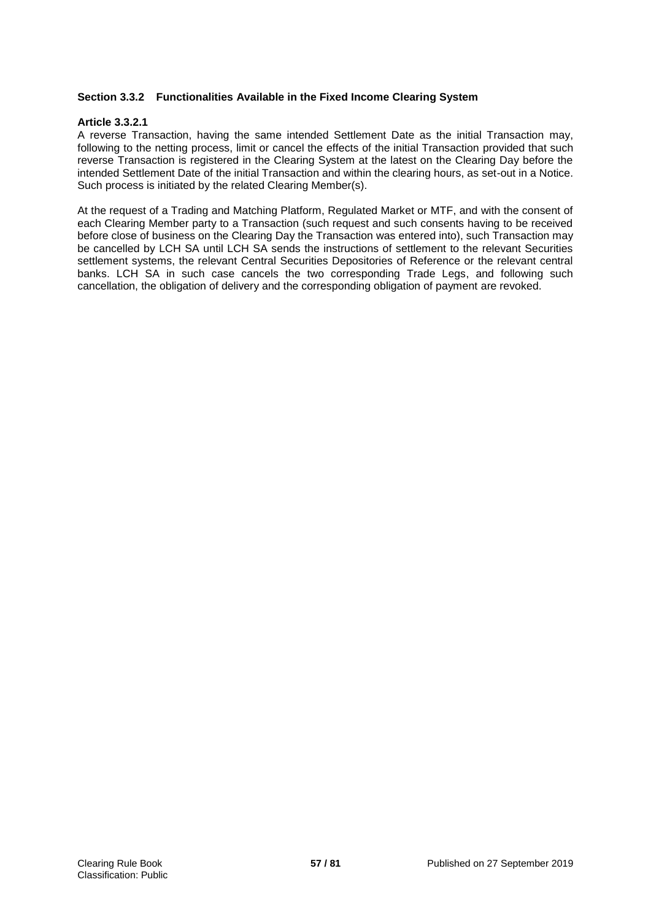### Section 3.3.2 Functionalities Available in the Fixed Income Clearing System

**Article 3.3.2.1**

A reverse Transaction, having the same intended Settlement Date as the initial Transaction may, following to the netting process, limit or cancel the effects of the initial Transaction provided that such reverse Transaction is registered in the Clearing System at the latest on the Clearing Day before the intended Settlement Date of the initial Transaction and within the clearing hours, as set-out in a Notice. Such process is initiated by the related Clearing Member(s).

At the request of a Trading and Matching Platform, Regulated Market or MTF, and with the consent of each Clearing Member party to a Transaction (such request and such consents having to be received before close of business on the Clearing Day the Transaction was entered into), such Transaction may be cancelled by LCH SA until LCH SA sends the instructions of settlement to the relevant Securities settlement systems, the relevant Central Securities Depositories of Reference or the relevant central banks. LCH SA in such case cancels the two corresponding Trade Legs, and following such cancellation, the obligation of delivery and the corresponding obligation of payment are revoked.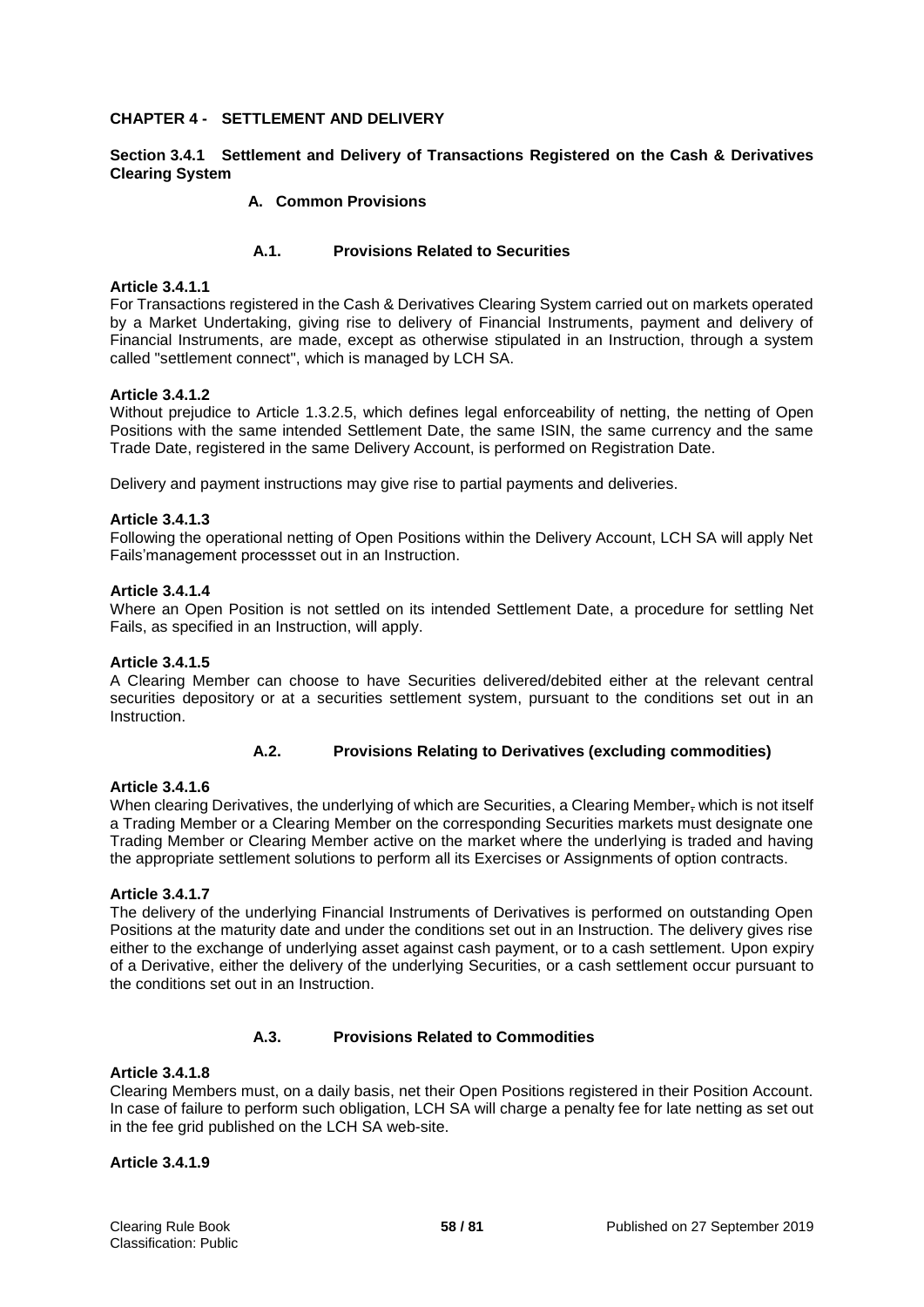**CHAPTER 4 - SETTLEMENT AND DELIVERY**

**Section 3.4.1 Settlement and Delivery of Transactions Registered on the Cash & Derivatives Clearing System**

**A. Common Provisions**

**A.1. Provisions Related to Securities**

**Article 3.4.1.1**

For Transactions registered in the Cash & Derivatives Clearing System carried out on markets operated by a Market Undertaking, giving rise to delivery of Financial Instruments, payment and delivery of Financial Instruments, are made, except as otherwise stipulated in an Instruction, through a system called "settlement connect", which is managed by LCH SA.

**Article 3.4.1.2**

Without prejudice to Article 1.3.2.5, which defines legal enforceability of netting, the netting of Open Positions with the same intended Settlement Date, the same ISIN, the same currency and the same Trade Date, registered in the same Delivery Account, is performed on Registration Date.

Delivery and payment instructions may give rise to partial payments and deliveries.

**Article 3.4.1.3**

Following the operational netting of Open Positions within the Delivery Account, LCH SA will apply Net Fails'management processset out in an Instruction.

**Article 3.4.1.4**

Where an Open Position is not settled on its intended Settlement Date, a procedure for settling Net Fails, as specified in an Instruction, will apply.

**Article 3.4.1.5**

A Clearing Member can choose to have Securities delivered/debited either at the relevant central securities depository or at a securities settlement system, pursuant to the conditions set out in an Instruction.

**A.2. Provisions Relating to Derivatives (excluding commodities)**

**Article 3.4.1.6**

When clearing Derivatives, the underlying of which are Securities, a Clearing Member, which is not itself a Trading Member or a Clearing Member on the corresponding Securities markets must designate one Trading Member or Clearing Member active on the market where the underlying is traded and having the appropriate settlement solutions to perform all its Exercises or Assignments of option contracts.

**Article 3.4.1.7**

The delivery of the underlying Financial Instruments of Derivatives is performed on outstanding Open Positions at the maturity date and under the conditions set out in an Instruction. The delivery gives rise either to the exchange of underlying asset against cash payment, or to a cash settlement. Upon expiry of a Derivative, either the delivery of the underlying Securities, or a cash settlement occur pursuant to the conditions set out in an Instruction.

**A.3. Provisions Related to Commodities**

**Article 3.4.1.8**

Clearing Members must, on a daily basis, net their Open Positions registered in their Position Account. In case of failure to perform such obligation, LCH SA will charge a penalty fee for late netting as set out in the fee grid published on the LCH SA web-site.

**Article 3.4.1.9**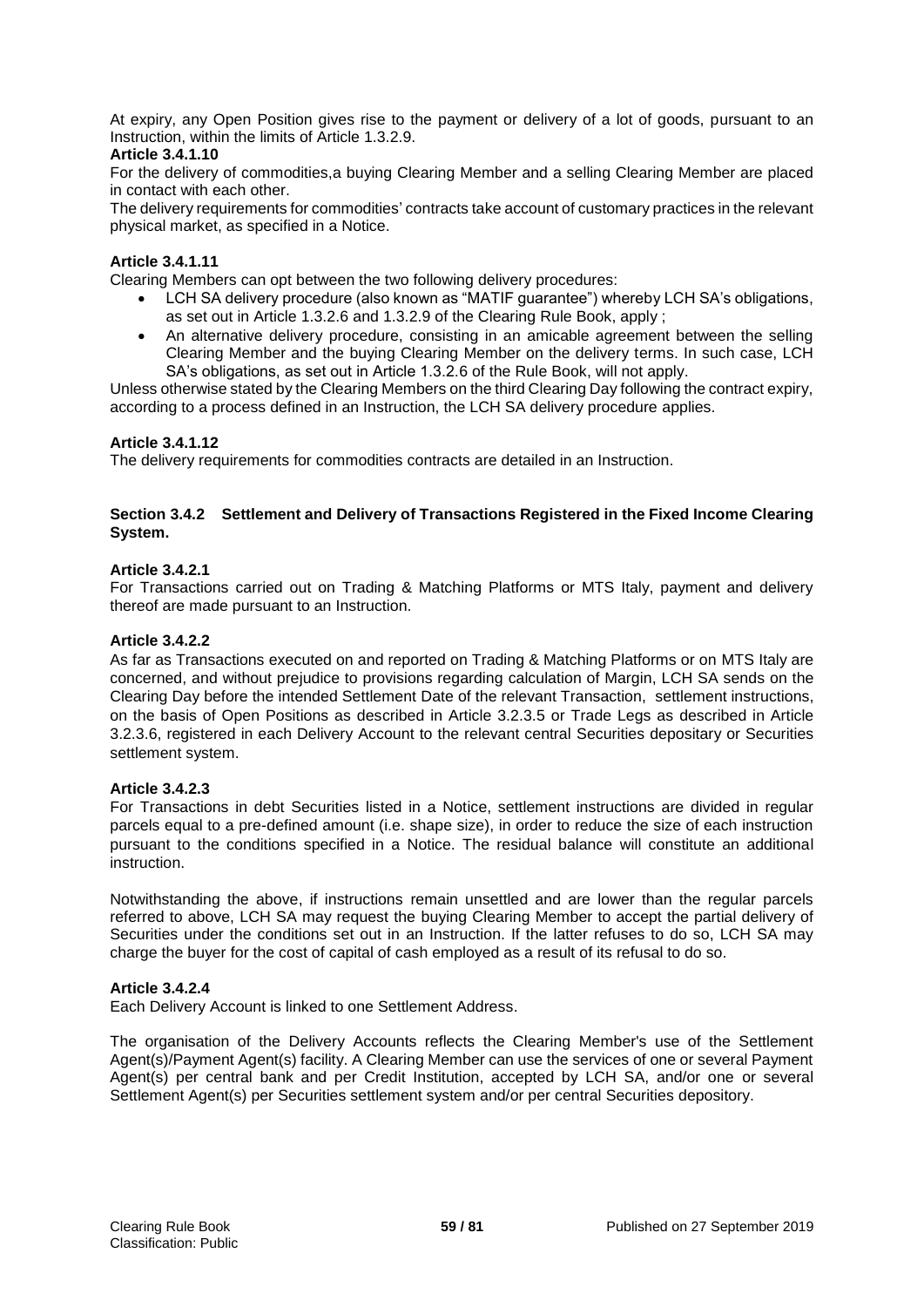At expiry, any Open Position gives rise to the payment or delivery of a lot of goods, pursuant to an Instruction, within the limits of Article 1.3.2.9.

**Article 3.4.1.10**

For the delivery of commodities,a buying Clearing Member and a selling Clearing Member are placed in contact with each other.

The delivery requirements for commodities' contracts take account of customary practices in the relevant physical market, as specified in a Notice.

**Article 3.4.1.11**

Clearing Members can opt between the two following delivery procedures:

- LCH SA delivery procedure (also known as "MATIF guarantee") whereby LCH SA's obligations, as set out in Article 1.3.2.6 and 1.3.2.9 of the Clearing Rule Book, apply ;
- An alternative delivery procedure, consisting in an amicable agreement between the selling Clearing Member and the buying Clearing Member on the delivery terms. In such case, LCH SA's obligations, as set out in Article 1.3.2.6 of the Rule Book, will not apply.

Unless otherwise stated by the Clearing Members on the third Clearing Day following the contract expiry, according to a process defined in an Instruction, the LCH SA delivery procedure applies.

**Article 3.4.1.12**

The delivery requirements for commodities contracts are detailed in an Instruction.

### Section 3.4.2 Settlement and Delivery of Transactions Registered in the Fixed Income Clearing System.

**Article 3.4.2.1**

For Transactions carried out on Trading & Matching Platforms or MTS Italy, payment and delivery thereof are made pursuant to an Instruction.

**Article 3.4.2.2**

As far as Transactions executed on and reported on Trading & Matching Platforms or on MTS Italy are concerned, and without prejudice to provisions regarding calculation of Margin, LCH SA sends on the Clearing Day before the intended Settlement Date of the relevant Transaction, settlement instructions, on the basis of Open Positions as described in Article 3.2.3.5 or Trade Legs as described in Article 3.2.3.6, registered in each Delivery Account to the relevant central Securities depositary or Securities settlement system.

**Article 3.4.2.3**

For Transactions in debt Securities listed in a Notice, settlement instructions are divided in regular parcels equal to a pre-defined amount (i.e. shape size), in order to reduce the size of each instruction pursuant to the conditions specified in a Notice. The residual balance will constitute an additional instruction.

Notwithstanding the above, if instructions remain unsettled and are lower than the regular parcels referred to above, LCH SA may request the buying Clearing Member to accept the partial delivery of Securities under the conditions set out in an Instruction. If the latter refuses to do so, LCH SA may charge the buyer for the cost of capital of cash employed as a result of its refusal to do so.

**Article 3.4.2.4**

Each Delivery Account is linked to one Settlement Address.

The organisation of the Delivery Accounts reflects the Clearing Member's use of the Settlement Agent(s)/Payment Agent(s) facility. A Clearing Member can use the services of one or several Payment Agent(s) per central bank and per Credit Institution, accepted by LCH SA, and/or one or several Settlement Agent(s) per Securities settlement system and/or per central Securities depository.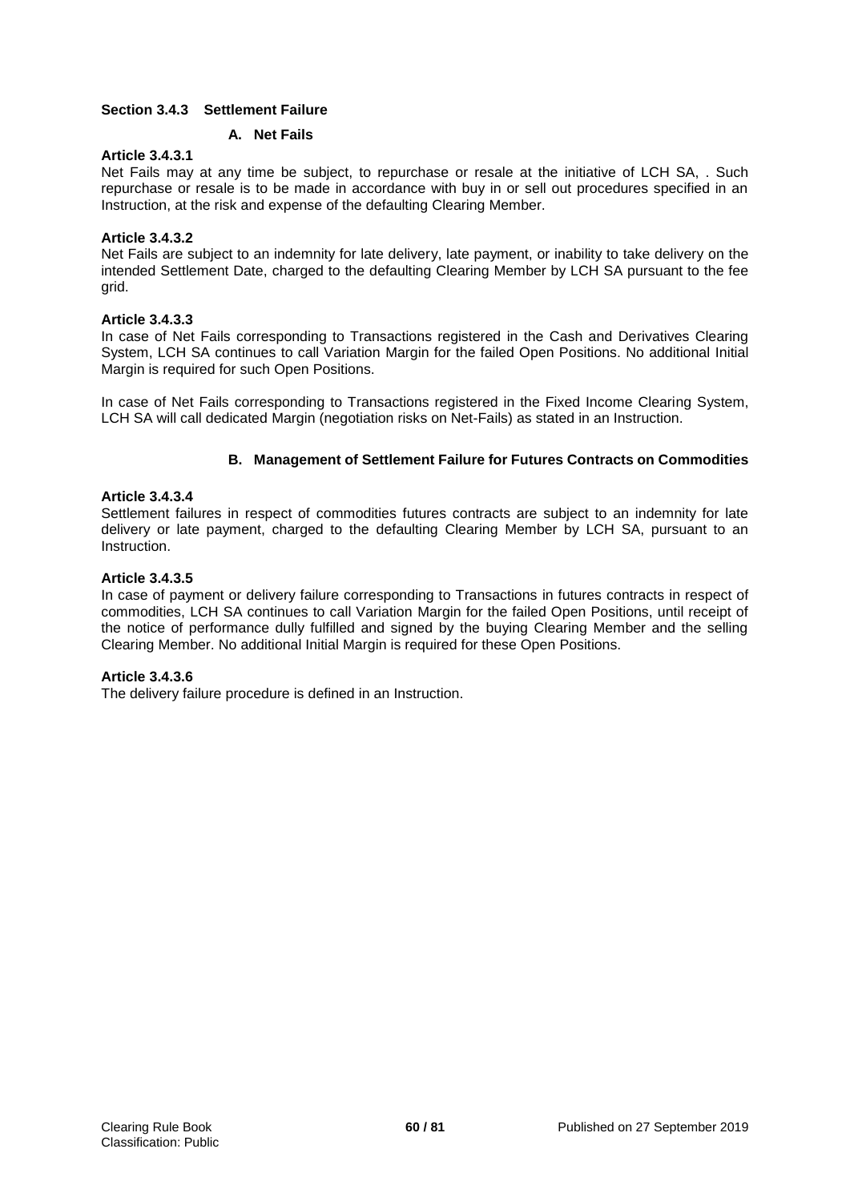### Section 3.4.3 Settlement Failure

#### A. Net Fails

**Article 3.4.3.1**

Net Fails may at any time be subject, to repurchase or resale at the initiative of LCH SA, . Such repurchase or resale is to be made in accordance with buy in or sell out procedures specified in an Instruction, at the risk and expense of the defaulting Clearing Member.

**Article 3.4.3.2**

Net Fails are subject to an indemnity for late delivery, late payment, or inability to take delivery on the intended Settlement Date, charged to the defaulting Clearing Member by LCH SA pursuant to the fee grid.

**Article 3.4.3.3**

In case of Net Fails corresponding to Transactions registered in the Cash and Derivatives Clearing System, LCH SA continues to call Variation Margin for the failed Open Positions. No additional Initial Margin is required for such Open Positions.

In case of Net Fails corresponding to Transactions registered in the Fixed Income Clearing System, LCH SA will call dedicated Margin (negotiation risks on Net-Fails) as stated in an Instruction.

#### B. Management of Settlement Failure for Futures Contracts on Commodities

**Article 3.4.3.4**

Settlement failures in respect of commodities futures contracts are subject to an indemnity for late delivery or late payment, charged to the defaulting Clearing Member by LCH SA, pursuant to an Instruction.

**Article 3.4.3.5**

In case of payment or delivery failure corresponding to Transactions in futures contracts in respect of commodities, LCH SA continues to call Variation Margin for the failed Open Positions, until receipt of the notice of performance dully fulfilled and signed by the buying Clearing Member and the selling Clearing Member. No additional Initial Margin is required for these Open Positions.

**Article 3.4.3.6**

The delivery failure procedure is defined in an Instruction.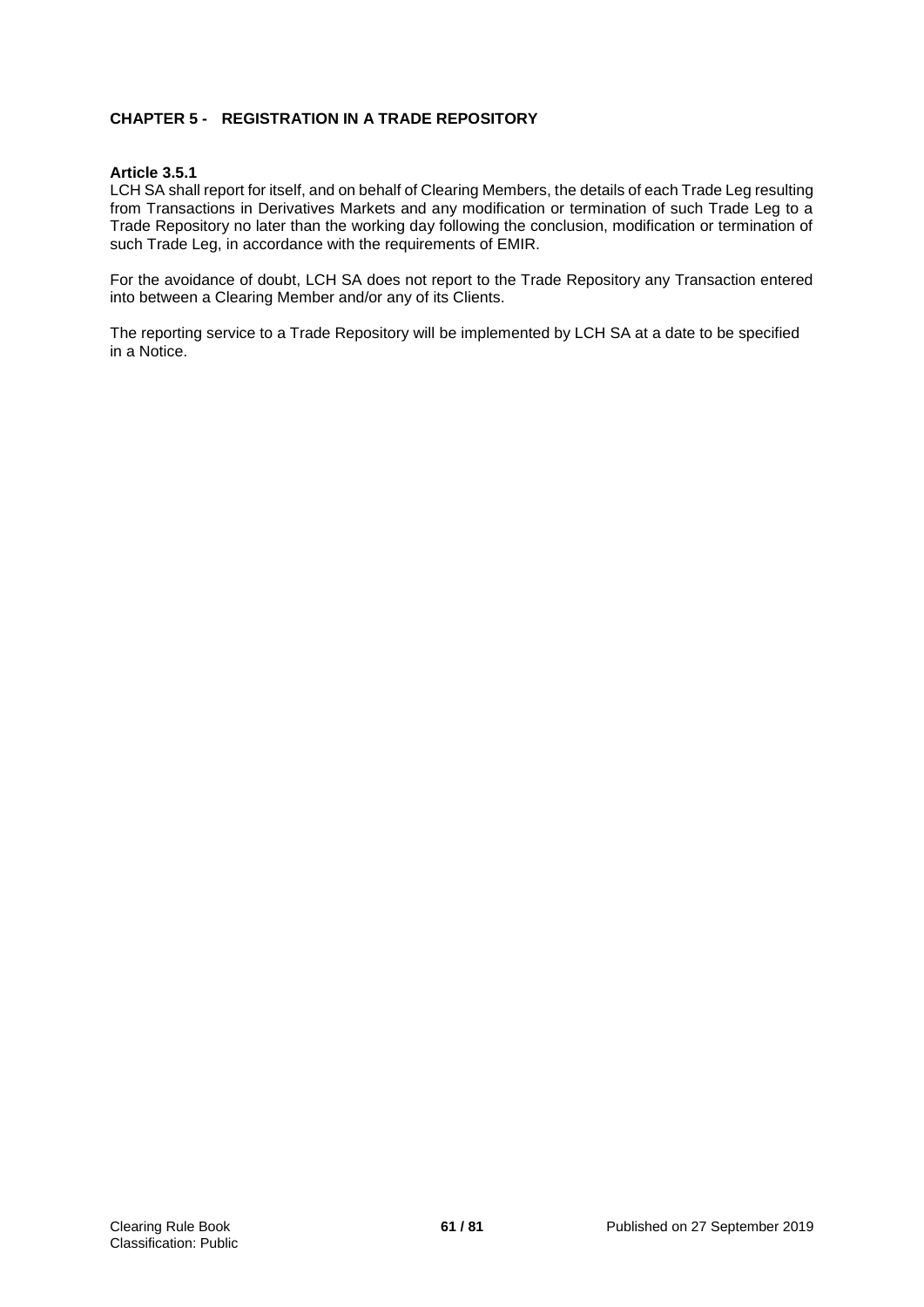## CHAPTER 5 - REGISTRATION IN A TRADE REPOSITORY

### Article 3.5.1

LCH SA shall report for itself, and on behalf of Clearing Members, the details of each Trade Leg resulting from Transactions in Derivatives Markets and any modification or termination of such Trade Leg to a Trade Repository no later than the working day following the conclusion, modification or termination of such Trade Leg, in accordance with the requirements of EMIR.

For the avoidance of doubt, LCH SA does not report to the Trade Repository any Transaction entered into between a Clearing Member and/or any of its Clients.

The reporting service to a Trade Repository will be implemented by LCH SA at a date to be specified in a Notice.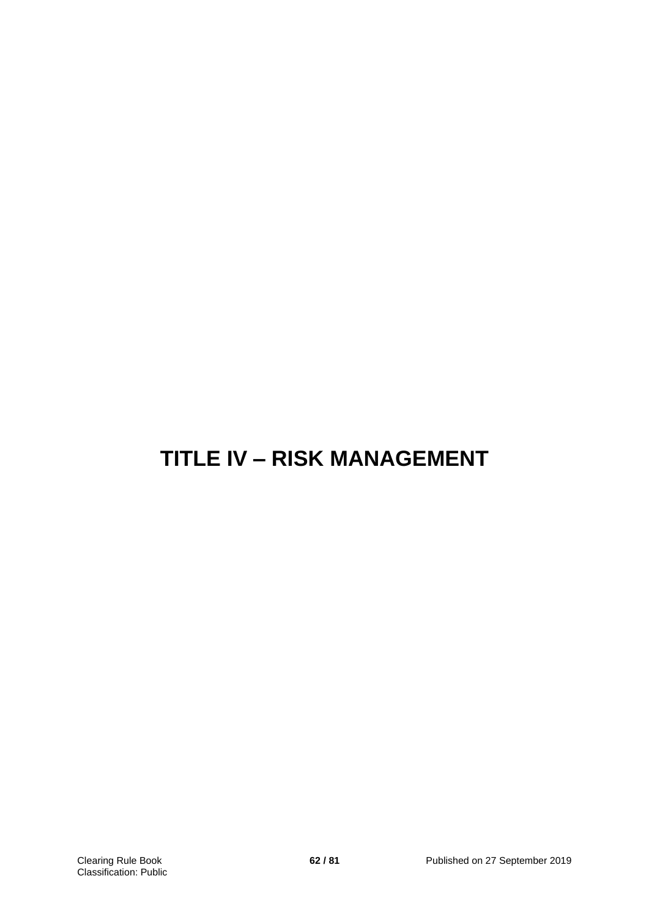# TITLE IV – RISK MANAGEMENT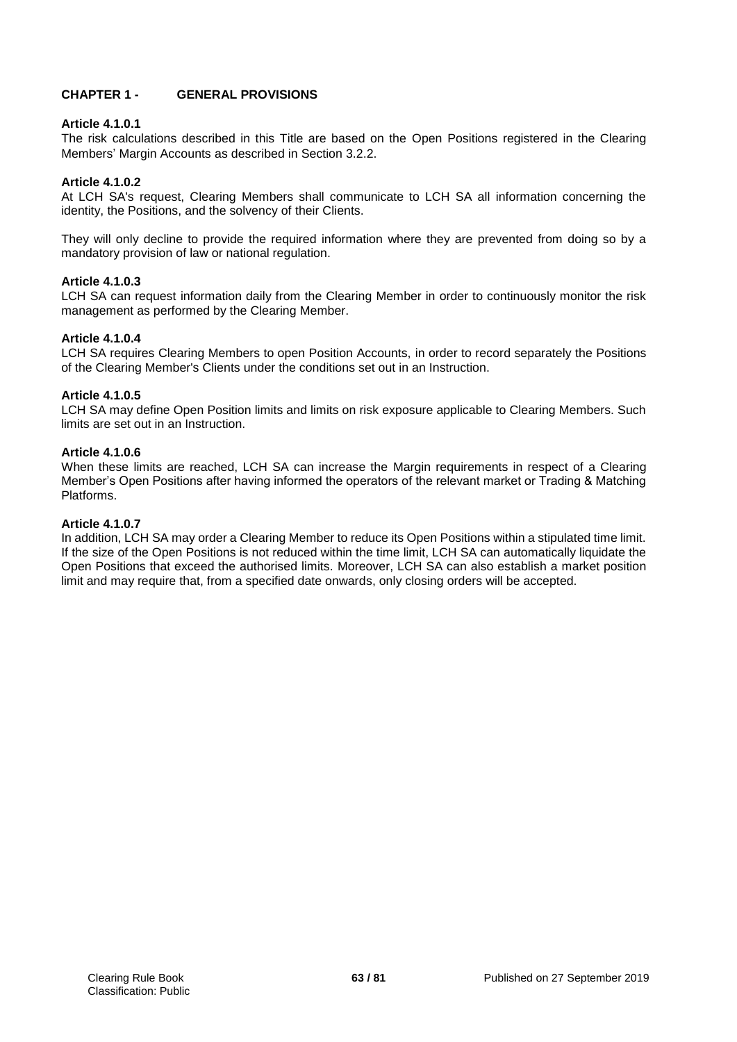## CHAPTER 1 - GENERAL PROVISIONS

**Article 4.1.0.1**

The risk calculations described in this Title are based on the Open Positions registered in the Clearing Members' Margin Accounts as described in Section 3.2.2.

**Article 4.1.0.2**

At LCH SA's request, Clearing Members shall communicate to LCH SA all information concerning the identity, the Positions, and the solvency of their Clients.

They will only decline to provide the required information where they are prevented from doing so by a mandatory provision of law or national regulation.

**Article 4.1.0.3**

LCH SA can request information daily from the Clearing Member in order to continuously monitor the risk management as performed by the Clearing Member.

**Article 4.1.0.4**

LCH SA requires Clearing Members to open Position Accounts, in order to record separately the Positions of the Clearing Member's Clients under the conditions set out in an Instruction.

**Article 4.1.0.5**

LCH SA may define Open Position limits and limits on risk exposure applicable to Clearing Members. Such limits are set out in an Instruction.

**Article 4.1.0.6**

When these limits are reached, LCH SA can increase the Margin requirements in respect of a Clearing Member's Open Positions after having informed the operators of the relevant market or Trading & Matching Platforms.

**Article 4.1.0.7**

In addition, LCH SA may order a Clearing Member to reduce its Open Positions within a stipulated time limit. If the size of the Open Positions is not reduced within the time limit, LCH SA can automatically liquidate the Open Positions that exceed the authorised limits. Moreover, LCH SA can also establish a market position limit and may require that, from a specified date onwards, only closing orders will be accepted.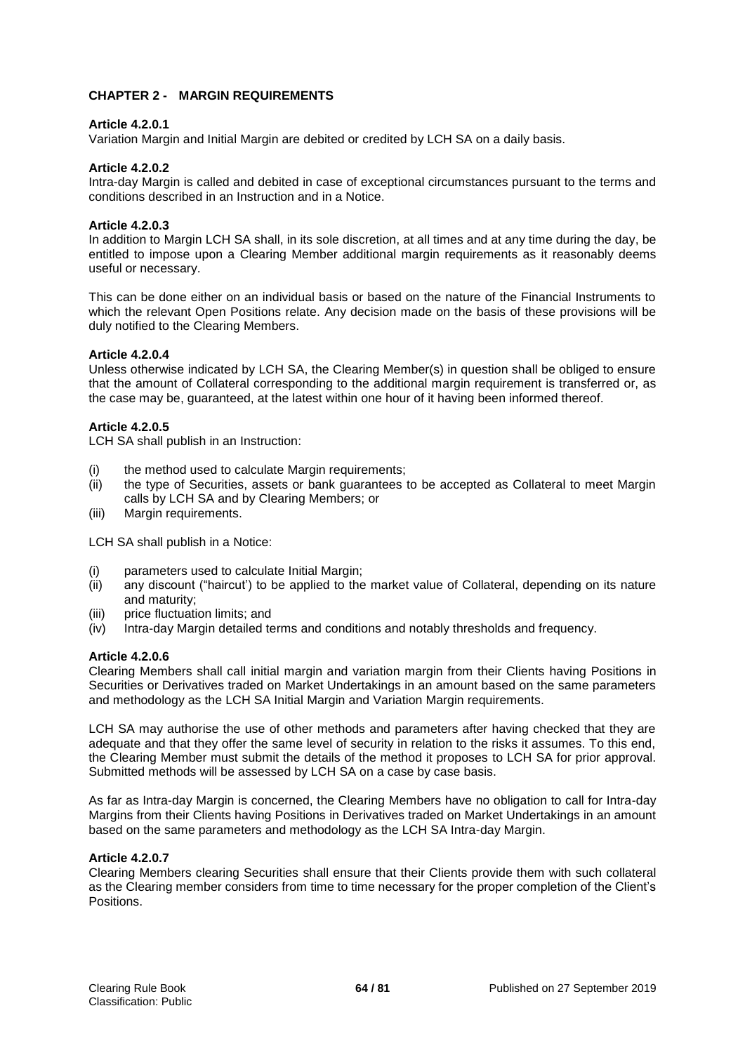## CHAPTER 2 - MARGIN REQUIREMENTS

**Article 4.2.0.1**

Variation Margin and Initial Margin are debited or credited by LCH SA on a daily basis.

**Article 4.2.0.2**

Intra-day Margin is called and debited in case of exceptional circumstances pursuant to the terms and conditions described in an Instruction and in a Notice.

**Article 4.2.0.3**

In addition to Margin LCH SA shall, in its sole discretion, at all times and at any time during the day, be entitled to impose upon a Clearing Member additional margin requirements as it reasonably deems useful or necessary.

This can be done either on an individual basis or based on the nature of the Financial Instruments to which the relevant Open Positions relate. Any decision made on the basis of these provisions will be duly notified to the Clearing Members.

**Article 4.2.0.4**

Unless otherwise indicated by LCH SA, the Clearing Member(s) in question shall be obliged to ensure that the amount of Collateral corresponding to the additional margin requirement is transferred or, as the case may be, guaranteed, at the latest within one hour of it having been informed thereof.

**Article 4.2.0.5**

LCH SA shall publish in an Instruction:

(i) the method used to calculate Margin requirements;
(ii) the type of Securities, assets or bank guarantees to be accepted as Collateral to meet Margin calls by LCH SA and by Clearing Members; or
(iii) Margin requirements.

LCH SA shall publish in a Notice:

(i) parameters used to calculate Initial Margin;
(ii) any discount ("haircut') to be applied to the market value of Collateral, depending on its nature and maturity;
(iii) price fluctuation limits; and
(iv) Intra-day Margin detailed terms and conditions and notably thresholds and frequency.

**Article 4.2.0.6**

Clearing Members shall call initial margin and variation margin from their Clients having Positions in Securities or Derivatives traded on Market Undertakings in an amount based on the same parameters and methodology as the LCH SA Initial Margin and Variation Margin requirements.

LCH SA may authorise the use of other methods and parameters after having checked that they are adequate and that they offer the same level of security in relation to the risks it assumes. To this end, the Clearing Member must submit the details of the method it proposes to LCH SA for prior approval. Submitted methods will be assessed by LCH SA on a case by case basis.

As far as Intra-day Margin is concerned, the Clearing Members have no obligation to call for Intra-day Margins from their Clients having Positions in Derivatives traded on Market Undertakings in an amount based on the same parameters and methodology as the LCH SA Intra-day Margin.

**Article 4.2.0.7**

Clearing Members clearing Securities shall ensure that their Clients provide them with such collateral as the Clearing member considers from time to time necessary for the proper completion of the Client's Positions.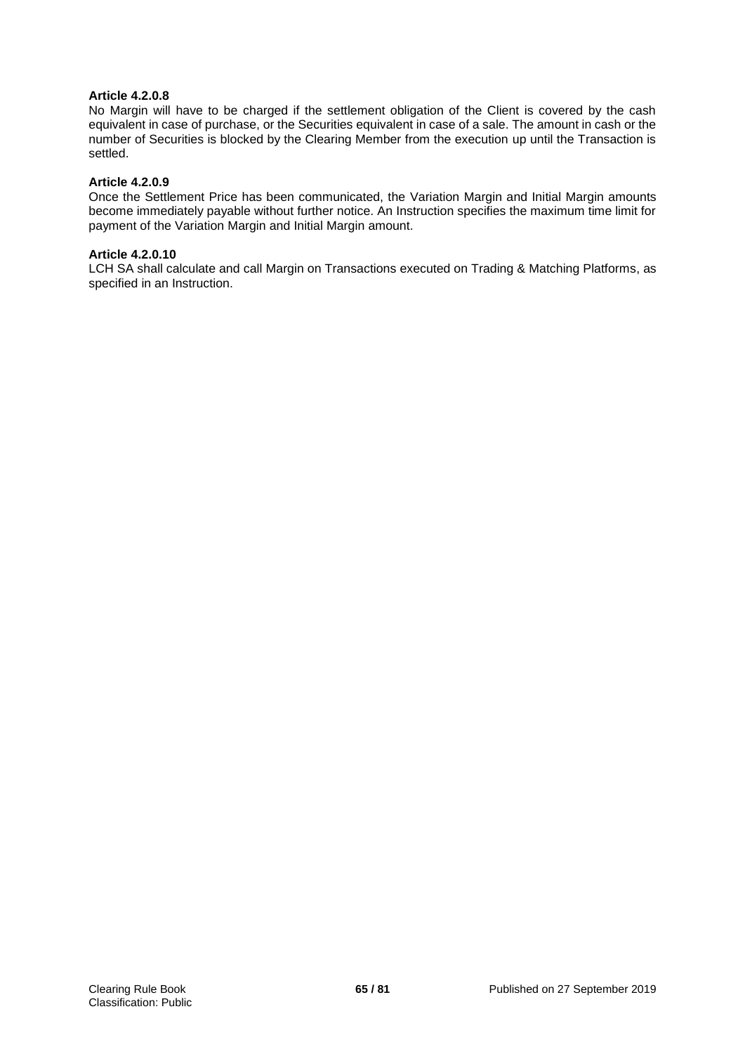**Article 4.2.0.8**

No Margin will have to be charged if the settlement obligation of the Client is covered by the cash equivalent in case of purchase, or the Securities equivalent in case of a sale. The amount in cash or the number of Securities is blocked by the Clearing Member from the execution up until the Transaction is settled.

**Article 4.2.0.9**

Once the Settlement Price has been communicated, the Variation Margin and Initial Margin amounts become immediately payable without further notice. An Instruction specifies the maximum time limit for payment of the Variation Margin and Initial Margin amount.

**Article 4.2.0.10**

LCH SA shall calculate and call Margin on Transactions executed on Trading & Matching Platforms, as specified in an Instruction.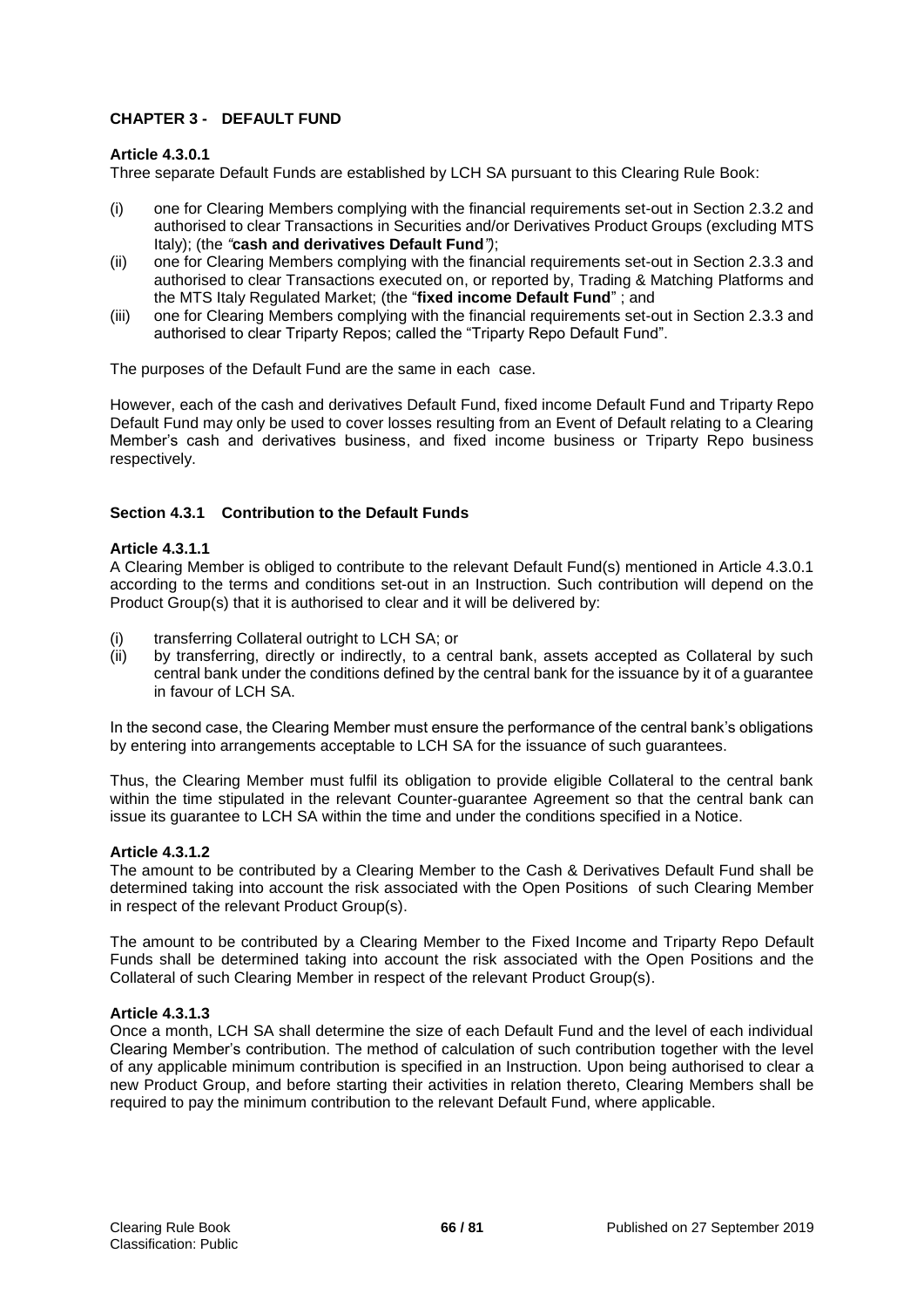## CHAPTER 3 - DEFAULT FUND

### Article 4.3.0.1

Three separate Default Funds are established by LCH SA pursuant to this Clearing Rule Book:

(i) one for Clearing Members complying with the financial requirements set-out in Section 2.3.2 and authorised to clear Transactions in Securities and/or Derivatives Product Groups (excluding MTS Italy); (the *"***cash and derivatives Default Fund***"*);
(ii) one for Clearing Members complying with the financial requirements set-out in Section 2.3.3 and authorised to clear Transactions executed on, or reported by, Trading & Matching Platforms and the MTS Italy Regulated Market; (the "**fixed income Default Fund**" ; and
(iii) one for Clearing Members complying with the financial requirements set-out in Section 2.3.3 and authorised to clear Triparty Repos; called the "Triparty Repo Default Fund".

The purposes of the Default Fund are the same in each case.

However, each of the cash and derivatives Default Fund, fixed income Default Fund and Triparty Repo Default Fund may only be used to cover losses resulting from an Event of Default relating to a Clearing Member's cash and derivatives business, and fixed income business or Triparty Repo business respectively.

## Section 4.3.1 Contribution to the Default Funds

### Article 4.3.1.1

A Clearing Member is obliged to contribute to the relevant Default Fund(s) mentioned in Article 4.3.0.1 according to the terms and conditions set-out in an Instruction. Such contribution will depend on the Product Group(s) that it is authorised to clear and it will be delivered by:

(i) transferring Collateral outright to LCH SA; or
(ii) by transferring, directly or indirectly, to a central bank, assets accepted as Collateral by such central bank under the conditions defined by the central bank for the issuance by it of a guarantee in favour of LCH SA.

In the second case, the Clearing Member must ensure the performance of the central bank's obligations by entering into arrangements acceptable to LCH SA for the issuance of such guarantees.

Thus, the Clearing Member must fulfil its obligation to provide eligible Collateral to the central bank within the time stipulated in the relevant Counter-guarantee Agreement so that the central bank can issue its guarantee to LCH SA within the time and under the conditions specified in a Notice.

### Article 4.3.1.2

The amount to be contributed by a Clearing Member to the Cash & Derivatives Default Fund shall be determined taking into account the risk associated with the Open Positions of such Clearing Member in respect of the relevant Product Group(s).

The amount to be contributed by a Clearing Member to the Fixed Income and Triparty Repo Default Funds shall be determined taking into account the risk associated with the Open Positions and the Collateral of such Clearing Member in respect of the relevant Product Group(s).

### Article 4.3.1.3

Once a month, LCH SA shall determine the size of each Default Fund and the level of each individual Clearing Member's contribution. The method of calculation of such contribution together with the level of any applicable minimum contribution is specified in an Instruction. Upon being authorised to clear a new Product Group, and before starting their activities in relation thereto, Clearing Members shall be required to pay the minimum contribution to the relevant Default Fund, where applicable.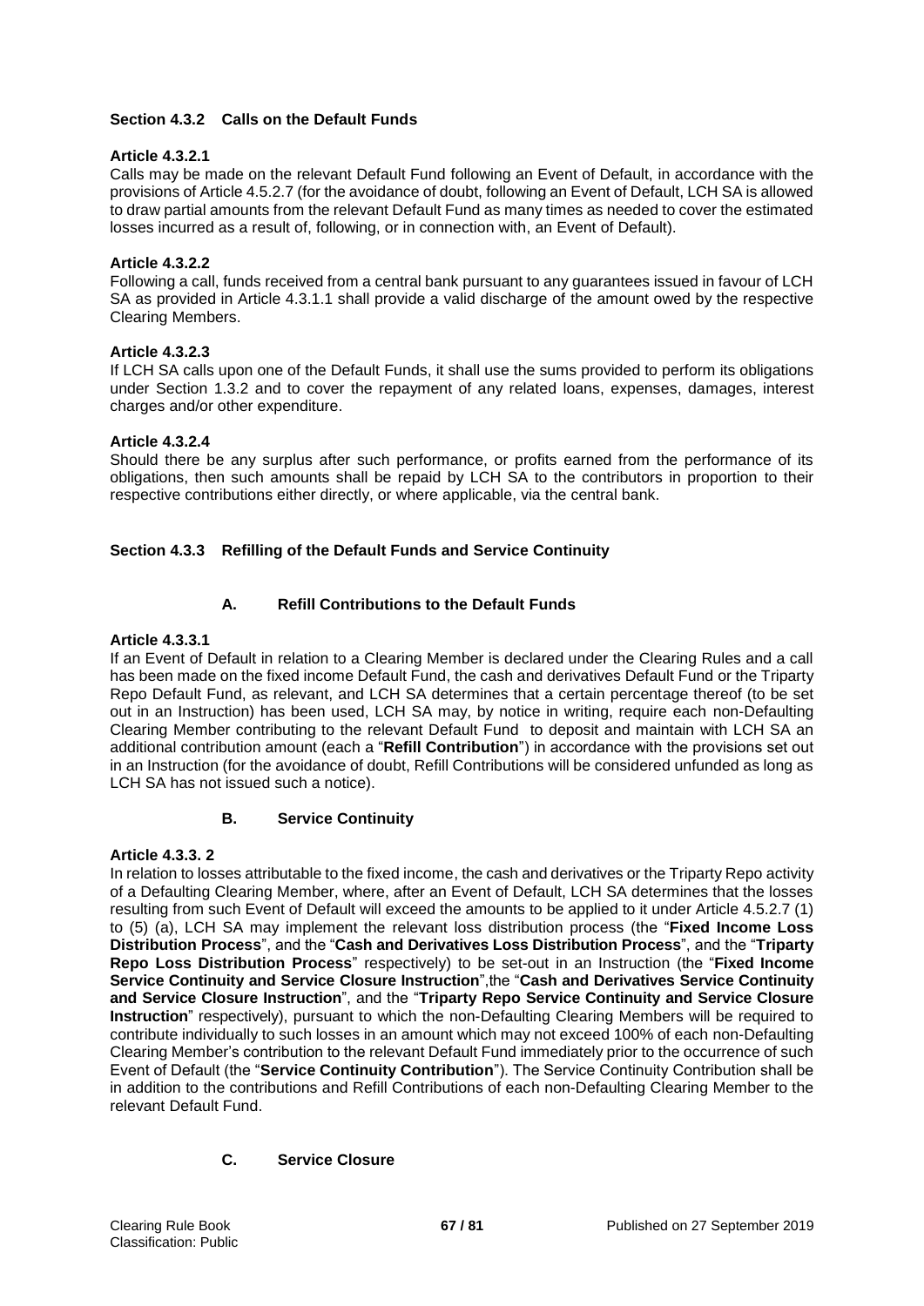### Section 4.3.2 Calls on the Default Funds

**Article 4.3.2.1**

Calls may be made on the relevant Default Fund following an Event of Default, in accordance with the provisions of Article 4.5.2.7 (for the avoidance of doubt, following an Event of Default, LCH SA is allowed to draw partial amounts from the relevant Default Fund as many times as needed to cover the estimated losses incurred as a result of, following, or in connection with, an Event of Default).

**Article 4.3.2.2**

Following a call, funds received from a central bank pursuant to any guarantees issued in favour of LCH SA as provided in Article 4.3.1.1 shall provide a valid discharge of the amount owed by the respective Clearing Members.

**Article 4.3.2.3**

If LCH SA calls upon one of the Default Funds, it shall use the sums provided to perform its obligations under Section 1.3.2 and to cover the repayment of any related loans, expenses, damages, interest charges and/or other expenditure.

**Article 4.3.2.4**

Should there be any surplus after such performance, or profits earned from the performance of its obligations, then such amounts shall be repaid by LCH SA to the contributors in proportion to their respective contributions either directly, or where applicable, via the central bank.

### Section 4.3.3 Refilling of the Default Funds and Service Continuity

#### A. Refill Contributions to the Default Funds

**Article 4.3.3.1**

If an Event of Default in relation to a Clearing Member is declared under the Clearing Rules and a call has been made on the fixed income Default Fund, the cash and derivatives Default Fund or the Triparty Repo Default Fund, as relevant, and LCH SA determines that a certain percentage thereof (to be set out in an Instruction) has been used, LCH SA may, by notice in writing, require each non-Defaulting Clearing Member contributing to the relevant Default Fund to deposit and maintain with LCH SA an additional contribution amount (each a "**Refill Contribution**") in accordance with the provisions set out in an Instruction (for the avoidance of doubt, Refill Contributions will be considered unfunded as long as LCH SA has not issued such a notice).

#### B. Service Continuity

**Article 4.3.3. 2**

In relation to losses attributable to the fixed income, the cash and derivatives or the Triparty Repo activity of a Defaulting Clearing Member, where, after an Event of Default, LCH SA determines that the losses resulting from such Event of Default will exceed the amounts to be applied to it under Article 4.5.2.7 (1) to (5) (a), LCH SA may implement the relevant loss distribution process (the "**Fixed Income Loss Distribution Process**", and the "**Cash and Derivatives Loss Distribution Process**", and the "**Triparty Repo Loss Distribution Process**" respectively) to be set-out in an Instruction (the "**Fixed Income Service Continuity and Service Closure Instruction**",the "**Cash and Derivatives Service Continuity and Service Closure Instruction**", and the "**Triparty Repo Service Continuity and Service Closure Instruction**" respectively), pursuant to which the non-Defaulting Clearing Members will be required to contribute individually to such losses in an amount which may not exceed 100% of each non-Defaulting Clearing Member's contribution to the relevant Default Fund immediately prior to the occurrence of such Event of Default (the "**Service Continuity Contribution**"). The Service Continuity Contribution shall be in addition to the contributions and Refill Contributions of each non-Defaulting Clearing Member to the relevant Default Fund.

#### C. Service Closure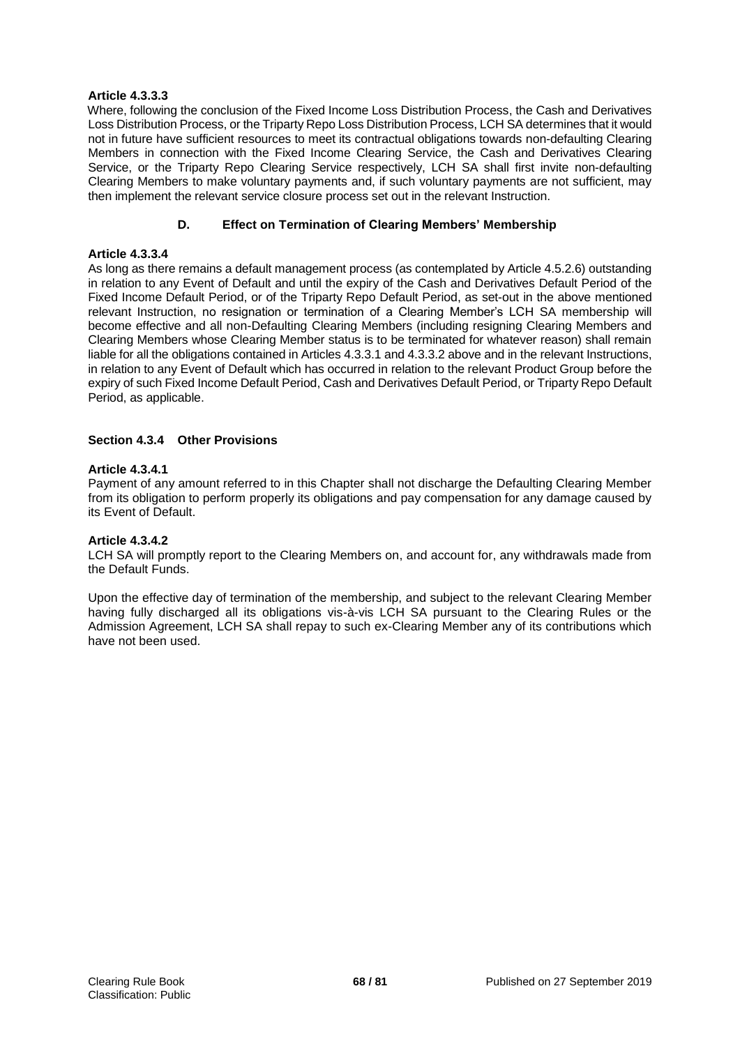#### Article 4.3.3.3

Where, following the conclusion of the Fixed Income Loss Distribution Process, the Cash and Derivatives Loss Distribution Process, or the Triparty Repo Loss Distribution Process, LCH SA determines that it would not in future have sufficient resources to meet its contractual obligations towards non-defaulting Clearing Members in connection with the Fixed Income Clearing Service, the Cash and Derivatives Clearing Service, or the Triparty Repo Clearing Service respectively, LCH SA shall first invite non-defaulting Clearing Members to make voluntary payments and, if such voluntary payments are not sufficient, may then implement the relevant service closure process set out in the relevant Instruction.

### D. Effect on Termination of Clearing Members' Membership

#### Article 4.3.3.4

As long as there remains a default management process (as contemplated by Article 4.5.2.6) outstanding in relation to any Event of Default and until the expiry of the Cash and Derivatives Default Period of the Fixed Income Default Period, or of the Triparty Repo Default Period, as set-out in the above mentioned relevant Instruction, no resignation or termination of a Clearing Member's LCH SA membership will become effective and all non-Defaulting Clearing Members (including resigning Clearing Members and Clearing Members whose Clearing Member status is to be terminated for whatever reason) shall remain liable for all the obligations contained in Articles 4.3.3.1 and 4.3.3.2 above and in the relevant Instructions, in relation to any Event of Default which has occurred in relation to the relevant Product Group before the expiry of such Fixed Income Default Period, Cash and Derivatives Default Period, or Triparty Repo Default Period, as applicable.

### Section 4.3.4 Other Provisions

#### Article 4.3.4.1

Payment of any amount referred to in this Chapter shall not discharge the Defaulting Clearing Member from its obligation to perform properly its obligations and pay compensation for any damage caused by its Event of Default.

#### Article 4.3.4.2

LCH SA will promptly report to the Clearing Members on, and account for, any withdrawals made from the Default Funds.

Upon the effective day of termination of the membership, and subject to the relevant Clearing Member having fully discharged all its obligations vis-à-vis LCH SA pursuant to the Clearing Rules or the Admission Agreement, LCH SA shall repay to such ex-Clearing Member any of its contributions which have not been used.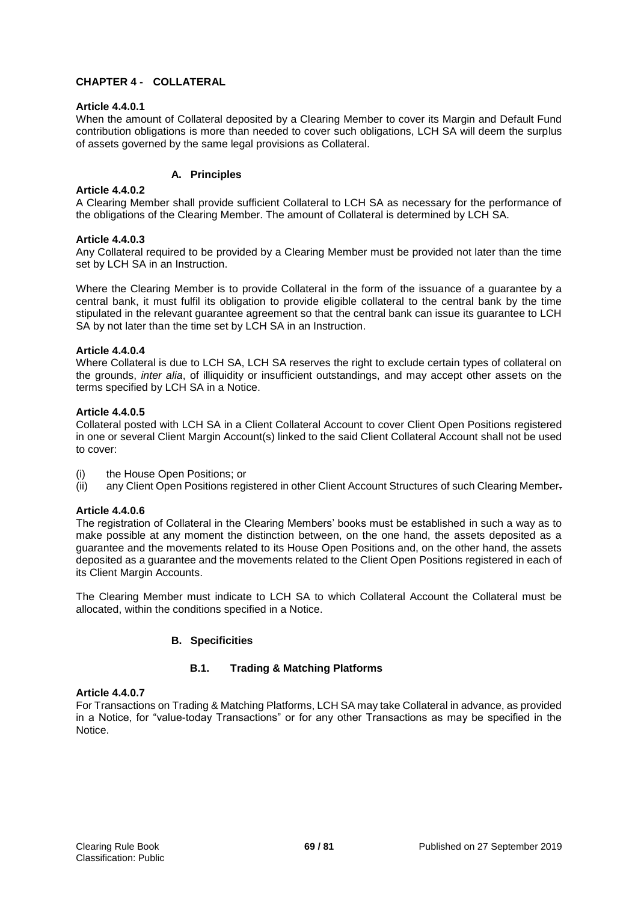## CHAPTER 4 - COLLATERAL

**Article 4.4.0.1**
When the amount of Collateral deposited by a Clearing Member to cover its Margin and Default Fund contribution obligations is more than needed to cover such obligations, LCH SA will deem the surplus of assets governed by the same legal provisions as Collateral.

### A. Principles

**Article 4.4.0.2**
A Clearing Member shall provide sufficient Collateral to LCH SA as necessary for the performance of the obligations of the Clearing Member. The amount of Collateral is determined by LCH SA.

**Article 4.4.0.3**
Any Collateral required to be provided by a Clearing Member must be provided not later than the time set by LCH SA in an Instruction.

Where the Clearing Member is to provide Collateral in the form of the issuance of a guarantee by a central bank, it must fulfil its obligation to provide eligible collateral to the central bank by the time stipulated in the relevant guarantee agreement so that the central bank can issue its guarantee to LCH SA by not later than the time set by LCH SA in an Instruction.

**Article 4.4.0.4**
Where Collateral is due to LCH SA, LCH SA reserves the right to exclude certain types of collateral on the grounds, *inter alia*, of illiquidity or insufficient outstandings, and may accept other assets on the terms specified by LCH SA in a Notice.

**Article 4.4.0.5**
Collateral posted with LCH SA in a Client Collateral Account to cover Client Open Positions registered in one or several Client Margin Account(s) linked to the said Client Collateral Account shall not be used to cover:

(i) the House Open Positions; or
(ii) any Client Open Positions registered in other Client Account Structures of such Clearing Member.

**Article 4.4.0.6**
The registration of Collateral in the Clearing Members' books must be established in such a way as to make possible at any moment the distinction between, on the one hand, the assets deposited as a guarantee and the movements related to its House Open Positions and, on the other hand, the assets deposited as a guarantee and the movements related to the Client Open Positions registered in each of its Client Margin Accounts.

The Clearing Member must indicate to LCH SA to which Collateral Account the Collateral must be allocated, within the conditions specified in a Notice.

### B. Specificities

#### B.1. Trading & Matching Platforms

**Article 4.4.0.7**
For Transactions on Trading & Matching Platforms, LCH SA may take Collateral in advance, as provided in a Notice, for "value-today Transactions" or for any other Transactions as may be specified in the Notice.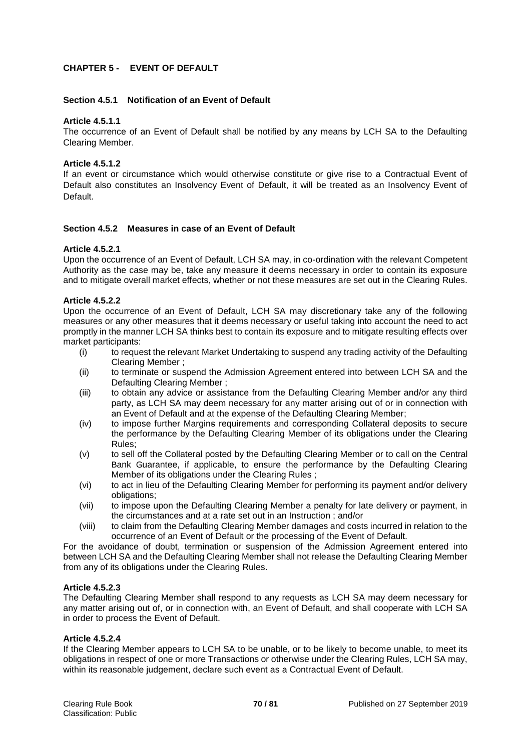## CHAPTER 5 - EVENT OF DEFAULT

### Section 4.5.1 Notification of an Event of Default

#### Article 4.5.1.1

The occurrence of an Event of Default shall be notified by any means by LCH SA to the Defaulting Clearing Member.

#### Article 4.5.1.2

If an event or circumstance which would otherwise constitute or give rise to a Contractual Event of Default also constitutes an Insolvency Event of Default, it will be treated as an Insolvency Event of Default.

### Section 4.5.2 Measures in case of an Event of Default

#### Article 4.5.2.1

Upon the occurrence of an Event of Default, LCH SA may, in co-ordination with the relevant Competent Authority as the case may be, take any measure it deems necessary in order to contain its exposure and to mitigate overall market effects, whether or not these measures are set out in the Clearing Rules.

#### Article 4.5.2.2

Upon the occurrence of an Event of Default, LCH SA may discretionary take any of the following measures or any other measures that it deems necessary or useful taking into account the need to act promptly in the manner LCH SA thinks best to contain its exposure and to mitigate resulting effects over market participants:

- (i) to request the relevant Market Undertaking to suspend any trading activity of the Defaulting Clearing Member ;
- (ii) to terminate or suspend the Admission Agreement entered into between LCH SA and the Defaulting Clearing Member ;
- (iii) to obtain any advice or assistance from the Defaulting Clearing Member and/or any third party, as LCH SA may deem necessary for any matter arising out of or in connection with an Event of Default and at the expense of the Defaulting Clearing Member;
- (iv) to impose further Margins requirements and corresponding Collateral deposits to secure the performance by the Defaulting Clearing Member of its obligations under the Clearing Rules;
- (v) to sell off the Collateral posted by the Defaulting Clearing Member or to call on the Central Bank Guarantee, if applicable, to ensure the performance by the Defaulting Clearing Member of its obligations under the Clearing Rules ;
- (vi) to act in lieu of the Defaulting Clearing Member for performing its payment and/or delivery obligations;
- (vii) to impose upon the Defaulting Clearing Member a penalty for late delivery or payment, in the circumstances and at a rate set out in an Instruction ; and/or
- (viii) to claim from the Defaulting Clearing Member damages and costs incurred in relation to the occurrence of an Event of Default or the processing of the Event of Default.

For the avoidance of doubt, termination or suspension of the Admission Agreement entered into between LCH SA and the Defaulting Clearing Member shall not release the Defaulting Clearing Member from any of its obligations under the Clearing Rules.

#### Article 4.5.2.3

The Defaulting Clearing Member shall respond to any requests as LCH SA may deem necessary for any matter arising out of, or in connection with, an Event of Default, and shall cooperate with LCH SA in order to process the Event of Default.

#### Article 4.5.2.4

If the Clearing Member appears to LCH SA to be unable, or to be likely to become unable, to meet its obligations in respect of one or more Transactions or otherwise under the Clearing Rules, LCH SA may, within its reasonable judgement, declare such event as a Contractual Event of Default.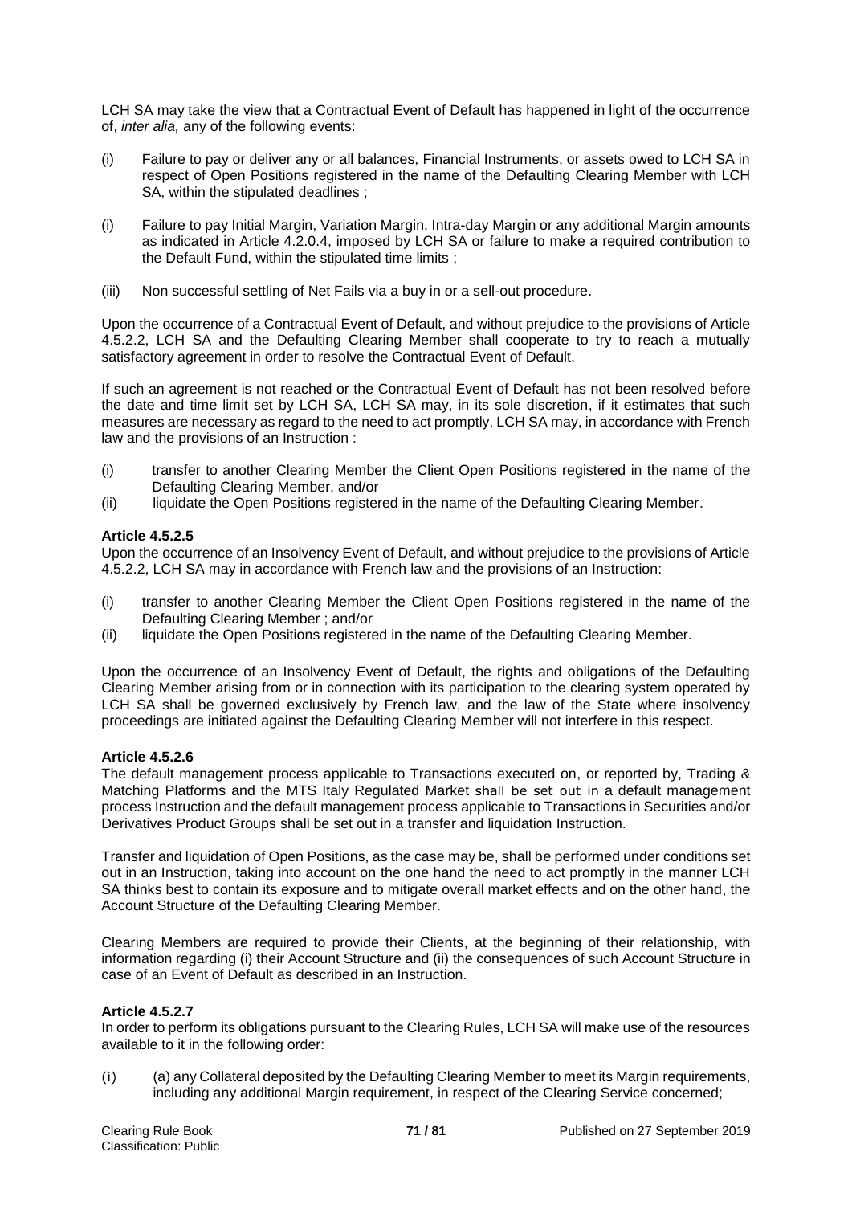LCH SA may take the view that a Contractual Event of Default has happened in light of the occurrence of, *inter alia,* any of the following events:

(i) Failure to pay or deliver any or all balances, Financial Instruments, or assets owed to LCH SA in respect of Open Positions registered in the name of the Defaulting Clearing Member with LCH SA, within the stipulated deadlines ;

(i) Failure to pay Initial Margin, Variation Margin, Intra-day Margin or any additional Margin amounts as indicated in Article 4.2.0.4, imposed by LCH SA or failure to make a required contribution to the Default Fund, within the stipulated time limits ;

(iii) Non successful settling of Net Fails via a buy in or a sell-out procedure.

Upon the occurrence of a Contractual Event of Default, and without prejudice to the provisions of Article 4.5.2.2, LCH SA and the Defaulting Clearing Member shall cooperate to try to reach a mutually satisfactory agreement in order to resolve the Contractual Event of Default.

If such an agreement is not reached or the Contractual Event of Default has not been resolved before the date and time limit set by LCH SA, LCH SA may, in its sole discretion, if it estimates that such measures are necessary as regard to the need to act promptly, LCH SA may, in accordance with French law and the provisions of an Instruction :

(i) transfer to another Clearing Member the Client Open Positions registered in the name of the Defaulting Clearing Member, and/or
(ii) liquidate the Open Positions registered in the name of the Defaulting Clearing Member.

**Article 4.5.2.5**

Upon the occurrence of an Insolvency Event of Default, and without prejudice to the provisions of Article 4.5.2.2, LCH SA may in accordance with French law and the provisions of an Instruction:

(i) transfer to another Clearing Member the Client Open Positions registered in the name of the Defaulting Clearing Member ; and/or
(ii) liquidate the Open Positions registered in the name of the Defaulting Clearing Member.

Upon the occurrence of an Insolvency Event of Default, the rights and obligations of the Defaulting Clearing Member arising from or in connection with its participation to the clearing system operated by LCH SA shall be governed exclusively by French law, and the law of the State where insolvency proceedings are initiated against the Defaulting Clearing Member will not interfere in this respect.

**Article 4.5.2.6**

The default management process applicable to Transactions executed on, or reported by, Trading & Matching Platforms and the MTS Italy Regulated Market shall be set out in a default management process Instruction and the default management process applicable to Transactions in Securities and/or Derivatives Product Groups shall be set out in a transfer and liquidation Instruction.

Transfer and liquidation of Open Positions, as the case may be, shall be performed under conditions set out in an Instruction, taking into account on the one hand the need to act promptly in the manner LCH SA thinks best to contain its exposure and to mitigate overall market effects and on the other hand, the Account Structure of the Defaulting Clearing Member.

Clearing Members are required to provide their Clients, at the beginning of their relationship, with information regarding (i) their Account Structure and (ii) the consequences of such Account Structure in case of an Event of Default as described in an Instruction.

**Article 4.5.2.7**

In order to perform its obligations pursuant to the Clearing Rules, LCH SA will make use of the resources available to it in the following order:

(i) (a) any Collateral deposited by the Defaulting Clearing Member to meet its Margin requirements, including any additional Margin requirement, in respect of the Clearing Service concerned;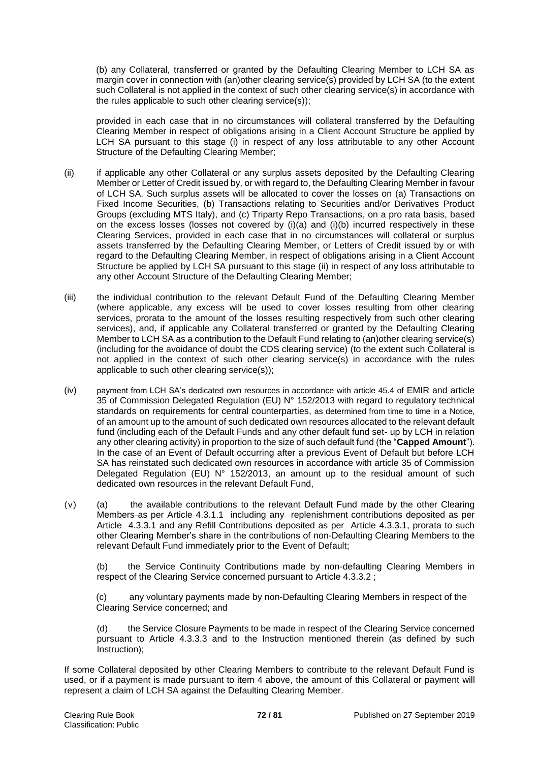(b) any Collateral, transferred or granted by the Defaulting Clearing Member to LCH SA as margin cover in connection with (an)other clearing service(s) provided by LCH SA (to the extent such Collateral is not applied in the context of such other clearing service(s) in accordance with the rules applicable to such other clearing service(s));

provided in each case that in no circumstances will collateral transferred by the Defaulting Clearing Member in respect of obligations arising in a Client Account Structure be applied by LCH SA pursuant to this stage (i) in respect of any loss attributable to any other Account Structure of the Defaulting Clearing Member;

(ii) if applicable any other Collateral or any surplus assets deposited by the Defaulting Clearing Member or Letter of Credit issued by, or with regard to, the Defaulting Clearing Member in favour of LCH SA. Such surplus assets will be allocated to cover the losses on (a) Transactions on Fixed Income Securities, (b) Transactions relating to Securities and/or Derivatives Product Groups (excluding MTS Italy), and (c) Triparty Repo Transactions, on a pro rata basis, based on the excess losses (losses not covered by (i)(a) and (i)(b) incurred respectively in these Clearing Services, provided in each case that in no circumstances will collateral or surplus assets transferred by the Defaulting Clearing Member, or Letters of Credit issued by or with regard to the Defaulting Clearing Member, in respect of obligations arising in a Client Account Structure be applied by LCH SA pursuant to this stage (ii) in respect of any loss attributable to any other Account Structure of the Defaulting Clearing Member;

(iii) the individual contribution to the relevant Default Fund of the Defaulting Clearing Member (where applicable, any excess will be used to cover losses resulting from other clearing services, prorata to the amount of the losses resulting respectively from such other clearing services), and, if applicable any Collateral transferred or granted by the Defaulting Clearing Member to LCH SA as a contribution to the Default Fund relating to (an)other clearing service(s) (including for the avoidance of doubt the CDS clearing service) (to the extent such Collateral is not applied in the context of such other clearing service(s) in accordance with the rules applicable to such other clearing service(s));

(iv) payment from LCH SA's dedicated own resources in accordance with article 45.4 of EMIR and article 35 of Commission Delegated Regulation (EU) N° 152/2013 with regard to regulatory technical standards on requirements for central counterparties, as determined from time to time in a Notice, of an amount up to the amount of such dedicated own resources allocated to the relevant default fund (including each of the Default Funds and any other default fund set- up by LCH in relation any other clearing activity) in proportion to the size of such default fund (the "**Capped Amount**"). In the case of an Event of Default occurring after a previous Event of Default but before LCH SA has reinstated such dedicated own resources in accordance with article 35 of Commission Delegated Regulation (EU) N° 152/2013, an amount up to the residual amount of such dedicated own resources in the relevant Default Fund,

(v) (a) the available contributions to the relevant Default Fund made by the other Clearing Members as per Article 4.3.1.1 including any replenishment contributions deposited as per Article 4.3.3.1 and any Refill Contributions deposited as per Article 4.3.3.1, prorata to such other Clearing Member's share in the contributions of non-Defaulting Clearing Members to the relevant Default Fund immediately prior to the Event of Default;

(b) the Service Continuity Contributions made by non-defaulting Clearing Members in respect of the Clearing Service concerned pursuant to Article 4.3.3.2 ;

(c) any voluntary payments made by non-Defaulting Clearing Members in respect of the Clearing Service concerned; and

(d) the Service Closure Payments to be made in respect of the Clearing Service concerned pursuant to Article 4.3.3.3 and to the Instruction mentioned therein (as defined by such Instruction);

If some Collateral deposited by other Clearing Members to contribute to the relevant Default Fund is used, or if a payment is made pursuant to item 4 above, the amount of this Collateral or payment will represent a claim of LCH SA against the Defaulting Clearing Member.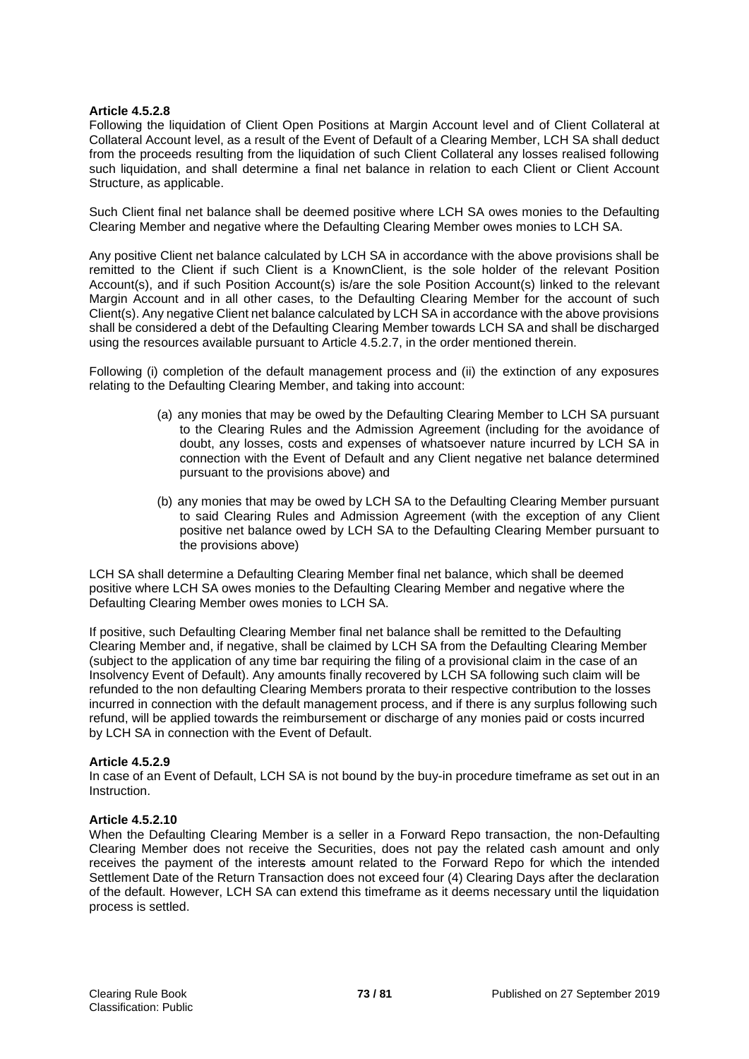**Article 4.5.2.8**

Following the liquidation of Client Open Positions at Margin Account level and of Client Collateral at Collateral Account level, as a result of the Event of Default of a Clearing Member, LCH SA shall deduct from the proceeds resulting from the liquidation of such Client Collateral any losses realised following such liquidation, and shall determine a final net balance in relation to each Client or Client Account Structure, as applicable.

Such Client final net balance shall be deemed positive where LCH SA owes monies to the Defaulting Clearing Member and negative where the Defaulting Clearing Member owes monies to LCH SA.

Any positive Client net balance calculated by LCH SA in accordance with the above provisions shall be remitted to the Client if such Client is a KnownClient, is the sole holder of the relevant Position Account(s), and if such Position Account(s) is/are the sole Position Account(s) linked to the relevant Margin Account and in all other cases, to the Defaulting Clearing Member for the account of such Client(s). Any negative Client net balance calculated by LCH SA in accordance with the above provisions shall be considered a debt of the Defaulting Clearing Member towards LCH SA and shall be discharged using the resources available pursuant to Article 4.5.2.7, in the order mentioned therein.

Following (i) completion of the default management process and (ii) the extinction of any exposures relating to the Defaulting Clearing Member, and taking into account:

(a) any monies that may be owed by the Defaulting Clearing Member to LCH SA pursuant to the Clearing Rules and the Admission Agreement (including for the avoidance of doubt, any losses, costs and expenses of whatsoever nature incurred by LCH SA in connection with the Event of Default and any Client negative net balance determined pursuant to the provisions above) and

(b) any monies that may be owed by LCH SA to the Defaulting Clearing Member pursuant to said Clearing Rules and Admission Agreement (with the exception of any Client positive net balance owed by LCH SA to the Defaulting Clearing Member pursuant to the provisions above)

LCH SA shall determine a Defaulting Clearing Member final net balance, which shall be deemed positive where LCH SA owes monies to the Defaulting Clearing Member and negative where the Defaulting Clearing Member owes monies to LCH SA.

If positive, such Defaulting Clearing Member final net balance shall be remitted to the Defaulting Clearing Member and, if negative, shall be claimed by LCH SA from the Defaulting Clearing Member (subject to the application of any time bar requiring the filing of a provisional claim in the case of an Insolvency Event of Default). Any amounts finally recovered by LCH SA following such claim will be refunded to the non defaulting Clearing Members prorata to their respective contribution to the losses incurred in connection with the default management process, and if there is any surplus following such refund, will be applied towards the reimbursement or discharge of any monies paid or costs incurred by LCH SA in connection with the Event of Default.

**Article 4.5.2.9**

In case of an Event of Default, LCH SA is not bound by the buy-in procedure timeframe as set out in an Instruction.

**Article 4.5.2.10**

When the Defaulting Clearing Member is a seller in a Forward Repo transaction, the non-Defaulting Clearing Member does not receive the Securities, does not pay the related cash amount and only receives the payment of the interests amount related to the Forward Repo for which the intended Settlement Date of the Return Transaction does not exceed four (4) Clearing Days after the declaration of the default. However, LCH SA can extend this timeframe as it deems necessary until the liquidation process is settled.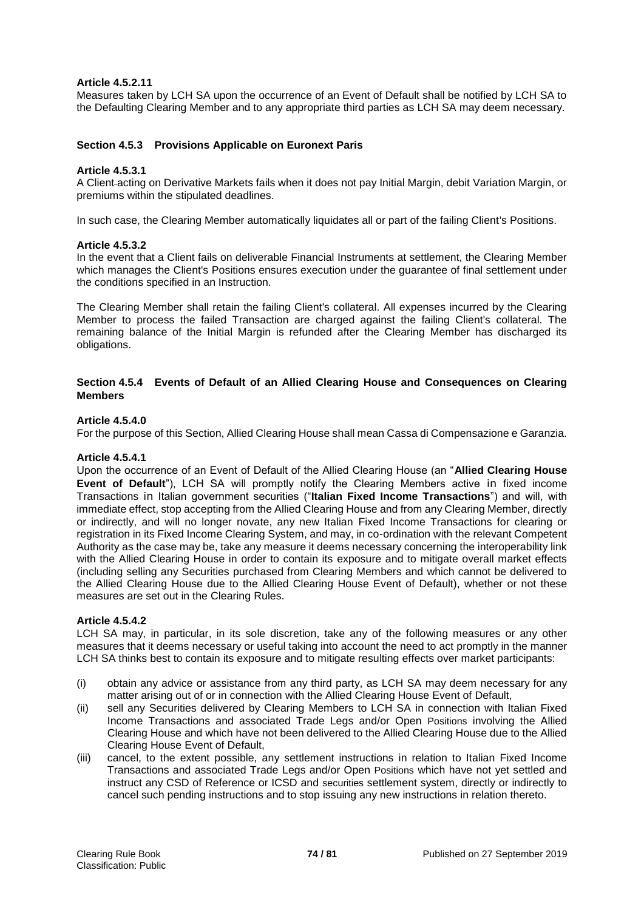**Article 4.5.2.11**

Measures taken by LCH SA upon the occurrence of an Event of Default shall be notified by LCH SA to the Defaulting Clearing Member and to any appropriate third parties as LCH SA may deem necessary.

### Section 4.5.3 Provisions Applicable on Euronext Paris

**Article 4.5.3.1**

A Client acting on Derivative Markets fails when it does not pay Initial Margin, debit Variation Margin, or premiums within the stipulated deadlines.

In such case, the Clearing Member automatically liquidates all or part of the failing Client's Positions.

**Article 4.5.3.2**

In the event that a Client fails on deliverable Financial Instruments at settlement, the Clearing Member which manages the Client's Positions ensures execution under the guarantee of final settlement under the conditions specified in an Instruction.

The Clearing Member shall retain the failing Client's collateral. All expenses incurred by the Clearing Member to process the failed Transaction are charged against the failing Client's collateral. The remaining balance of the Initial Margin is refunded after the Clearing Member has discharged its obligations.

### Section 4.5.4 Events of Default of an Allied Clearing House and Consequences on Clearing Members

**Article 4.5.4.0**

For the purpose of this Section, Allied Clearing House shall mean Cassa di Compensazione e Garanzia.

**Article 4.5.4.1**

Upon the occurrence of an Event of Default of the Allied Clearing House (an "**Allied Clearing House Event of Default**"), LCH SA will promptly notify the Clearing Members active in fixed income Transactions in Italian government securities ("**Italian Fixed Income Transactions**") and will, with immediate effect, stop accepting from the Allied Clearing House and from any Clearing Member, directly or indirectly, and will no longer novate, any new Italian Fixed Income Transactions for clearing or registration in its Fixed Income Clearing System, and may, in co-ordination with the relevant Competent Authority as the case may be, take any measure it deems necessary concerning the interoperability link with the Allied Clearing House in order to contain its exposure and to mitigate overall market effects (including selling any Securities purchased from Clearing Members and which cannot be delivered to the Allied Clearing House due to the Allied Clearing House Event of Default), whether or not these measures are set out in the Clearing Rules.

**Article 4.5.4.2**

LCH SA may, in particular, in its sole discretion, take any of the following measures or any other measures that it deems necessary or useful taking into account the need to act promptly in the manner LCH SA thinks best to contain its exposure and to mitigate resulting effects over market participants:

(i) obtain any advice or assistance from any third party, as LCH SA may deem necessary for any matter arising out of or in connection with the Allied Clearing House Event of Default,

(ii) sell any Securities delivered by Clearing Members to LCH SA in connection with Italian Fixed Income Transactions and associated Trade Legs and/or Open Positions involving the Allied Clearing House and which have not been delivered to the Allied Clearing House due to the Allied Clearing House Event of Default,

(iii) cancel, to the extent possible, any settlement instructions in relation to Italian Fixed Income Transactions and associated Trade Legs and/or Open Positions which have not yet settled and instruct any CSD of Reference or ICSD and securities settlement system, directly or indirectly to cancel such pending instructions and to stop issuing any new instructions in relation thereto.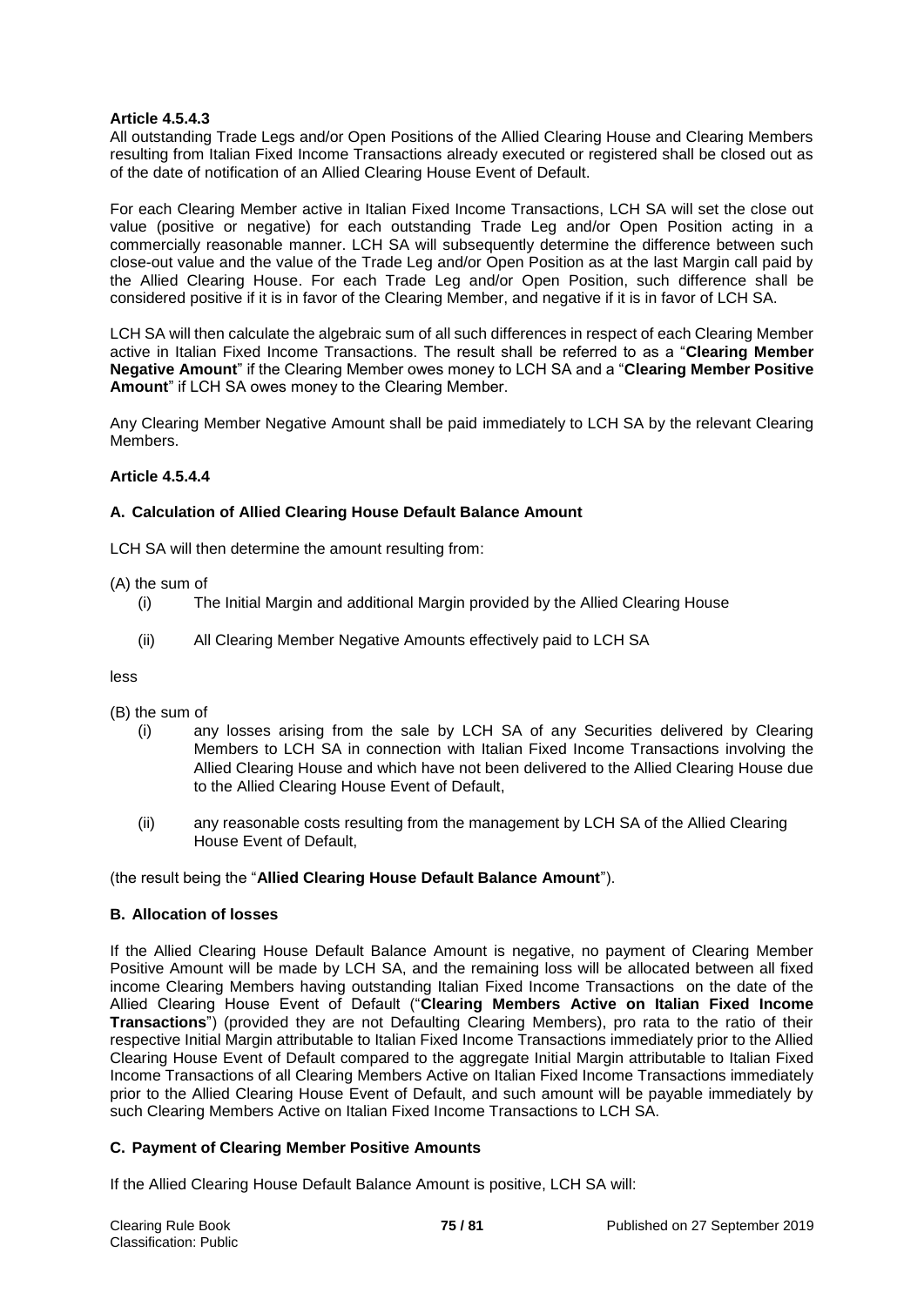**Article 4.5.4.3**

All outstanding Trade Legs and/or Open Positions of the Allied Clearing House and Clearing Members resulting from Italian Fixed Income Transactions already executed or registered shall be closed out as of the date of notification of an Allied Clearing House Event of Default.

For each Clearing Member active in Italian Fixed Income Transactions, LCH SA will set the close out value (positive or negative) for each outstanding Trade Leg and/or Open Position acting in a commercially reasonable manner. LCH SA will subsequently determine the difference between such close-out value and the value of the Trade Leg and/or Open Position as at the last Margin call paid by the Allied Clearing House. For each Trade Leg and/or Open Position, such difference shall be considered positive if it is in favor of the Clearing Member, and negative if it is in favor of LCH SA.

LCH SA will then calculate the algebraic sum of all such differences in respect of each Clearing Member active in Italian Fixed Income Transactions. The result shall be referred to as a "**Clearing Member Negative Amount**" if the Clearing Member owes money to LCH SA and a "**Clearing Member Positive Amount**" if LCH SA owes money to the Clearing Member.

Any Clearing Member Negative Amount shall be paid immediately to LCH SA by the relevant Clearing Members.

**Article 4.5.4.4**

**A. Calculation of Allied Clearing House Default Balance Amount**

LCH SA will then determine the amount resulting from:

(A) the sum of

- (i) The Initial Margin and additional Margin provided by the Allied Clearing House
- (ii) All Clearing Member Negative Amounts effectively paid to LCH SA

less

(B) the sum of

- (i) any losses arising from the sale by LCH SA of any Securities delivered by Clearing Members to LCH SA in connection with Italian Fixed Income Transactions involving the Allied Clearing House and which have not been delivered to the Allied Clearing House due to the Allied Clearing House Event of Default,
- (ii) any reasonable costs resulting from the management by LCH SA of the Allied Clearing House Event of Default,

(the result being the "**Allied Clearing House Default Balance Amount**").

**B. Allocation of losses**

If the Allied Clearing House Default Balance Amount is negative, no payment of Clearing Member Positive Amount will be made by LCH SA, and the remaining loss will be allocated between all fixed income Clearing Members having outstanding Italian Fixed Income Transactions on the date of the Allied Clearing House Event of Default ("**Clearing Members Active on Italian Fixed Income Transactions**") (provided they are not Defaulting Clearing Members), pro rata to the ratio of their respective Initial Margin attributable to Italian Fixed Income Transactions immediately prior to the Allied Clearing House Event of Default compared to the aggregate Initial Margin attributable to Italian Fixed Income Transactions of all Clearing Members Active on Italian Fixed Income Transactions immediately prior to the Allied Clearing House Event of Default, and such amount will be payable immediately by such Clearing Members Active on Italian Fixed Income Transactions to LCH SA.

**C. Payment of Clearing Member Positive Amounts**

If the Allied Clearing House Default Balance Amount is positive, LCH SA will: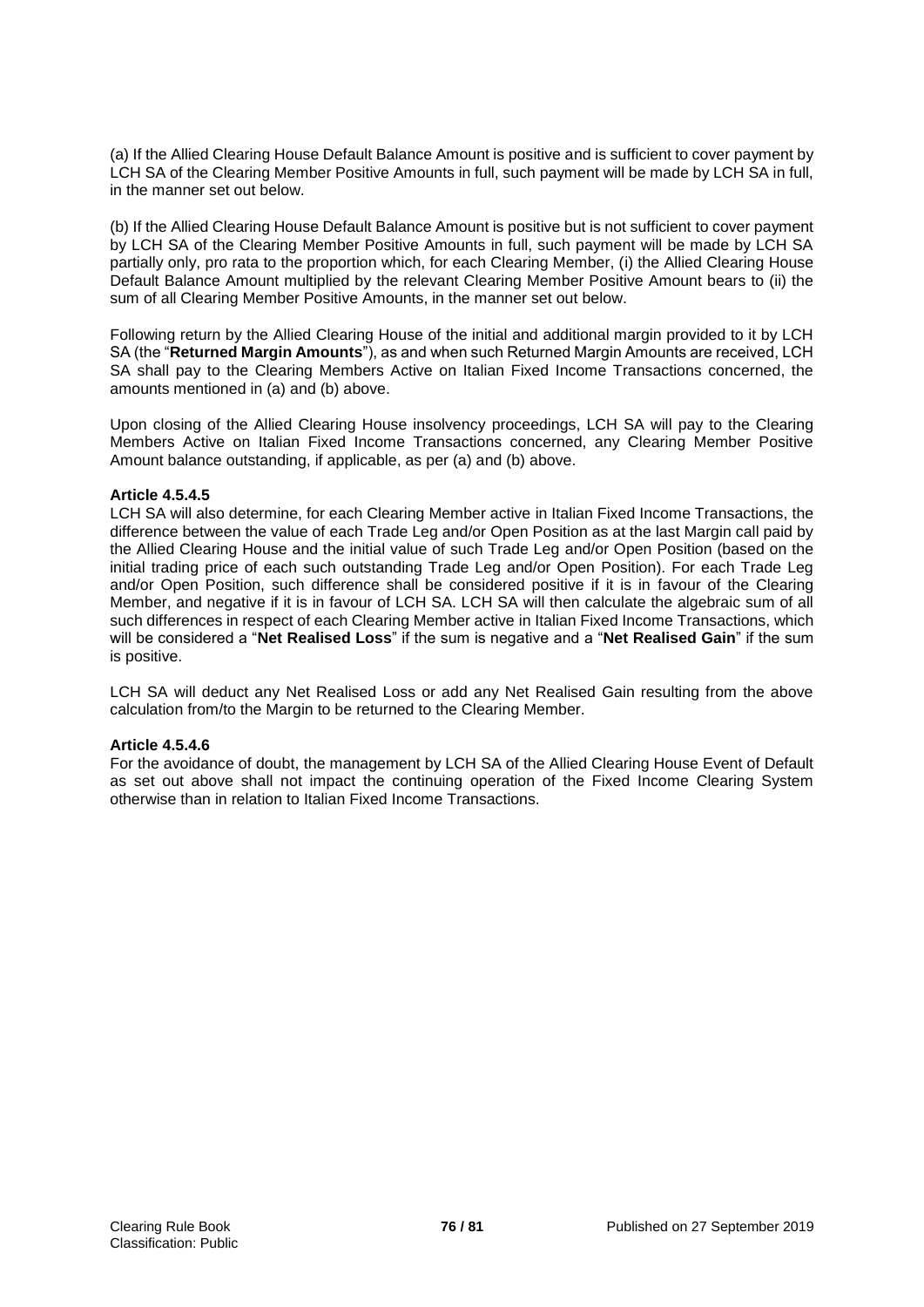(a) If the Allied Clearing House Default Balance Amount is positive and is sufficient to cover payment by LCH SA of the Clearing Member Positive Amounts in full, such payment will be made by LCH SA in full, in the manner set out below.

(b) If the Allied Clearing House Default Balance Amount is positive but is not sufficient to cover payment by LCH SA of the Clearing Member Positive Amounts in full, such payment will be made by LCH SA partially only, pro rata to the proportion which, for each Clearing Member, (i) the Allied Clearing House Default Balance Amount multiplied by the relevant Clearing Member Positive Amount bears to (ii) the sum of all Clearing Member Positive Amounts, in the manner set out below.

Following return by the Allied Clearing House of the initial and additional margin provided to it by LCH SA (the "**Returned Margin Amounts**"), as and when such Returned Margin Amounts are received, LCH SA shall pay to the Clearing Members Active on Italian Fixed Income Transactions concerned, the amounts mentioned in (a) and (b) above.

Upon closing of the Allied Clearing House insolvency proceedings, LCH SA will pay to the Clearing Members Active on Italian Fixed Income Transactions concerned, any Clearing Member Positive Amount balance outstanding, if applicable, as per (a) and (b) above.

**Article 4.5.4.5**

LCH SA will also determine, for each Clearing Member active in Italian Fixed Income Transactions, the difference between the value of each Trade Leg and/or Open Position as at the last Margin call paid by the Allied Clearing House and the initial value of such Trade Leg and/or Open Position (based on the initial trading price of each such outstanding Trade Leg and/or Open Position). For each Trade Leg and/or Open Position, such difference shall be considered positive if it is in favour of the Clearing Member, and negative if it is in favour of LCH SA. LCH SA will then calculate the algebraic sum of all such differences in respect of each Clearing Member active in Italian Fixed Income Transactions, which will be considered a "**Net Realised Loss**" if the sum is negative and a "**Net Realised Gain**" if the sum is positive.

LCH SA will deduct any Net Realised Loss or add any Net Realised Gain resulting from the above calculation from/to the Margin to be returned to the Clearing Member.

**Article 4.5.4.6**

For the avoidance of doubt, the management by LCH SA of the Allied Clearing House Event of Default as set out above shall not impact the continuing operation of the Fixed Income Clearing System otherwise than in relation to Italian Fixed Income Transactions.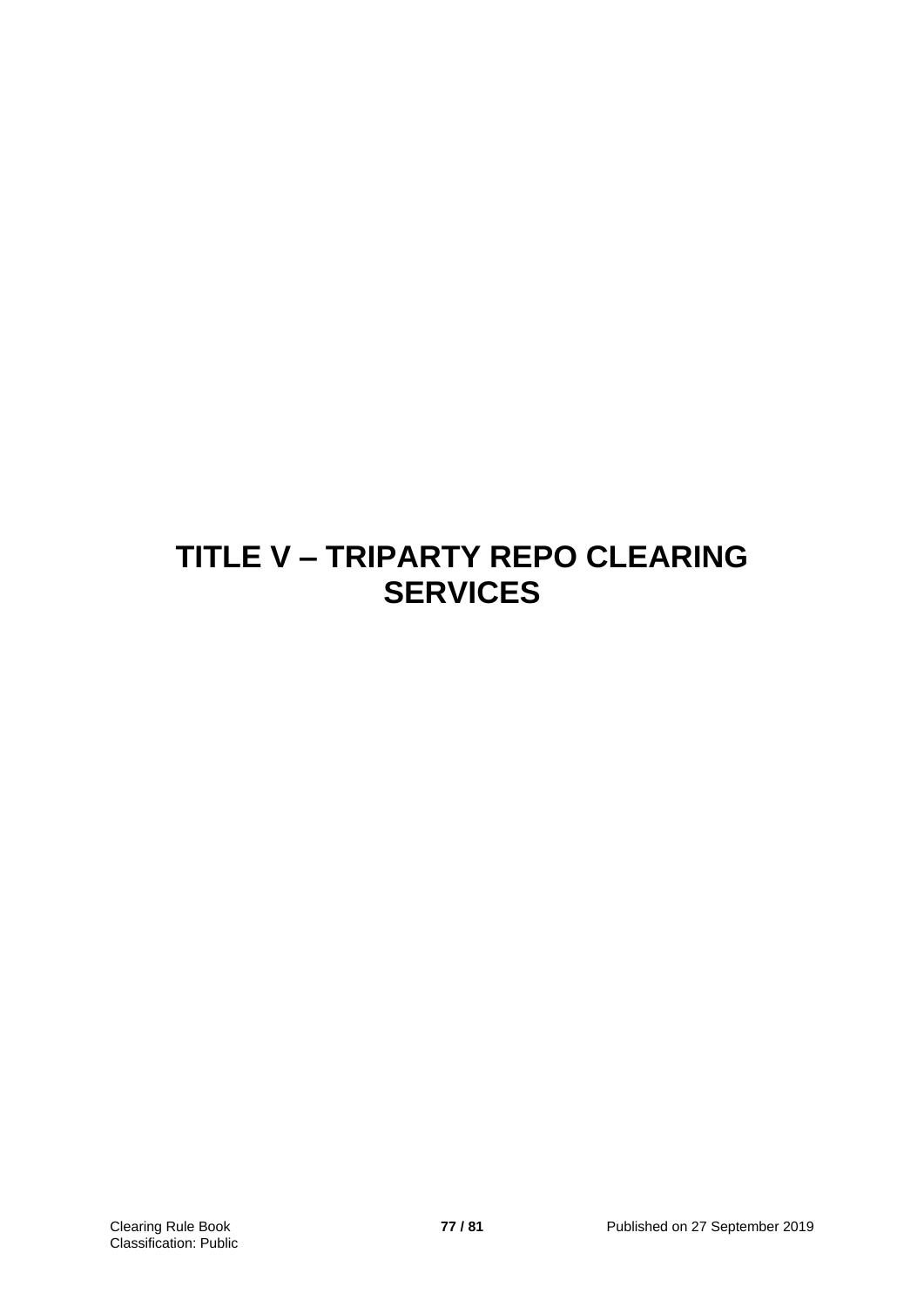# TITLE V – TRIPARTY REPO CLEARING SERVICES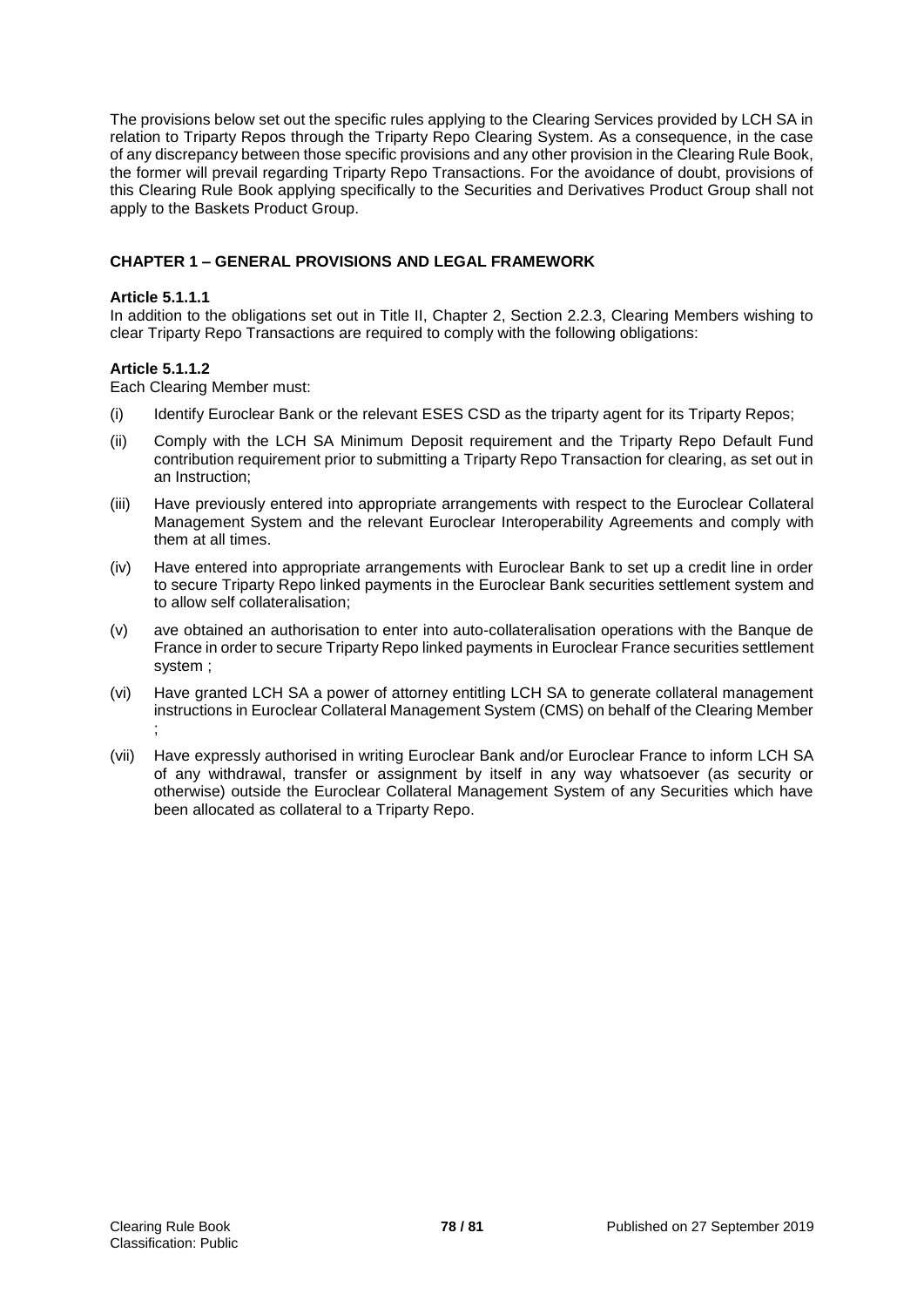The provisions below set out the specific rules applying to the Clearing Services provided by LCH SA in relation to Triparty Repos through the Triparty Repo Clearing System. As a consequence, in the case of any discrepancy between those specific provisions and any other provision in the Clearing Rule Book, the former will prevail regarding Triparty Repo Transactions. For the avoidance of doubt, provisions of this Clearing Rule Book applying specifically to the Securities and Derivatives Product Group shall not apply to the Baskets Product Group.

## CHAPTER 1 – GENERAL PROVISIONS AND LEGAL FRAMEWORK

### Article 5.1.1.1

In addition to the obligations set out in Title II, Chapter 2, Section 2.2.3, Clearing Members wishing to clear Triparty Repo Transactions are required to comply with the following obligations:

### Article 5.1.1.2

Each Clearing Member must:

(i) Identify Euroclear Bank or the relevant ESES CSD as the triparty agent for its Triparty Repos;

(ii) Comply with the LCH SA Minimum Deposit requirement and the Triparty Repo Default Fund contribution requirement prior to submitting a Triparty Repo Transaction for clearing, as set out in an Instruction;

(iii) Have previously entered into appropriate arrangements with respect to the Euroclear Collateral Management System and the relevant Euroclear Interoperability Agreements and comply with them at all times.

(iv) Have entered into appropriate arrangements with Euroclear Bank to set up a credit line in order to secure Triparty Repo linked payments in the Euroclear Bank securities settlement system and to allow self collateralisation;

(v) ave obtained an authorisation to enter into auto-collateralisation operations with the Banque de France in order to secure Triparty Repo linked payments in Euroclear France securities settlement system ;

(vi) Have granted LCH SA a power of attorney entitling LCH SA to generate collateral management instructions in Euroclear Collateral Management System (CMS) on behalf of the Clearing Member ;

(vii) Have expressly authorised in writing Euroclear Bank and/or Euroclear France to inform LCH SA of any withdrawal, transfer or assignment by itself in any way whatsoever (as security or otherwise) outside the Euroclear Collateral Management System of any Securities which have been allocated as collateral to a Triparty Repo.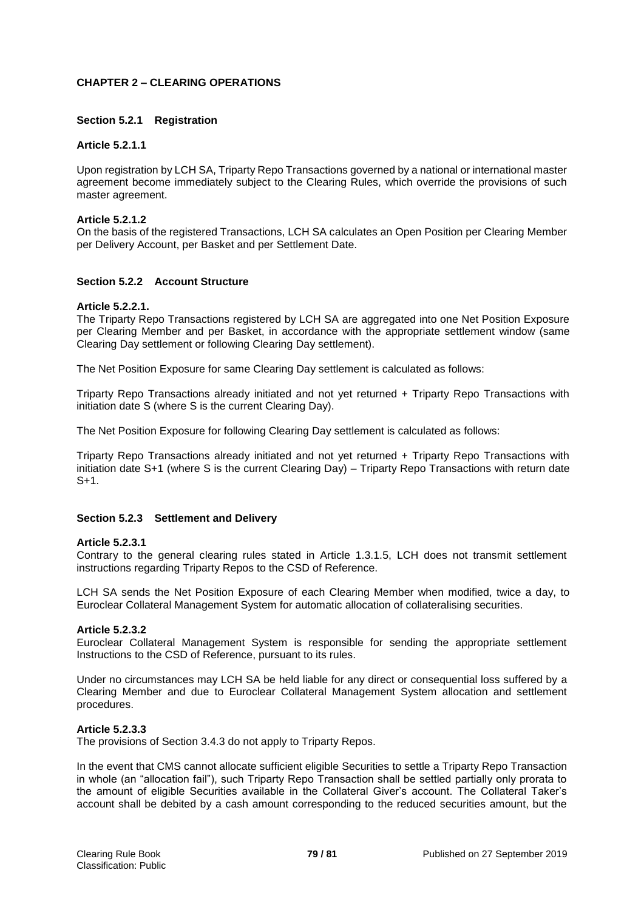## CHAPTER 2 – CLEARING OPERATIONS

### Section 5.2.1 Registration

#### Article 5.2.1.1

Upon registration by LCH SA, Triparty Repo Transactions governed by a national or international master agreement become immediately subject to the Clearing Rules, which override the provisions of such master agreement.

#### Article 5.2.1.2

On the basis of the registered Transactions, LCH SA calculates an Open Position per Clearing Member per Delivery Account, per Basket and per Settlement Date.

### Section 5.2.2 Account Structure

#### Article 5.2.2.1.

The Triparty Repo Transactions registered by LCH SA are aggregated into one Net Position Exposure per Clearing Member and per Basket, in accordance with the appropriate settlement window (same Clearing Day settlement or following Clearing Day settlement).

The Net Position Exposure for same Clearing Day settlement is calculated as follows:

Triparty Repo Transactions already initiated and not yet returned + Triparty Repo Transactions with initiation date S (where S is the current Clearing Day).

The Net Position Exposure for following Clearing Day settlement is calculated as follows:

Triparty Repo Transactions already initiated and not yet returned + Triparty Repo Transactions with initiation date S+1 (where S is the current Clearing Day) – Triparty Repo Transactions with return date S+1.

### Section 5.2.3 Settlement and Delivery

#### Article 5.2.3.1

Contrary to the general clearing rules stated in Article 1.3.1.5, LCH does not transmit settlement instructions regarding Triparty Repos to the CSD of Reference.

LCH SA sends the Net Position Exposure of each Clearing Member when modified, twice a day, to Euroclear Collateral Management System for automatic allocation of collateralising securities.

#### Article 5.2.3.2

Euroclear Collateral Management System is responsible for sending the appropriate settlement Instructions to the CSD of Reference, pursuant to its rules.

Under no circumstances may LCH SA be held liable for any direct or consequential loss suffered by a Clearing Member and due to Euroclear Collateral Management System allocation and settlement procedures.

#### Article 5.2.3.3

The provisions of Section 3.4.3 do not apply to Triparty Repos.

In the event that CMS cannot allocate sufficient eligible Securities to settle a Triparty Repo Transaction in whole (an "allocation fail"), such Triparty Repo Transaction shall be settled partially only prorata to the amount of eligible Securities available in the Collateral Giver's account. The Collateral Taker's account shall be debited by a cash amount corresponding to the reduced securities amount, but the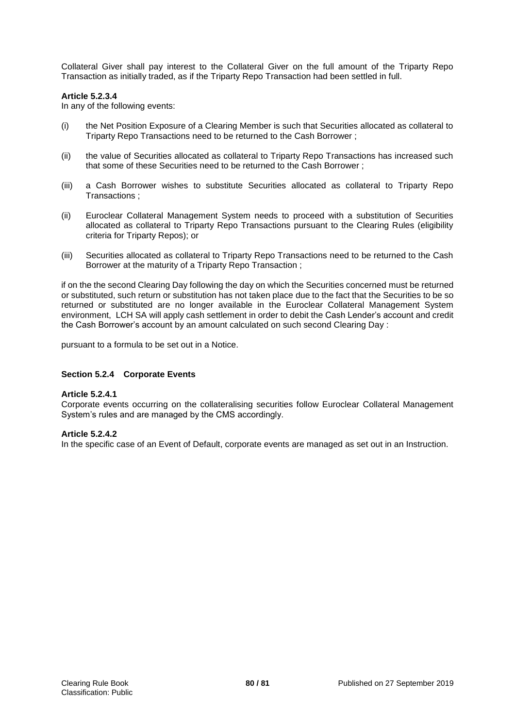Collateral Giver shall pay interest to the Collateral Giver on the full amount of the Triparty Repo Transaction as initially traded, as if the Triparty Repo Transaction had been settled in full.

**Article 5.2.3.4**

In any of the following events:

(i) the Net Position Exposure of a Clearing Member is such that Securities allocated as collateral to Triparty Repo Transactions need to be returned to the Cash Borrower ;

(ii) the value of Securities allocated as collateral to Triparty Repo Transactions has increased such that some of these Securities need to be returned to the Cash Borrower ;

(iii) a Cash Borrower wishes to substitute Securities allocated as collateral to Triparty Repo Transactions ;

(ii) Euroclear Collateral Management System needs to proceed with a substitution of Securities allocated as collateral to Triparty Repo Transactions pursuant to the Clearing Rules (eligibility criteria for Triparty Repos); or

(iii) Securities allocated as collateral to Triparty Repo Transactions need to be returned to the Cash Borrower at the maturity of a Triparty Repo Transaction ;

if on the the second Clearing Day following the day on which the Securities concerned must be returned or substituted, such return or substitution has not taken place due to the fact that the Securities to be so returned or substituted are no longer available in the Euroclear Collateral Management System environment, LCH SA will apply cash settlement in order to debit the Cash Lender's account and credit the Cash Borrower's account by an amount calculated on such second Clearing Day :

pursuant to a formula to be set out in a Notice.

### Section 5.2.4 Corporate Events

**Article 5.2.4.1**

Corporate events occurring on the collateralising securities follow Euroclear Collateral Management System's rules and are managed by the CMS accordingly.

**Article 5.2.4.2**

In the specific case of an Event of Default, corporate events are managed as set out in an Instruction.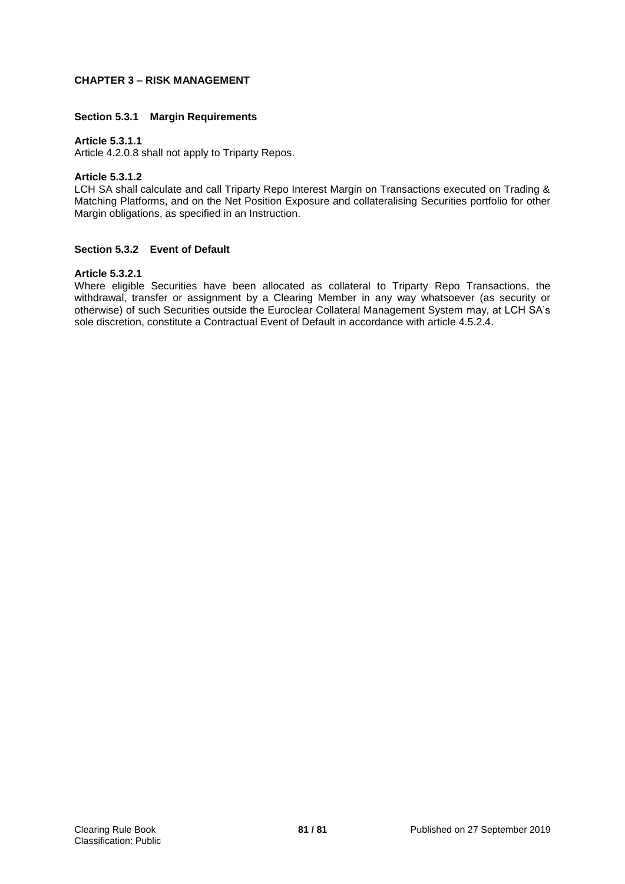## CHAPTER 3 – RISK MANAGEMENT

### Section 5.3.1 Margin Requirements

**Article 5.3.1.1**

Article 4.2.0.8 shall not apply to Triparty Repos.

**Article 5.3.1.2**

LCH SA shall calculate and call Triparty Repo Interest Margin on Transactions executed on Trading & Matching Platforms, and on the Net Position Exposure and collateralising Securities portfolio for other Margin obligations, as specified in an Instruction.

### Section 5.3.2 Event of Default

**Article 5.3.2.1**

Where eligible Securities have been allocated as collateral to Triparty Repo Transactions, the withdrawal, transfer or assignment by a Clearing Member in any way whatsoever (as security or otherwise) of such Securities outside the Euroclear Collateral Management System may, at LCH SA's sole discretion, constitute a Contractual Event of Default in accordance with article 4.5.2.4.